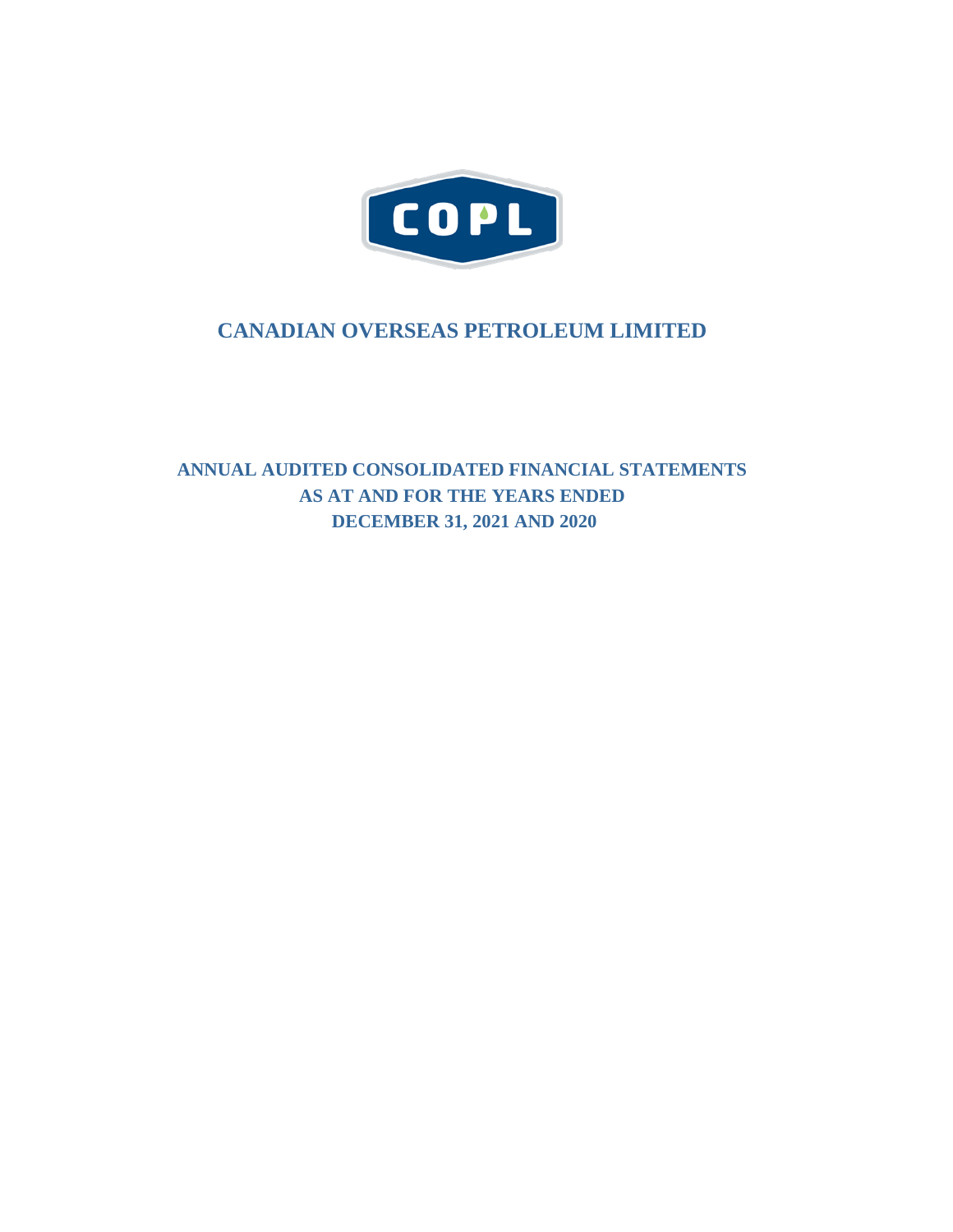COPL

# CANADIAN OVERSEAS PETROLEUM LIMITED

## ANNUAL AUDITED CONSOLIDATED FINANCIAL STATEMENTS
## AS AT AND FOR THE YEARS ENDED
## DECEMBER 31, 2021 AND 2020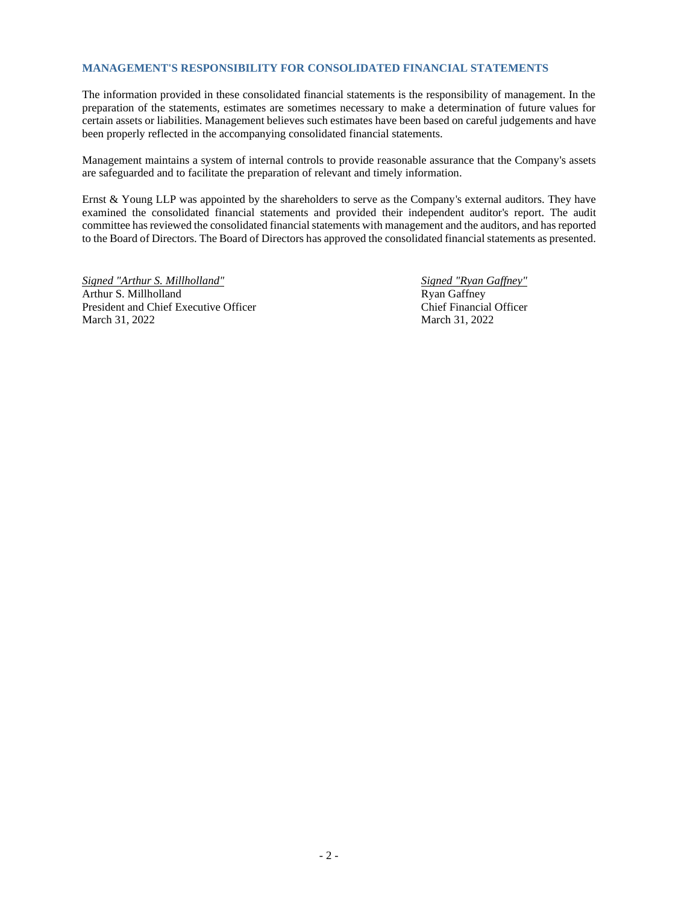## MANAGEMENT'S RESPONSIBILITY FOR CONSOLIDATED FINANCIAL STATEMENTS

The information provided in these consolidated financial statements is the responsibility of management. In the preparation of the statements, estimates are sometimes necessary to make a determination of future values for certain assets or liabilities. Management believes such estimates have been based on careful judgements and have been properly reflected in the accompanying consolidated financial statements.

Management maintains a system of internal controls to provide reasonable assurance that the Company's assets are safeguarded and to facilitate the preparation of relevant and timely information.

Ernst & Young LLP was appointed by the shareholders to serve as the Company's external auditors. They have examined the consolidated financial statements and provided their independent auditor's report. The audit committee has reviewed the consolidated financial statements with management and the auditors, and has reported to the Board of Directors. The Board of Directors has approved the consolidated financial statements as presented.

*Signed "Arthur S. Millholland"*
Arthur S. Millholland
President and Chief Executive Officer
March 31, 2022

*Signed "Ryan Gaffney"*
Ryan Gaffney
Chief Financial Officer
March 31, 2022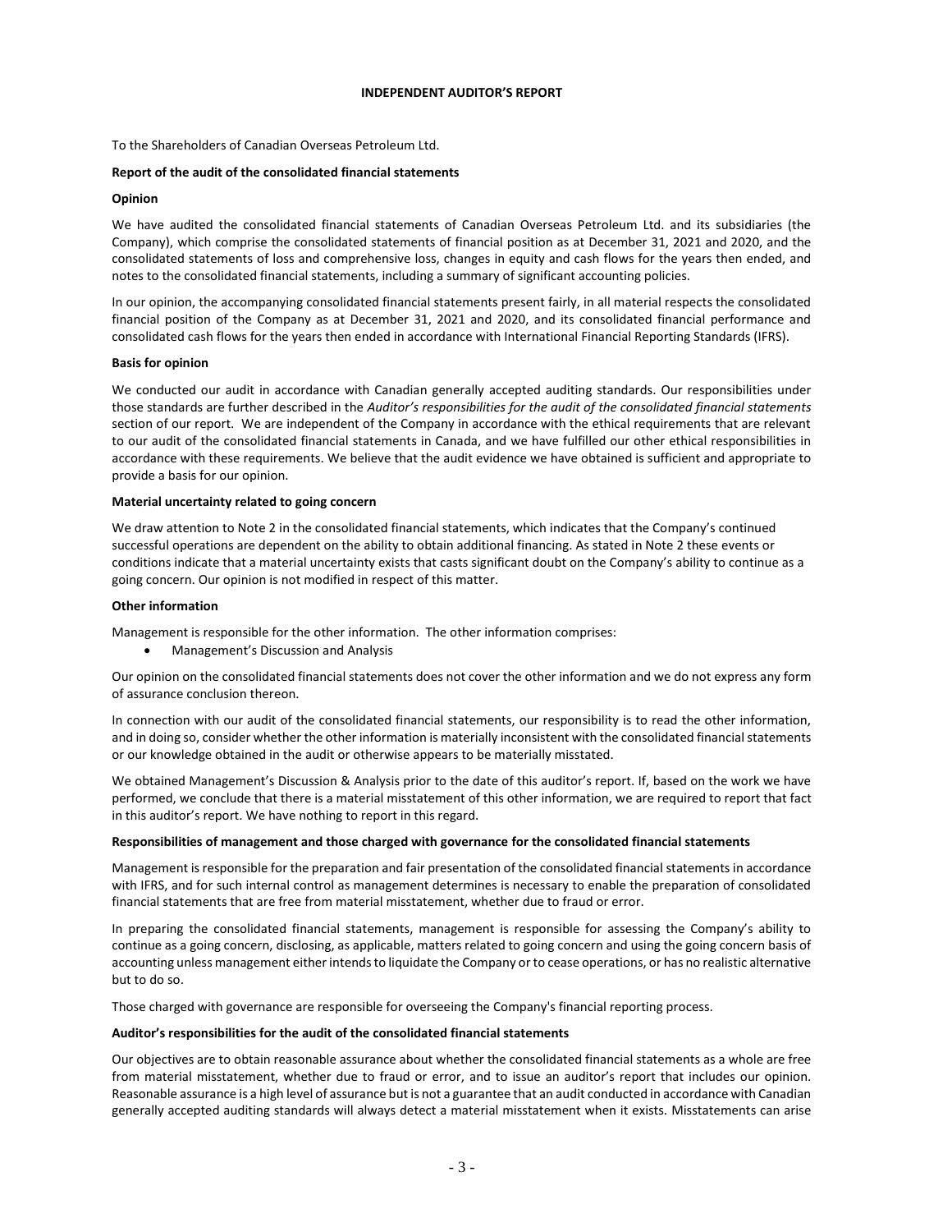# INDEPENDENT AUDITOR'S REPORT

To the Shareholders of Canadian Overseas Petroleum Ltd.

**Report of the audit of the consolidated financial statements**

**Opinion**

We have audited the consolidated financial statements of Canadian Overseas Petroleum Ltd. and its subsidiaries (the Company), which comprise the consolidated statements of financial position as at December 31, 2021 and 2020, and the consolidated statements of loss and comprehensive loss, changes in equity and cash flows for the years then ended, and notes to the consolidated financial statements, including a summary of significant accounting policies.

In our opinion, the accompanying consolidated financial statements present fairly, in all material respects the consolidated financial position of the Company as at December 31, 2021 and 2020, and its consolidated financial performance and consolidated cash flows for the years then ended in accordance with International Financial Reporting Standards (IFRS).

**Basis for opinion**

We conducted our audit in accordance with Canadian generally accepted auditing standards. Our responsibilities under those standards are further described in the *Auditor's responsibilities for the audit of the consolidated financial statements* section of our report. We are independent of the Company in accordance with the ethical requirements that are relevant to our audit of the consolidated financial statements in Canada, and we have fulfilled our other ethical responsibilities in accordance with these requirements. We believe that the audit evidence we have obtained is sufficient and appropriate to provide a basis for our opinion.

**Material uncertainty related to going concern**

We draw attention to Note 2 in the consolidated financial statements, which indicates that the Company's continued successful operations are dependent on the ability to obtain additional financing. As stated in Note 2 these events or conditions indicate that a material uncertainty exists that casts significant doubt on the Company's ability to continue as a going concern. Our opinion is not modified in respect of this matter.

**Other information**

Management is responsible for the other information. The other information comprises:

- Management's Discussion and Analysis

Our opinion on the consolidated financial statements does not cover the other information and we do not express any form of assurance conclusion thereon.

In connection with our audit of the consolidated financial statements, our responsibility is to read the other information, and in doing so, consider whether the other information is materially inconsistent with the consolidated financial statements or our knowledge obtained in the audit or otherwise appears to be materially misstated.

We obtained Management's Discussion & Analysis prior to the date of this auditor's report. If, based on the work we have performed, we conclude that there is a material misstatement of this other information, we are required to report that fact in this auditor's report. We have nothing to report in this regard.

**Responsibilities of management and those charged with governance for the consolidated financial statements**

Management is responsible for the preparation and fair presentation of the consolidated financial statements in accordance with IFRS, and for such internal control as management determines is necessary to enable the preparation of consolidated financial statements that are free from material misstatement, whether due to fraud or error.

In preparing the consolidated financial statements, management is responsible for assessing the Company's ability to continue as a going concern, disclosing, as applicable, matters related to going concern and using the going concern basis of accounting unless management either intends to liquidate the Company or to cease operations, or has no realistic alternative but to do so.

Those charged with governance are responsible for overseeing the Company's financial reporting process.

**Auditor's responsibilities for the audit of the consolidated financial statements**

Our objectives are to obtain reasonable assurance about whether the consolidated financial statements as a whole are free from material misstatement, whether due to fraud or error, and to issue an auditor's report that includes our opinion. Reasonable assurance is a high level of assurance but is not a guarantee that an audit conducted in accordance with Canadian generally accepted auditing standards will always detect a material misstatement when it exists. Misstatements can arise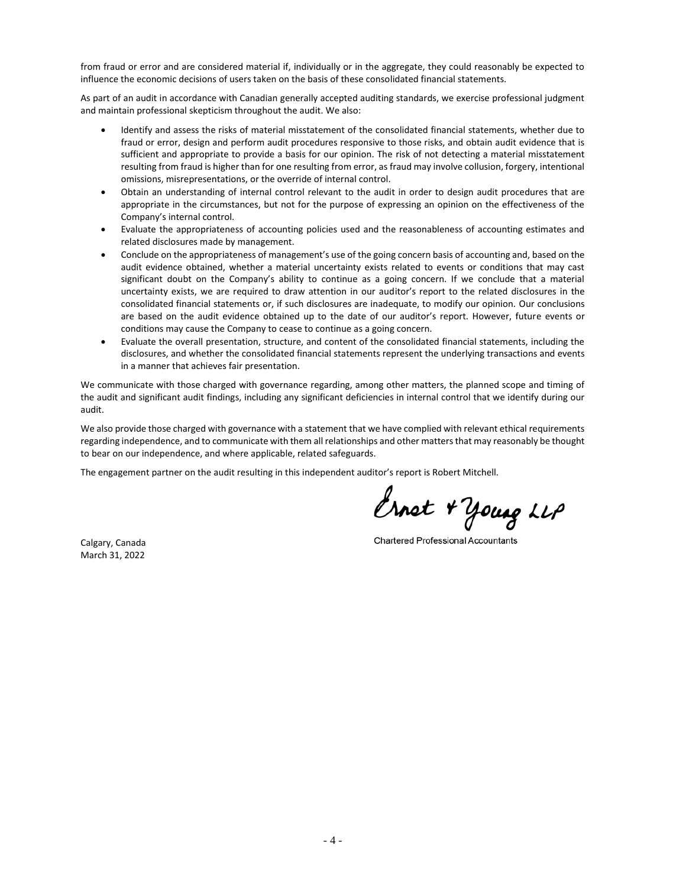from fraud or error and are considered material if, individually or in the aggregate, they could reasonably be expected to influence the economic decisions of users taken on the basis of these consolidated financial statements.

As part of an audit in accordance with Canadian generally accepted auditing standards, we exercise professional judgment and maintain professional skepticism throughout the audit. We also:

- Identify and assess the risks of material misstatement of the consolidated financial statements, whether due to fraud or error, design and perform audit procedures responsive to those risks, and obtain audit evidence that is sufficient and appropriate to provide a basis for our opinion. The risk of not detecting a material misstatement resulting from fraud is higher than for one resulting from error, as fraud may involve collusion, forgery, intentional omissions, misrepresentations, or the override of internal control.
- Obtain an understanding of internal control relevant to the audit in order to design audit procedures that are appropriate in the circumstances, but not for the purpose of expressing an opinion on the effectiveness of the Company's internal control.
- Evaluate the appropriateness of accounting policies used and the reasonableness of accounting estimates and related disclosures made by management.
- Conclude on the appropriateness of management's use of the going concern basis of accounting and, based on the audit evidence obtained, whether a material uncertainty exists related to events or conditions that may cast significant doubt on the Company's ability to continue as a going concern. If we conclude that a material uncertainty exists, we are required to draw attention in our auditor's report to the related disclosures in the consolidated financial statements or, if such disclosures are inadequate, to modify our opinion. Our conclusions are based on the audit evidence obtained up to the date of our auditor's report. However, future events or conditions may cause the Company to cease to continue as a going concern.
- Evaluate the overall presentation, structure, and content of the consolidated financial statements, including the disclosures, and whether the consolidated financial statements represent the underlying transactions and events in a manner that achieves fair presentation.

We communicate with those charged with governance regarding, among other matters, the planned scope and timing of the audit and significant audit findings, including any significant deficiencies in internal control that we identify during our audit.

We also provide those charged with governance with a statement that we have complied with relevant ethical requirements regarding independence, and to communicate with them all relationships and other matters that may reasonably be thought to bear on our independence, and where applicable, related safeguards.

The engagement partner on the audit resulting in this independent auditor's report is Robert Mitchell.

Ernst & Young LLP

Chartered Professional Accountants

Calgary, Canada
March 31, 2022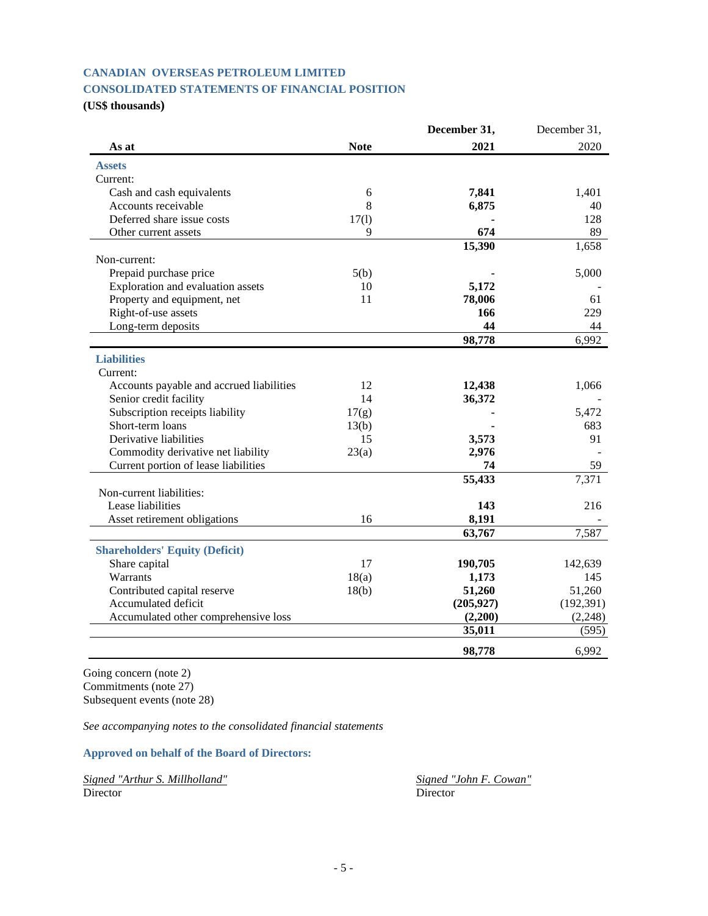# CANADIAN OVERSEAS PETROLEUM LIMITED

## CONSOLIDATED STATEMENTS OF FINANCIAL POSITION

**(US$ thousands)**

| As at | Note | **December 31, 2021** | December 31, 2020 |
|---|---|---|---|
| **Assets** | | | |
| Current: | | | |
| Cash and cash equivalents | 6 | **7,841** | 1,401 |
| Accounts receivable | 8 | **6,875** | 40 |
| Deferred share issue costs | 17(l) | **-** | 128 |
| Other current assets | 9 | **674** | 89 |
| | | **15,390** | 1,658 |
| Non-current: | | | |
| Prepaid purchase price | 5(b) | **-** | 5,000 |
| Exploration and evaluation assets | 10 | **5,172** | - |
| Property and equipment, net | 11 | **78,006** | 61 |
| Right-of-use assets | | **166** | 229 |
| Long-term deposits | | **44** | 44 |
| | | **98,778** | 6,992 |
| **Liabilities** | | | |
| Current: | | | |
| Accounts payable and accrued liabilities | 12 | **12,438** | 1,066 |
| Senior credit facility | 14 | **36,372** | - |
| Subscription receipts liability | 17(g) | **-** | 5,472 |
| Short-term loans | 13(b) | **-** | 683 |
| Derivative liabilities | 15 | **3,573** | 91 |
| Commodity derivative net liability | 23(a) | **2,976** | - |
| Current portion of lease liabilities | | **74** | 59 |
| | | **55,433** | 7,371 |
| Non-current liabilities: | | | |
| Lease liabilities | | **143** | 216 |
| Asset retirement obligations | 16 | **8,191** | - |
| | | **63,767** | 7,587 |
| **Shareholders' Equity (Deficit)** | | | |
| Share capital | 17 | **190,705** | 142,639 |
| Warrants | 18(a) | **1,173** | 145 |
| Contributed capital reserve | 18(b) | **51,260** | 51,260 |
| Accumulated deficit | | **(205,927)** | (192,391) |
| Accumulated other comprehensive loss | | **(2,200)** | (2,248) |
| | | **35,011** | (595) |
| | | **98,778** | 6,992 |

Going concern (note 2)
Commitments (note 27)
Subsequent events (note 28)

*See accompanying notes to the consolidated financial statements*

**Approved on behalf of the Board of Directors:**

*Signed "Arthur S. Millholland"*
Director

*Signed "John F. Cowan"*
Director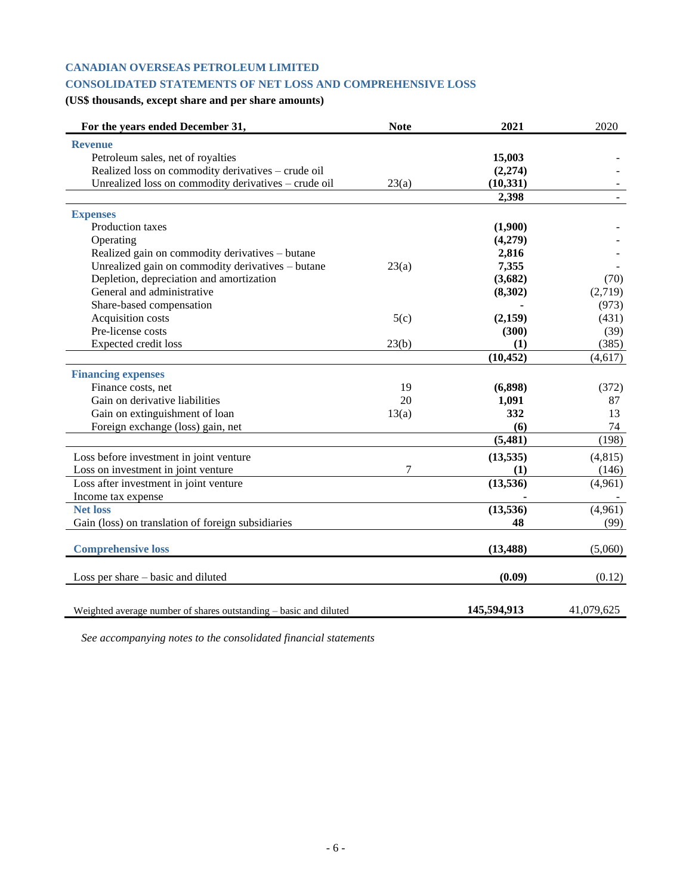# CANADIAN OVERSEAS PETROLEUM LIMITED

## CONSOLIDATED STATEMENTS OF NET LOSS AND COMPREHENSIVE LOSS

**(US$ thousands, except share and per share amounts)**

| For the years ended December 31, | Note | 2021 | 2020 |
|---|---|---|---|
| **Revenue** | | | |
| Petroleum sales, net of royalties | | **15,003** | - |
| Realized loss on commodity derivatives – crude oil | | **(2,274)** | - |
| Unrealized loss on commodity derivatives – crude oil | 23(a) | **(10,331)** | - |
| | | **2,398** | - |
| **Expenses** | | | |
| Production taxes | | **(1,900)** | - |
| Operating | | **(4,279)** | - |
| Realized gain on commodity derivatives – butane | | **2,816** | - |
| Unrealized gain on commodity derivatives – butane | 23(a) | **7,355** | - |
| Depletion, depreciation and amortization | | **(3,682)** | (70) |
| General and administrative | | **(8,302)** | (2,719) |
| Share-based compensation | | **-** | (973) |
| Acquisition costs | 5(c) | **(2,159)** | (431) |
| Pre-license costs | | **(300)** | (39) |
| Expected credit loss | 23(b) | **(1)** | (385) |
| | | **(10,452)** | (4,617) |
| **Financing expenses** | | | |
| Finance costs, net | 19 | **(6,898)** | (372) |
| Gain on derivative liabilities | 20 | **1,091** | 87 |
| Gain on extinguishment of loan | 13(a) | **332** | 13 |
| Foreign exchange (loss) gain, net | | **(6)** | 74 |
| | | **(5,481)** | (198) |
| Loss before investment in joint venture | | **(13,535)** | (4,815) |
| Loss on investment in joint venture | 7 | **(1)** | (146) |
| Loss after investment in joint venture | | **(13,536)** | (4,961) |
| Income tax expense | | **-** | - |
| **Net loss** | | **(13,536)** | (4,961) |
| Gain (loss) on translation of foreign subsidiaries | | **48** | (99) |
| **Comprehensive loss** | | **(13,488)** | (5,060) |
| Loss per share – basic and diluted | | **(0.09)** | (0.12) |
| Weighted average number of shares outstanding – basic and diluted | | **145,594,913** | 41,079,625 |

*See accompanying notes to the consolidated financial statements*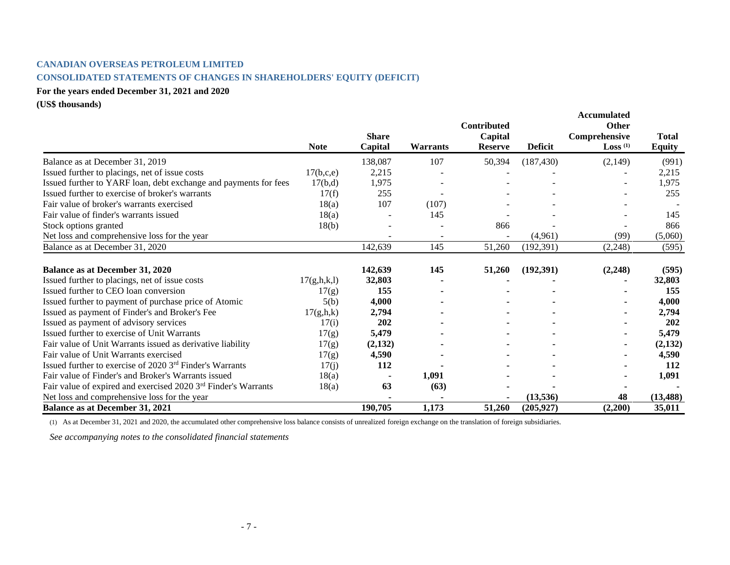**CANADIAN OVERSEAS PETROLEUM LIMITED**

**CONSOLIDATED STATEMENTS OF CHANGES IN SHAREHOLDERS' EQUITY (DEFICIT)**

**For the years ended December 31, 2021 and 2020**

**(US$ thousands)**

| | Note | Share Capital | Warrants | Contributed Capital Reserve | Deficit | Accumulated Other Comprehensive Loss (1) | Total Equity |
|---|---|---|---|---|---|---|---|
| Balance as at December 31, 2019 | | 138,087 | 107 | 50,394 | (187,430) | (2,149) | (991) |
| Issued further to placings, net of issue costs | 17(b,c,e) | 2,215 | - | - | - | - | 2,215 |
| Issued further to YARF loan, debt exchange and payments for fees | 17(b,d) | 1,975 | - | - | - | - | 1,975 |
| Issued further to exercise of broker's warrants | 17(f) | 255 | - | - | - | - | 255 |
| Fair value of broker's warrants exercised | 18(a) | 107 | (107) | - | - | - | - |
| Fair value of finder's warrants issued | 18(a) | - | 145 | - | - | - | 145 |
| Stock options granted | 18(b) | - | - | 866 | - | - | 866 |
| Net loss and comprehensive loss for the year | | - | - | - | (4,961) | (99) | (5,060) |
| Balance as at December 31, 2020 | | 142,639 | 145 | 51,260 | (192,391) | (2,248) | (595) |
| | | | | | | | |
| **Balance as at December 31, 2020** | | **142,639** | **145** | **51,260** | **(192,391)** | **(2,248)** | **(595)** |
| Issued further to placings, net of issue costs | 17(g,h,k,l) | **32,803** | **-** | **-** | **-** | **-** | **32,803** |
| Issued further to CEO loan conversion | 17(g) | **155** | **-** | **-** | **-** | **-** | **155** |
| Issued further to payment of purchase price of Atomic | 5(b) | **4,000** | **-** | **-** | **-** | **-** | **4,000** |
| Issued as payment of Finder's and Broker's Fee | 17(g,h,k) | **2,794** | **-** | **-** | **-** | **-** | **2,794** |
| Issued as payment of advisory services | 17(i) | **202** | **-** | **-** | **-** | **-** | **202** |
| Issued further to exercise of Unit Warrants | 17(g) | **5,479** | **-** | **-** | **-** | **-** | **5,479** |
| Fair value of Unit Warrants issued as derivative liability | 17(g) | **(2,132)** | **-** | **-** | **-** | **-** | **(2,132)** |
| Fair value of Unit Warrants exercised | 17(g) | **4,590** | **-** | **-** | **-** | **-** | **4,590** |
| Issued further to exercise of 2020 3rd Finder's Warrants | 17(j) | **112** | **-** | **-** | **-** | **-** | **112** |
| Fair value of Finder's and Broker's Warrants issued | 18(a) | **-** | **1,091** | **-** | **-** | **-** | **1,091** |
| Fair value of expired and exercised 2020 3rd Finder's Warrants | 18(a) | **63** | **(63)** | **-** | **-** | **-** | **-** |
| Net loss and comprehensive loss for the year | | **-** | **-** | **-** | **(13,536)** | **48** | **(13,488)** |
| **Balance as at December 31, 2021** | | **190,705** | **1,173** | **51,260** | **(205,927)** | **(2,200)** | **35,011** |

(1) As at December 31, 2021 and 2020, the accumulated other comprehensive loss balance consists of unrealized foreign exchange on the translation of foreign subsidiaries.

*See accompanying notes to the consolidated financial statements*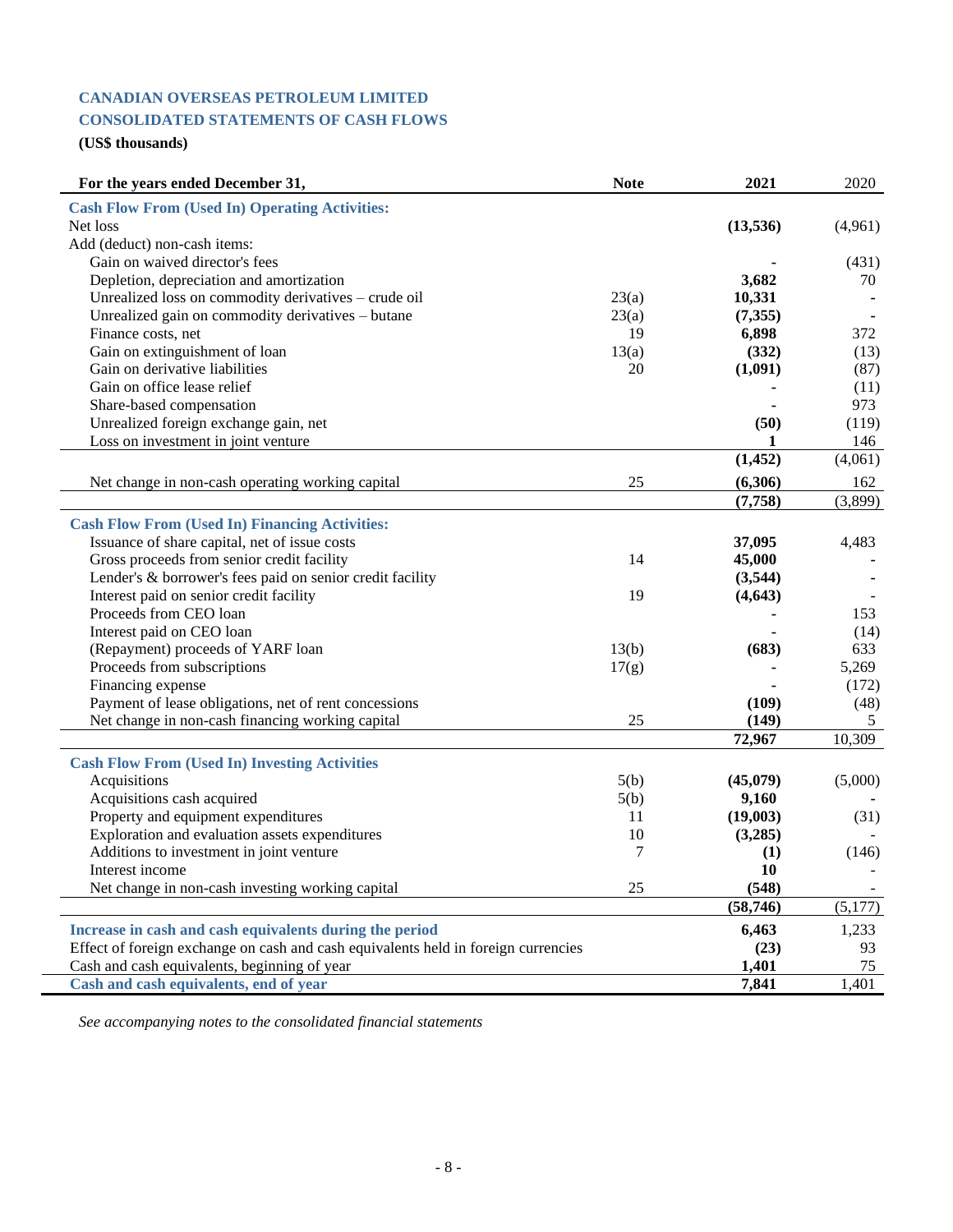**CANADIAN OVERSEAS PETROLEUM LIMITED**

**CONSOLIDATED STATEMENTS OF CASH FLOWS**

**(US$ thousands)**

| For the years ended December 31, | Note | 2021 | 2020 |
|---|---|---|---|
| **Cash Flow From (Used In) Operating Activities:** | | | |
| Net loss | | **(13,536)** | (4,961) |
| Add (deduct) non-cash items: | | | |
| Gain on waived director's fees | | **-** | (431) |
| Depletion, depreciation and amortization | | **3,682** | 70 |
| Unrealized loss on commodity derivatives – crude oil | 23(a) | **10,331** | - |
| Unrealized gain on commodity derivatives – butane | 23(a) | **(7,355)** | - |
| Finance costs, net | 19 | **6,898** | 372 |
| Gain on extinguishment of loan | 13(a) | **(332)** | (13) |
| Gain on derivative liabilities | 20 | **(1,091)** | (87) |
| Gain on office lease relief | | **-** | (11) |
| Share-based compensation | | **-** | 973 |
| Unrealized foreign exchange gain, net | | **(50)** | (119) |
| Loss on investment in joint venture | | **1** | 146 |
| | | **(1,452)** | (4,061) |
| Net change in non-cash operating working capital | 25 | **(6,306)** | 162 |
| | | **(7,758)** | (3,899) |
| **Cash Flow From (Used In) Financing Activities:** | | | |
| Issuance of share capital, net of issue costs | | **37,095** | 4,483 |
| Gross proceeds from senior credit facility | 14 | **45,000** | - |
| Lender's & borrower's fees paid on senior credit facility | | **(3,544)** | - |
| Interest paid on senior credit facility | 19 | **(4,643)** | - |
| Proceeds from CEO loan | | **-** | 153 |
| Interest paid on CEO loan | | **-** | (14) |
| (Repayment) proceeds of YARF loan | 13(b) | **(683)** | 633 |
| Proceeds from subscriptions | 17(g) | **-** | 5,269 |
| Financing expense | | **-** | (172) |
| Payment of lease obligations, net of rent concessions | | **(109)** | (48) |
| Net change in non-cash financing working capital | 25 | **(149)** | 5 |
| | | **72,967** | 10,309 |
| **Cash Flow From (Used In) Investing Activities** | | | |
| Acquisitions | 5(b) | **(45,079)** | (5,000) |
| Acquisitions cash acquired | 5(b) | **9,160** | - |
| Property and equipment expenditures | 11 | **(19,003)** | (31) |
| Exploration and evaluation assets expenditures | 10 | **(3,285)** | - |
| Additions to investment in joint venture | 7 | **(1)** | (146) |
| Interest income | | **10** | - |
| Net change in non-cash investing working capital | 25 | **(548)** | - |
| | | **(58,746)** | (5,177) |
| **Increase in cash and cash equivalents during the period** | | **6,463** | 1,233 |
| Effect of foreign exchange on cash and cash equivalents held in foreign currencies | | **(23)** | 93 |
| Cash and cash equivalents, beginning of year | | **1,401** | 75 |
| **Cash and cash equivalents, end of year** | | **7,841** | 1,401 |

*See accompanying notes to the consolidated financial statements*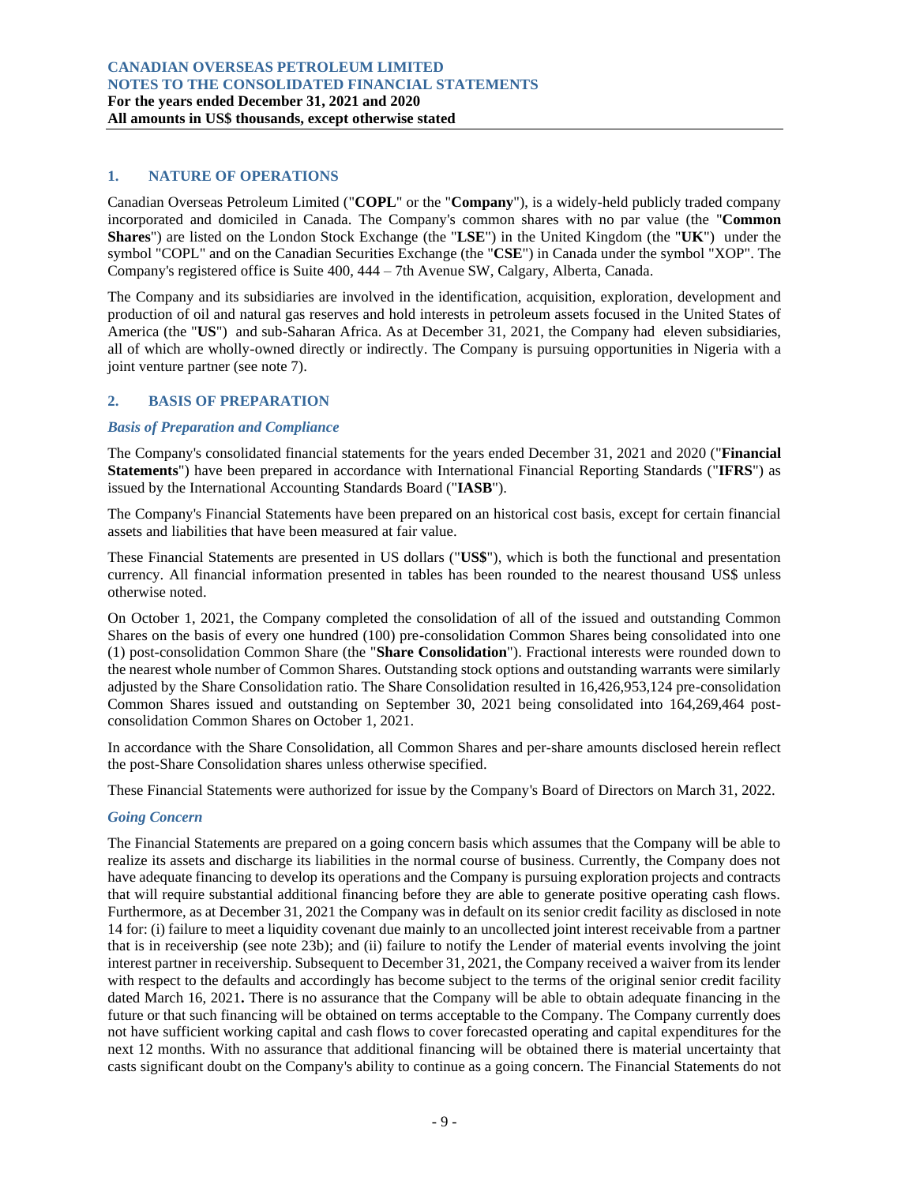## 1. NATURE OF OPERATIONS

Canadian Overseas Petroleum Limited ("**COPL**" or the "**Company**"), is a widely-held publicly traded company incorporated and domiciled in Canada. The Company's common shares with no par value (the "**Common Shares**") are listed on the London Stock Exchange (the "**LSE**") in the United Kingdom (the "**UK**") under the symbol "COPL" and on the Canadian Securities Exchange (the "**CSE**") in Canada under the symbol "XOP". The Company's registered office is Suite 400, 444 – 7th Avenue SW, Calgary, Alberta, Canada.

The Company and its subsidiaries are involved in the identification, acquisition, exploration, development and production of oil and natural gas reserves and hold interests in petroleum assets focused in the United States of America (the "**US**") and sub-Saharan Africa. As at December 31, 2021, the Company had eleven subsidiaries, all of which are wholly-owned directly or indirectly. The Company is pursuing opportunities in Nigeria with a joint venture partner (see note 7).

## 2. BASIS OF PREPARATION

### *Basis of Preparation and Compliance*

The Company's consolidated financial statements for the years ended December 31, 2021 and 2020 ("**Financial Statements**") have been prepared in accordance with International Financial Reporting Standards ("**IFRS**") as issued by the International Accounting Standards Board ("**IASB**").

The Company's Financial Statements have been prepared on an historical cost basis, except for certain financial assets and liabilities that have been measured at fair value.

These Financial Statements are presented in US dollars ("**US$**"), which is both the functional and presentation currency. All financial information presented in tables has been rounded to the nearest thousand US$ unless otherwise noted.

On October 1, 2021, the Company completed the consolidation of all of the issued and outstanding Common Shares on the basis of every one hundred (100) pre-consolidation Common Shares being consolidated into one (1) post-consolidation Common Share (the "**Share Consolidation**"). Fractional interests were rounded down to the nearest whole number of Common Shares. Outstanding stock options and outstanding warrants were similarly adjusted by the Share Consolidation ratio. The Share Consolidation resulted in 16,426,953,124 pre-consolidation Common Shares issued and outstanding on September 30, 2021 being consolidated into 164,269,464 post-consolidation Common Shares on October 1, 2021.

In accordance with the Share Consolidation, all Common Shares and per-share amounts disclosed herein reflect the post-Share Consolidation shares unless otherwise specified.

These Financial Statements were authorized for issue by the Company's Board of Directors on March 31, 2022.

### *Going Concern*

The Financial Statements are prepared on a going concern basis which assumes that the Company will be able to realize its assets and discharge its liabilities in the normal course of business. Currently, the Company does not have adequate financing to develop its operations and the Company is pursuing exploration projects and contracts that will require substantial additional financing before they are able to generate positive operating cash flows. Furthermore, as at December 31, 2021 the Company was in default on its senior credit facility as disclosed in note 14 for: (i) failure to meet a liquidity covenant due mainly to an uncollected joint interest receivable from a partner that is in receivership (see note 23b); and (ii) failure to notify the Lender of material events involving the joint interest partner in receivership. Subsequent to December 31, 2021, the Company received a waiver from its lender with respect to the defaults and accordingly has become subject to the terms of the original senior credit facility dated March 16, 2021**.** There is no assurance that the Company will be able to obtain adequate financing in the future or that such financing will be obtained on terms acceptable to the Company. The Company currently does not have sufficient working capital and cash flows to cover forecasted operating and capital expenditures for the next 12 months. With no assurance that additional financing will be obtained there is material uncertainty that casts significant doubt on the Company's ability to continue as a going concern. The Financial Statements do not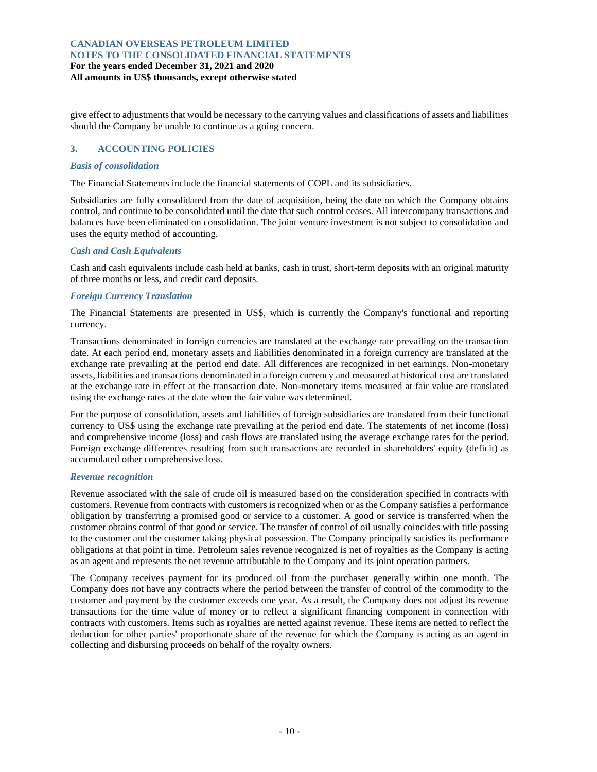give effect to adjustments that would be necessary to the carrying values and classifications of assets and liabilities should the Company be unable to continue as a going concern.

## 3. ACCOUNTING POLICIES

### *Basis of consolidation*

The Financial Statements include the financial statements of COPL and its subsidiaries.

Subsidiaries are fully consolidated from the date of acquisition, being the date on which the Company obtains control, and continue to be consolidated until the date that such control ceases. All intercompany transactions and balances have been eliminated on consolidation. The joint venture investment is not subject to consolidation and uses the equity method of accounting.

### *Cash and Cash Equivalents*

Cash and cash equivalents include cash held at banks, cash in trust, short-term deposits with an original maturity of three months or less, and credit card deposits.

### *Foreign Currency Translation*

The Financial Statements are presented in US$, which is currently the Company's functional and reporting currency.

Transactions denominated in foreign currencies are translated at the exchange rate prevailing on the transaction date. At each period end, monetary assets and liabilities denominated in a foreign currency are translated at the exchange rate prevailing at the period end date. All differences are recognized in net earnings. Non-monetary assets, liabilities and transactions denominated in a foreign currency and measured at historical cost are translated at the exchange rate in effect at the transaction date. Non-monetary items measured at fair value are translated using the exchange rates at the date when the fair value was determined.

For the purpose of consolidation, assets and liabilities of foreign subsidiaries are translated from their functional currency to US$ using the exchange rate prevailing at the period end date. The statements of net income (loss) and comprehensive income (loss) and cash flows are translated using the average exchange rates for the period. Foreign exchange differences resulting from such transactions are recorded in shareholders' equity (deficit) as accumulated other comprehensive loss.

### *Revenue recognition*

Revenue associated with the sale of crude oil is measured based on the consideration specified in contracts with customers. Revenue from contracts with customers is recognized when or as the Company satisfies a performance obligation by transferring a promised good or service to a customer. A good or service is transferred when the customer obtains control of that good or service. The transfer of control of oil usually coincides with title passing to the customer and the customer taking physical possession. The Company principally satisfies its performance obligations at that point in time. Petroleum sales revenue recognized is net of royalties as the Company is acting as an agent and represents the net revenue attributable to the Company and its joint operation partners.

The Company receives payment for its produced oil from the purchaser generally within one month. The Company does not have any contracts where the period between the transfer of control of the commodity to the customer and payment by the customer exceeds one year. As a result, the Company does not adjust its revenue transactions for the time value of money or to reflect a significant financing component in connection with contracts with customers. Items such as royalties are netted against revenue. These items are netted to reflect the deduction for other parties' proportionate share of the revenue for which the Company is acting as an agent in collecting and disbursing proceeds on behalf of the royalty owners.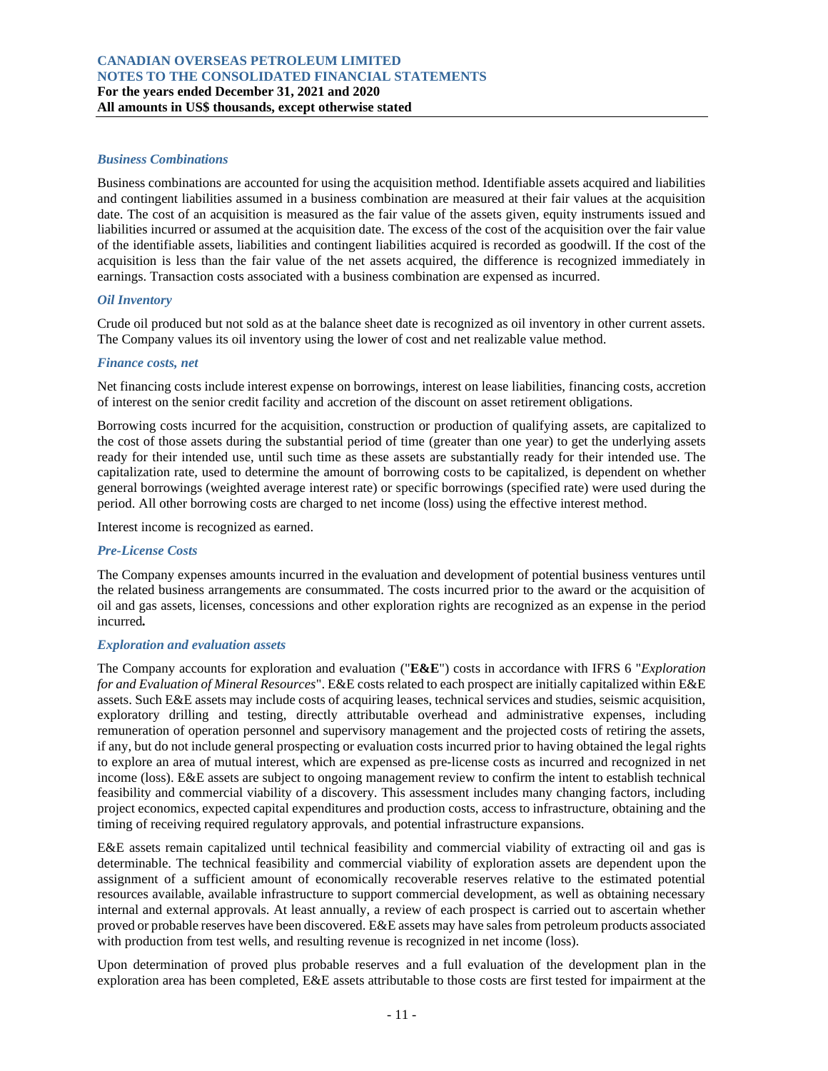### *Business Combinations*

Business combinations are accounted for using the acquisition method. Identifiable assets acquired and liabilities and contingent liabilities assumed in a business combination are measured at their fair values at the acquisition date. The cost of an acquisition is measured as the fair value of the assets given, equity instruments issued and liabilities incurred or assumed at the acquisition date. The excess of the cost of the acquisition over the fair value of the identifiable assets, liabilities and contingent liabilities acquired is recorded as goodwill. If the cost of the acquisition is less than the fair value of the net assets acquired, the difference is recognized immediately in earnings. Transaction costs associated with a business combination are expensed as incurred.

### *Oil Inventory*

Crude oil produced but not sold as at the balance sheet date is recognized as oil inventory in other current assets. The Company values its oil inventory using the lower of cost and net realizable value method.

### *Finance costs, net*

Net financing costs include interest expense on borrowings, interest on lease liabilities, financing costs, accretion of interest on the senior credit facility and accretion of the discount on asset retirement obligations.

Borrowing costs incurred for the acquisition, construction or production of qualifying assets, are capitalized to the cost of those assets during the substantial period of time (greater than one year) to get the underlying assets ready for their intended use, until such time as these assets are substantially ready for their intended use. The capitalization rate, used to determine the amount of borrowing costs to be capitalized, is dependent on whether general borrowings (weighted average interest rate) or specific borrowings (specified rate) were used during the period. All other borrowing costs are charged to net income (loss) using the effective interest method.

Interest income is recognized as earned.

### *Pre-License Costs*

The Company expenses amounts incurred in the evaluation and development of potential business ventures until the related business arrangements are consummated. The costs incurred prior to the award or the acquisition of oil and gas assets, licenses, concessions and other exploration rights are recognized as an expense in the period incurred**.**

### *Exploration and evaluation assets*

The Company accounts for exploration and evaluation ("**E&E**") costs in accordance with IFRS 6 "*Exploration for and Evaluation of Mineral Resources*". E&E costs related to each prospect are initially capitalized within E&E assets. Such E&E assets may include costs of acquiring leases, technical services and studies, seismic acquisition, exploratory drilling and testing, directly attributable overhead and administrative expenses, including remuneration of operation personnel and supervisory management and the projected costs of retiring the assets, if any, but do not include general prospecting or evaluation costs incurred prior to having obtained the legal rights to explore an area of mutual interest, which are expensed as pre-license costs as incurred and recognized in net income (loss). E&E assets are subject to ongoing management review to confirm the intent to establish technical feasibility and commercial viability of a discovery. This assessment includes many changing factors, including project economics, expected capital expenditures and production costs, access to infrastructure, obtaining and the timing of receiving required regulatory approvals, and potential infrastructure expansions.

E&E assets remain capitalized until technical feasibility and commercial viability of extracting oil and gas is determinable. The technical feasibility and commercial viability of exploration assets are dependent upon the assignment of a sufficient amount of economically recoverable reserves relative to the estimated potential resources available, available infrastructure to support commercial development, as well as obtaining necessary internal and external approvals. At least annually, a review of each prospect is carried out to ascertain whether proved or probable reserves have been discovered. E&E assets may have sales from petroleum products associated with production from test wells, and resulting revenue is recognized in net income (loss).

Upon determination of proved plus probable reserves and a full evaluation of the development plan in the exploration area has been completed, E&E assets attributable to those costs are first tested for impairment at the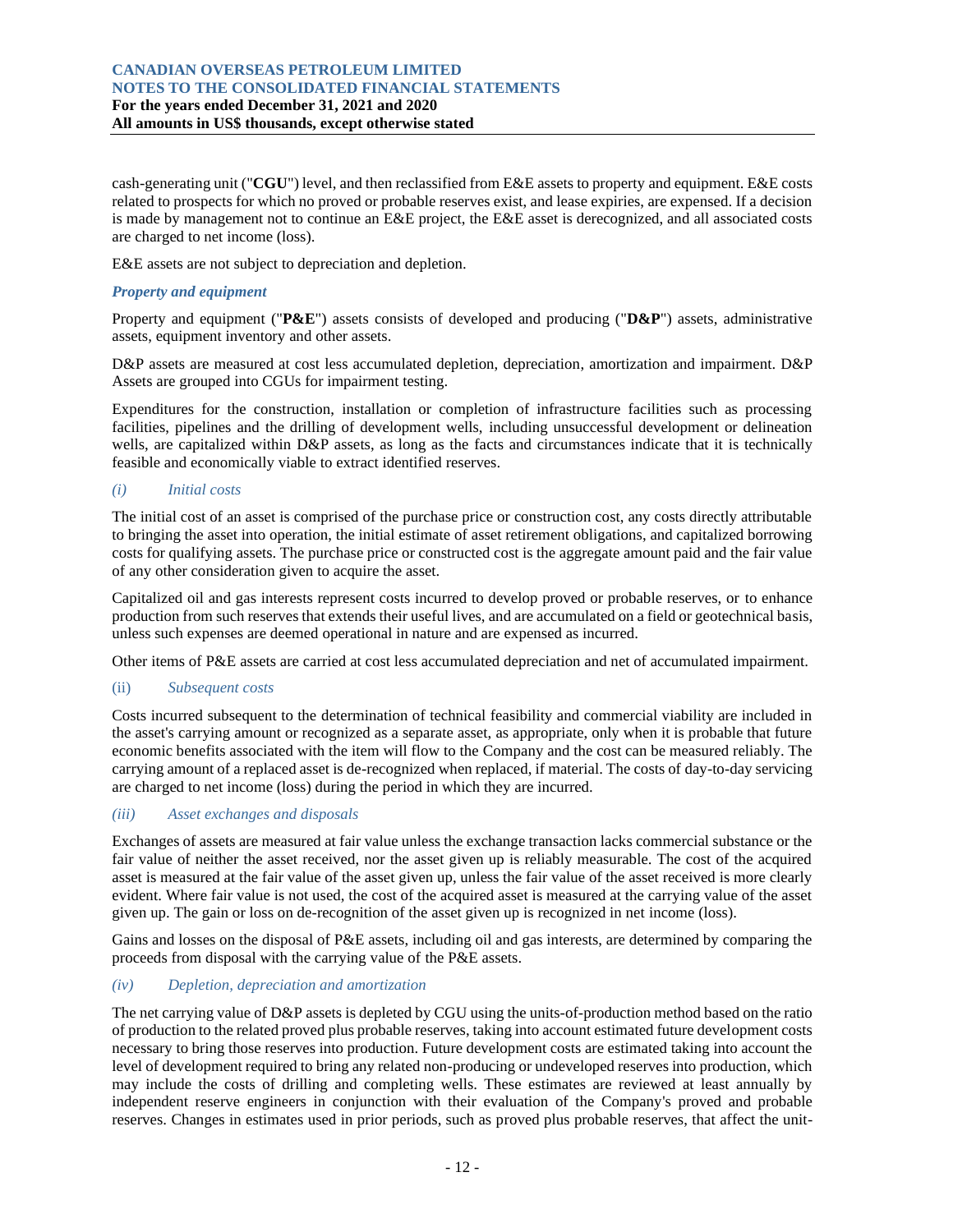cash-generating unit ("**CGU**") level, and then reclassified from E&E assets to property and equipment. E&E costs related to prospects for which no proved or probable reserves exist, and lease expiries, are expensed. If a decision is made by management not to continue an E&E project, the E&E asset is derecognized, and all associated costs are charged to net income (loss).

E&E assets are not subject to depreciation and depletion.

### *Property and equipment*

Property and equipment ("**P&E**") assets consists of developed and producing ("**D&P**") assets, administrative assets, equipment inventory and other assets.

D&P assets are measured at cost less accumulated depletion, depreciation, amortization and impairment. D&P Assets are grouped into CGUs for impairment testing.

Expenditures for the construction, installation or completion of infrastructure facilities such as processing facilities, pipelines and the drilling of development wells, including unsuccessful development or delineation wells, are capitalized within D&P assets, as long as the facts and circumstances indicate that it is technically feasible and economically viable to extract identified reserves.

*(i) Initial costs*

The initial cost of an asset is comprised of the purchase price or construction cost, any costs directly attributable to bringing the asset into operation, the initial estimate of asset retirement obligations, and capitalized borrowing costs for qualifying assets. The purchase price or constructed cost is the aggregate amount paid and the fair value of any other consideration given to acquire the asset.

Capitalized oil and gas interests represent costs incurred to develop proved or probable reserves, or to enhance production from such reserves that extends their useful lives, and are accumulated on a field or geotechnical basis, unless such expenses are deemed operational in nature and are expensed as incurred.

Other items of P&E assets are carried at cost less accumulated depreciation and net of accumulated impairment.

(ii) *Subsequent costs*

Costs incurred subsequent to the determination of technical feasibility and commercial viability are included in the asset's carrying amount or recognized as a separate asset, as appropriate, only when it is probable that future economic benefits associated with the item will flow to the Company and the cost can be measured reliably. The carrying amount of a replaced asset is de-recognized when replaced, if material. The costs of day-to-day servicing are charged to net income (loss) during the period in which they are incurred.

*(iii) Asset exchanges and disposals*

Exchanges of assets are measured at fair value unless the exchange transaction lacks commercial substance or the fair value of neither the asset received, nor the asset given up is reliably measurable. The cost of the acquired asset is measured at the fair value of the asset given up, unless the fair value of the asset received is more clearly evident. Where fair value is not used, the cost of the acquired asset is measured at the carrying value of the asset given up. The gain or loss on de-recognition of the asset given up is recognized in net income (loss).

Gains and losses on the disposal of P&E assets, including oil and gas interests, are determined by comparing the proceeds from disposal with the carrying value of the P&E assets.

*(iv) Depletion, depreciation and amortization*

The net carrying value of D&P assets is depleted by CGU using the units-of-production method based on the ratio of production to the related proved plus probable reserves, taking into account estimated future development costs necessary to bring those reserves into production. Future development costs are estimated taking into account the level of development required to bring any related non-producing or undeveloped reserves into production, which may include the costs of drilling and completing wells. These estimates are reviewed at least annually by independent reserve engineers in conjunction with their evaluation of the Company's proved and probable reserves. Changes in estimates used in prior periods, such as proved plus probable reserves, that affect the unit-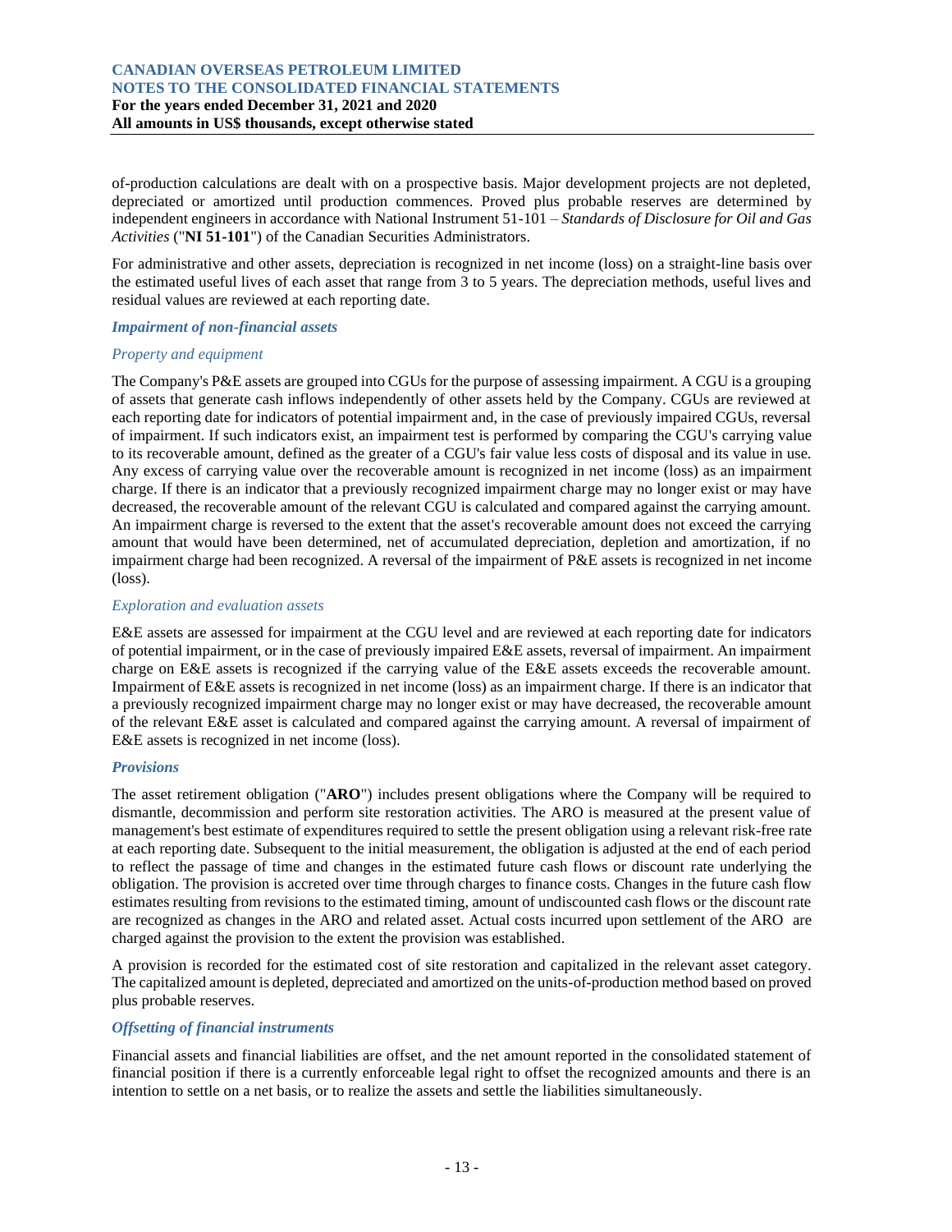of-production calculations are dealt with on a prospective basis. Major development projects are not depleted, depreciated or amortized until production commences. Proved plus probable reserves are determined by independent engineers in accordance with National Instrument 51-101 – *Standards of Disclosure for Oil and Gas Activities* ("**NI 51-101**") of the Canadian Securities Administrators.

For administrative and other assets, depreciation is recognized in net income (loss) on a straight-line basis over the estimated useful lives of each asset that range from 3 to 5 years. The depreciation methods, useful lives and residual values are reviewed at each reporting date.

***Impairment of non-financial assets***

*Property and equipment*

The Company's P&E assets are grouped into CGUs for the purpose of assessing impairment. A CGU is a grouping of assets that generate cash inflows independently of other assets held by the Company. CGUs are reviewed at each reporting date for indicators of potential impairment and, in the case of previously impaired CGUs, reversal of impairment. If such indicators exist, an impairment test is performed by comparing the CGU's carrying value to its recoverable amount, defined as the greater of a CGU's fair value less costs of disposal and its value in use. Any excess of carrying value over the recoverable amount is recognized in net income (loss) as an impairment charge. If there is an indicator that a previously recognized impairment charge may no longer exist or may have decreased, the recoverable amount of the relevant CGU is calculated and compared against the carrying amount. An impairment charge is reversed to the extent that the asset's recoverable amount does not exceed the carrying amount that would have been determined, net of accumulated depreciation, depletion and amortization, if no impairment charge had been recognized. A reversal of the impairment of P&E assets is recognized in net income (loss).

*Exploration and evaluation assets*

E&E assets are assessed for impairment at the CGU level and are reviewed at each reporting date for indicators of potential impairment, or in the case of previously impaired E&E assets, reversal of impairment. An impairment charge on E&E assets is recognized if the carrying value of the E&E assets exceeds the recoverable amount. Impairment of E&E assets is recognized in net income (loss) as an impairment charge. If there is an indicator that a previously recognized impairment charge may no longer exist or may have decreased, the recoverable amount of the relevant E&E asset is calculated and compared against the carrying amount. A reversal of impairment of E&E assets is recognized in net income (loss).

***Provisions***

The asset retirement obligation ("**ARO**") includes present obligations where the Company will be required to dismantle, decommission and perform site restoration activities. The ARO is measured at the present value of management's best estimate of expenditures required to settle the present obligation using a relevant risk-free rate at each reporting date. Subsequent to the initial measurement, the obligation is adjusted at the end of each period to reflect the passage of time and changes in the estimated future cash flows or discount rate underlying the obligation. The provision is accreted over time through charges to finance costs. Changes in the future cash flow estimates resulting from revisions to the estimated timing, amount of undiscounted cash flows or the discount rate are recognized as changes in the ARO and related asset. Actual costs incurred upon settlement of the ARO are charged against the provision to the extent the provision was established.

A provision is recorded for the estimated cost of site restoration and capitalized in the relevant asset category. The capitalized amount is depleted, depreciated and amortized on the units-of-production method based on proved plus probable reserves.

***Offsetting of financial instruments***

Financial assets and financial liabilities are offset, and the net amount reported in the consolidated statement of financial position if there is a currently enforceable legal right to offset the recognized amounts and there is an intention to settle on a net basis, or to realize the assets and settle the liabilities simultaneously.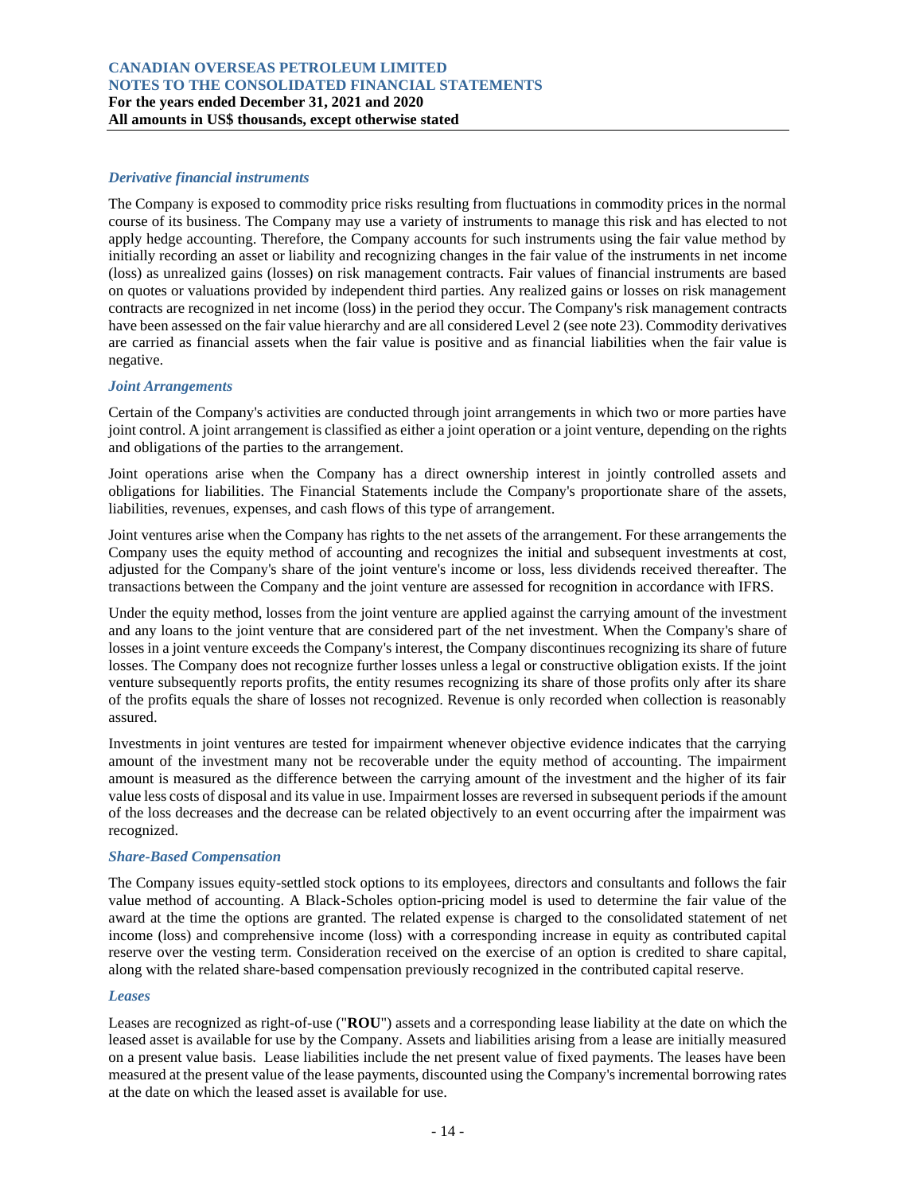### *Derivative financial instruments*

The Company is exposed to commodity price risks resulting from fluctuations in commodity prices in the normal course of its business. The Company may use a variety of instruments to manage this risk and has elected to not apply hedge accounting. Therefore, the Company accounts for such instruments using the fair value method by initially recording an asset or liability and recognizing changes in the fair value of the instruments in net income (loss) as unrealized gains (losses) on risk management contracts. Fair values of financial instruments are based on quotes or valuations provided by independent third parties. Any realized gains or losses on risk management contracts are recognized in net income (loss) in the period they occur. The Company's risk management contracts have been assessed on the fair value hierarchy and are all considered Level 2 (see note 23). Commodity derivatives are carried as financial assets when the fair value is positive and as financial liabilities when the fair value is negative.

### *Joint Arrangements*

Certain of the Company's activities are conducted through joint arrangements in which two or more parties have joint control. A joint arrangement is classified as either a joint operation or a joint venture, depending on the rights and obligations of the parties to the arrangement.

Joint operations arise when the Company has a direct ownership interest in jointly controlled assets and obligations for liabilities. The Financial Statements include the Company's proportionate share of the assets, liabilities, revenues, expenses, and cash flows of this type of arrangement.

Joint ventures arise when the Company has rights to the net assets of the arrangement. For these arrangements the Company uses the equity method of accounting and recognizes the initial and subsequent investments at cost, adjusted for the Company's share of the joint venture's income or loss, less dividends received thereafter. The transactions between the Company and the joint venture are assessed for recognition in accordance with IFRS.

Under the equity method, losses from the joint venture are applied against the carrying amount of the investment and any loans to the joint venture that are considered part of the net investment. When the Company's share of losses in a joint venture exceeds the Company's interest, the Company discontinues recognizing its share of future losses. The Company does not recognize further losses unless a legal or constructive obligation exists. If the joint venture subsequently reports profits, the entity resumes recognizing its share of those profits only after its share of the profits equals the share of losses not recognized. Revenue is only recorded when collection is reasonably assured.

Investments in joint ventures are tested for impairment whenever objective evidence indicates that the carrying amount of the investment many not be recoverable under the equity method of accounting. The impairment amount is measured as the difference between the carrying amount of the investment and the higher of its fair value less costs of disposal and its value in use. Impairment losses are reversed in subsequent periods if the amount of the loss decreases and the decrease can be related objectively to an event occurring after the impairment was recognized.

### *Share-Based Compensation*

The Company issues equity-settled stock options to its employees, directors and consultants and follows the fair value method of accounting. A Black-Scholes option-pricing model is used to determine the fair value of the award at the time the options are granted. The related expense is charged to the consolidated statement of net income (loss) and comprehensive income (loss) with a corresponding increase in equity as contributed capital reserve over the vesting term. Consideration received on the exercise of an option is credited to share capital, along with the related share-based compensation previously recognized in the contributed capital reserve.

### *Leases*

Leases are recognized as right-of-use ("**ROU**") assets and a corresponding lease liability at the date on which the leased asset is available for use by the Company. Assets and liabilities arising from a lease are initially measured on a present value basis. Lease liabilities include the net present value of fixed payments. The leases have been measured at the present value of the lease payments, discounted using the Company's incremental borrowing rates at the date on which the leased asset is available for use.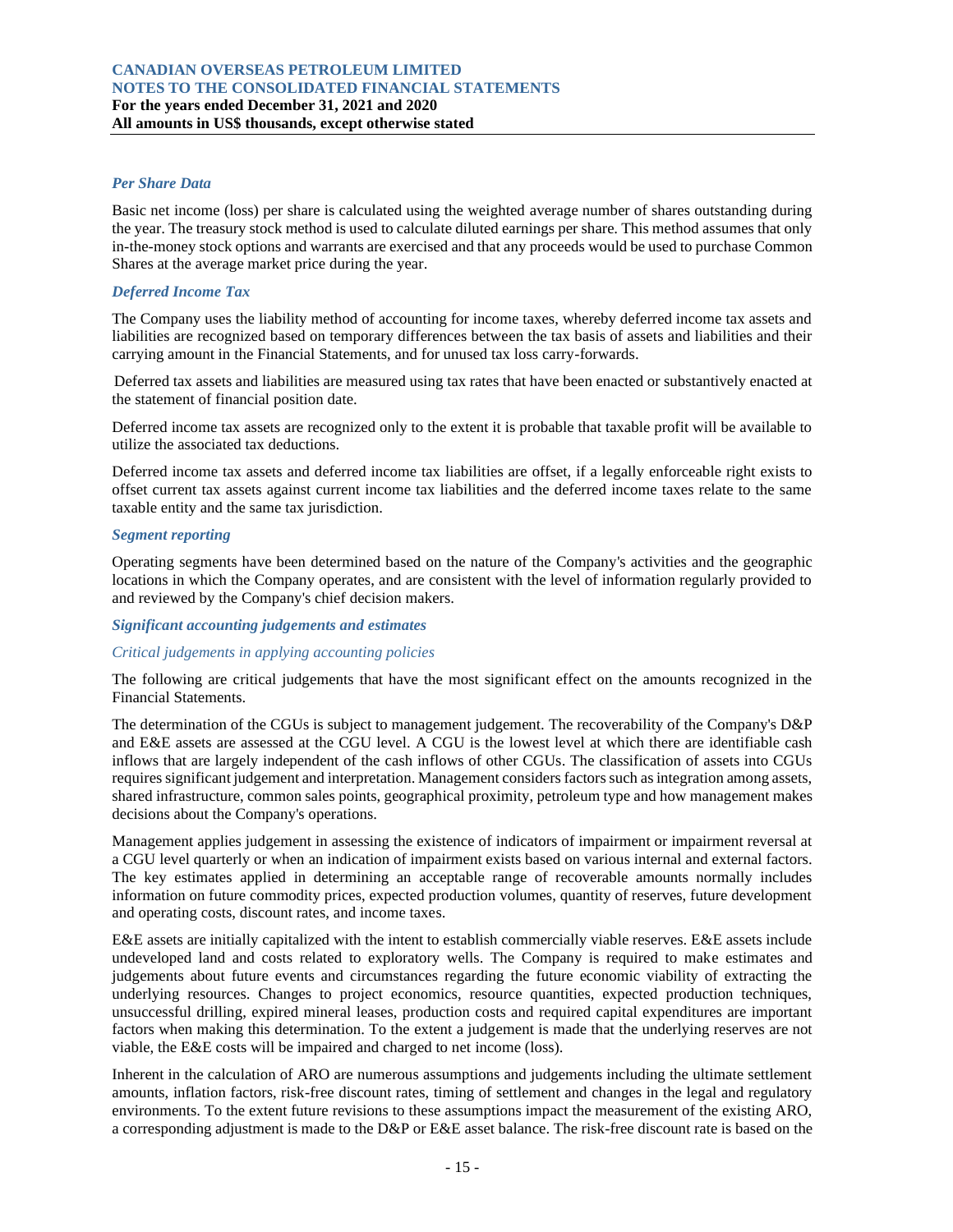### *Per Share Data*

Basic net income (loss) per share is calculated using the weighted average number of shares outstanding during the year. The treasury stock method is used to calculate diluted earnings per share. This method assumes that only in-the-money stock options and warrants are exercised and that any proceeds would be used to purchase Common Shares at the average market price during the year.

### *Deferred Income Tax*

The Company uses the liability method of accounting for income taxes, whereby deferred income tax assets and liabilities are recognized based on temporary differences between the tax basis of assets and liabilities and their carrying amount in the Financial Statements, and for unused tax loss carry-forwards.

Deferred tax assets and liabilities are measured using tax rates that have been enacted or substantively enacted at the statement of financial position date.

Deferred income tax assets are recognized only to the extent it is probable that taxable profit will be available to utilize the associated tax deductions.

Deferred income tax assets and deferred income tax liabilities are offset, if a legally enforceable right exists to offset current tax assets against current income tax liabilities and the deferred income taxes relate to the same taxable entity and the same tax jurisdiction.

### *Segment reporting*

Operating segments have been determined based on the nature of the Company's activities and the geographic locations in which the Company operates, and are consistent with the level of information regularly provided to and reviewed by the Company's chief decision makers.

### *Significant accounting judgements and estimates*

#### *Critical judgements in applying accounting policies*

The following are critical judgements that have the most significant effect on the amounts recognized in the Financial Statements.

The determination of the CGUs is subject to management judgement. The recoverability of the Company's D&P and E&E assets are assessed at the CGU level. A CGU is the lowest level at which there are identifiable cash inflows that are largely independent of the cash inflows of other CGUs. The classification of assets into CGUs requires significant judgement and interpretation. Management considers factors such as integration among assets, shared infrastructure, common sales points, geographical proximity, petroleum type and how management makes decisions about the Company's operations.

Management applies judgement in assessing the existence of indicators of impairment or impairment reversal at a CGU level quarterly or when an indication of impairment exists based on various internal and external factors. The key estimates applied in determining an acceptable range of recoverable amounts normally includes information on future commodity prices, expected production volumes, quantity of reserves, future development and operating costs, discount rates, and income taxes.

E&E assets are initially capitalized with the intent to establish commercially viable reserves. E&E assets include undeveloped land and costs related to exploratory wells. The Company is required to make estimates and judgements about future events and circumstances regarding the future economic viability of extracting the underlying resources. Changes to project economics, resource quantities, expected production techniques, unsuccessful drilling, expired mineral leases, production costs and required capital expenditures are important factors when making this determination. To the extent a judgement is made that the underlying reserves are not viable, the E&E costs will be impaired and charged to net income (loss).

Inherent in the calculation of ARO are numerous assumptions and judgements including the ultimate settlement amounts, inflation factors, risk-free discount rates, timing of settlement and changes in the legal and regulatory environments. To the extent future revisions to these assumptions impact the measurement of the existing ARO, a corresponding adjustment is made to the D&P or E&E asset balance. The risk-free discount rate is based on the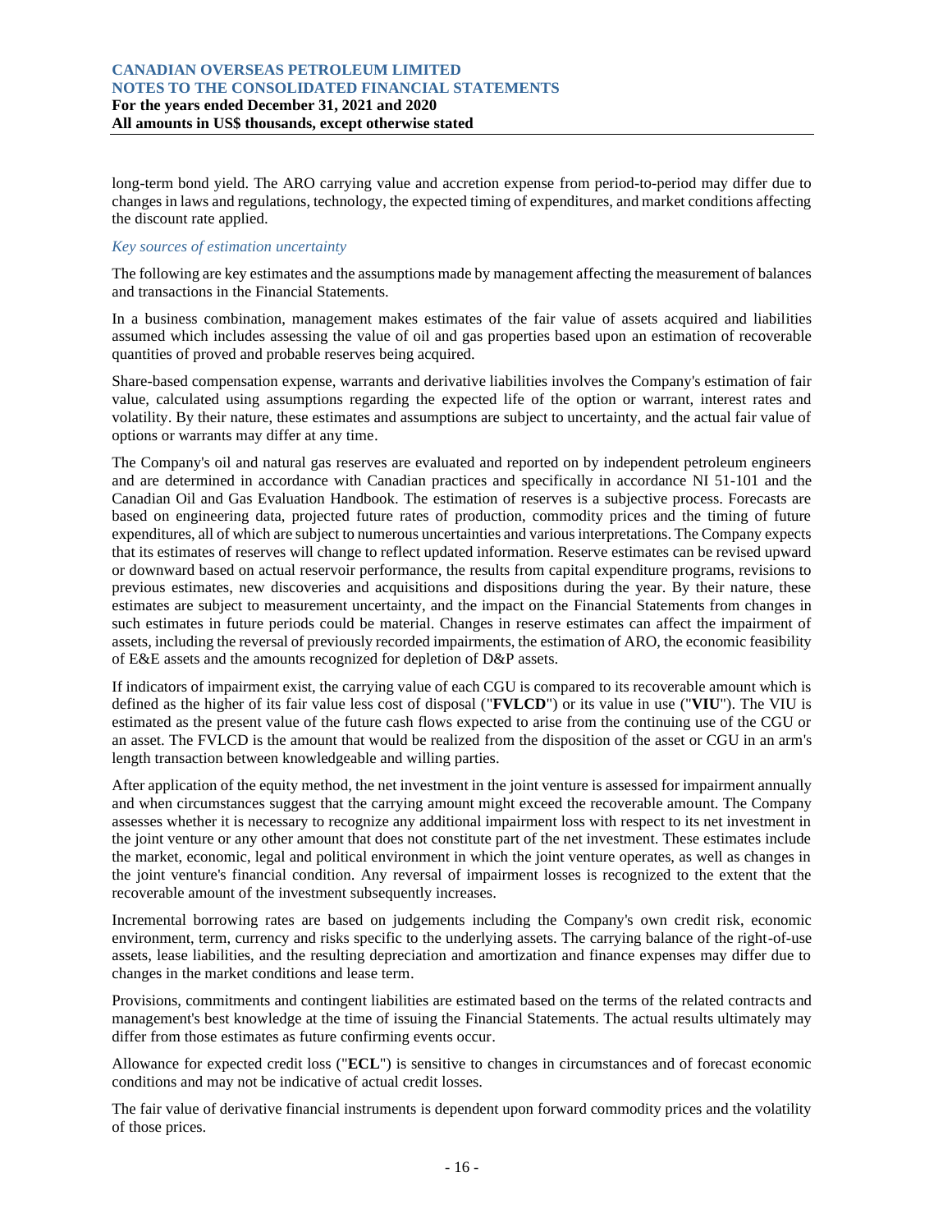long-term bond yield. The ARO carrying value and accretion expense from period-to-period may differ due to changes in laws and regulations, technology, the expected timing of expenditures, and market conditions affecting the discount rate applied.

*Key sources of estimation uncertainty*

The following are key estimates and the assumptions made by management affecting the measurement of balances and transactions in the Financial Statements.

In a business combination, management makes estimates of the fair value of assets acquired and liabilities assumed which includes assessing the value of oil and gas properties based upon an estimation of recoverable quantities of proved and probable reserves being acquired.

Share-based compensation expense, warrants and derivative liabilities involves the Company's estimation of fair value, calculated using assumptions regarding the expected life of the option or warrant, interest rates and volatility. By their nature, these estimates and assumptions are subject to uncertainty, and the actual fair value of options or warrants may differ at any time.

The Company's oil and natural gas reserves are evaluated and reported on by independent petroleum engineers and are determined in accordance with Canadian practices and specifically in accordance NI 51-101 and the Canadian Oil and Gas Evaluation Handbook. The estimation of reserves is a subjective process. Forecasts are based on engineering data, projected future rates of production, commodity prices and the timing of future expenditures, all of which are subject to numerous uncertainties and various interpretations. The Company expects that its estimates of reserves will change to reflect updated information. Reserve estimates can be revised upward or downward based on actual reservoir performance, the results from capital expenditure programs, revisions to previous estimates, new discoveries and acquisitions and dispositions during the year. By their nature, these estimates are subject to measurement uncertainty, and the impact on the Financial Statements from changes in such estimates in future periods could be material. Changes in reserve estimates can affect the impairment of assets, including the reversal of previously recorded impairments, the estimation of ARO, the economic feasibility of E&E assets and the amounts recognized for depletion of D&P assets.

If indicators of impairment exist, the carrying value of each CGU is compared to its recoverable amount which is defined as the higher of its fair value less cost of disposal ("**FVLCD**") or its value in use ("**VIU**"). The VIU is estimated as the present value of the future cash flows expected to arise from the continuing use of the CGU or an asset. The FVLCD is the amount that would be realized from the disposition of the asset or CGU in an arm's length transaction between knowledgeable and willing parties.

After application of the equity method, the net investment in the joint venture is assessed for impairment annually and when circumstances suggest that the carrying amount might exceed the recoverable amount. The Company assesses whether it is necessary to recognize any additional impairment loss with respect to its net investment in the joint venture or any other amount that does not constitute part of the net investment. These estimates include the market, economic, legal and political environment in which the joint venture operates, as well as changes in the joint venture's financial condition. Any reversal of impairment losses is recognized to the extent that the recoverable amount of the investment subsequently increases.

Incremental borrowing rates are based on judgements including the Company's own credit risk, economic environment, term, currency and risks specific to the underlying assets. The carrying balance of the right-of-use assets, lease liabilities, and the resulting depreciation and amortization and finance expenses may differ due to changes in the market conditions and lease term.

Provisions, commitments and contingent liabilities are estimated based on the terms of the related contracts and management's best knowledge at the time of issuing the Financial Statements. The actual results ultimately may differ from those estimates as future confirming events occur.

Allowance for expected credit loss ("**ECL**") is sensitive to changes in circumstances and of forecast economic conditions and may not be indicative of actual credit losses.

The fair value of derivative financial instruments is dependent upon forward commodity prices and the volatility of those prices.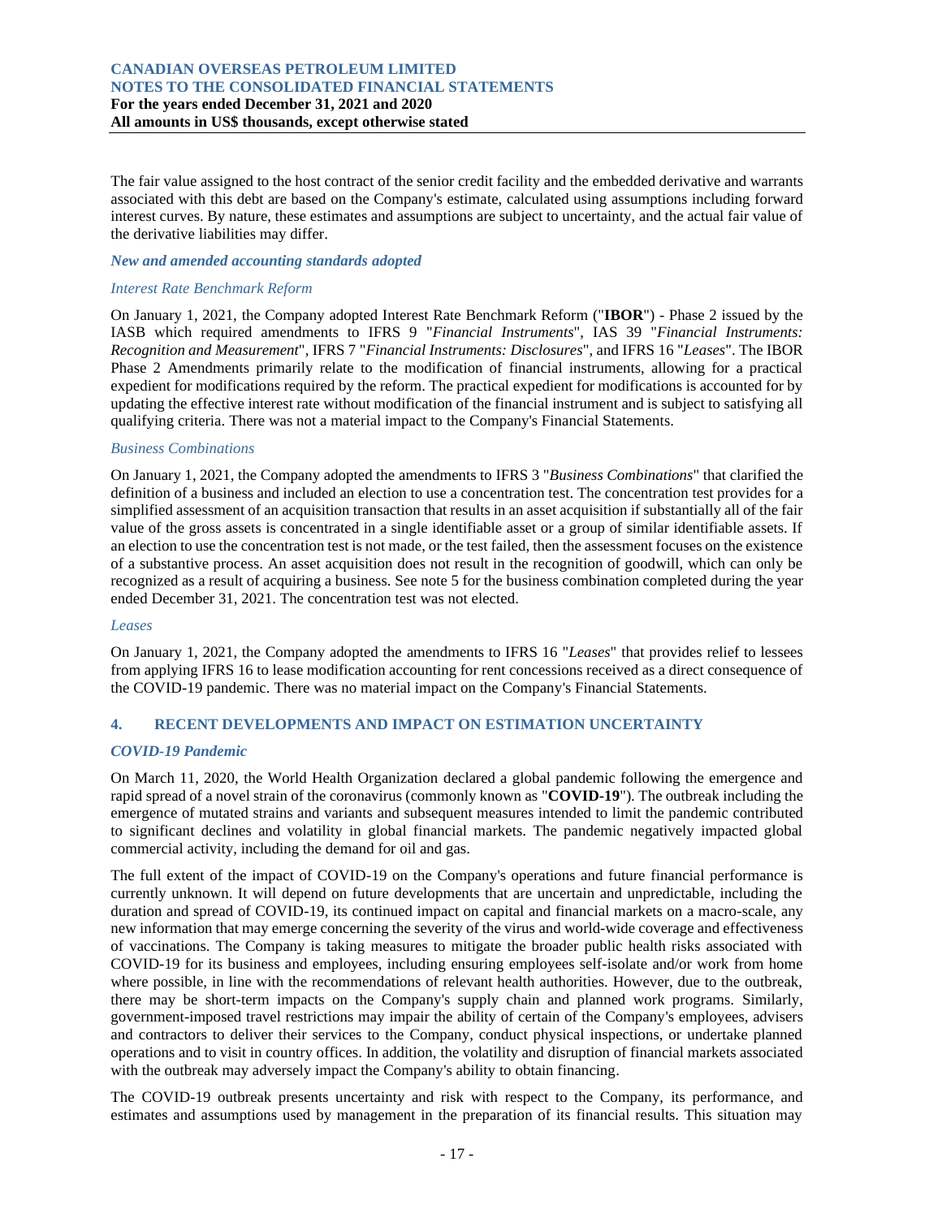The fair value assigned to the host contract of the senior credit facility and the embedded derivative and warrants associated with this debt are based on the Company's estimate, calculated using assumptions including forward interest curves. By nature, these estimates and assumptions are subject to uncertainty, and the actual fair value of the derivative liabilities may differ.

***New and amended accounting standards adopted***

*Interest Rate Benchmark Reform*

On January 1, 2021, the Company adopted Interest Rate Benchmark Reform ("**IBOR**") - Phase 2 issued by the IASB which required amendments to IFRS 9 "*Financial Instruments*", IAS 39 "*Financial Instruments: Recognition and Measurement*", IFRS 7 "*Financial Instruments: Disclosures*", and IFRS 16 "*Leases*". The IBOR Phase 2 Amendments primarily relate to the modification of financial instruments, allowing for a practical expedient for modifications required by the reform. The practical expedient for modifications is accounted for by updating the effective interest rate without modification of the financial instrument and is subject to satisfying all qualifying criteria. There was not a material impact to the Company's Financial Statements.

*Business Combinations*

On January 1, 2021, the Company adopted the amendments to IFRS 3 "*Business Combinations*" that clarified the definition of a business and included an election to use a concentration test. The concentration test provides for a simplified assessment of an acquisition transaction that results in an asset acquisition if substantially all of the fair value of the gross assets is concentrated in a single identifiable asset or a group of similar identifiable assets. If an election to use the concentration test is not made, or the test failed, then the assessment focuses on the existence of a substantive process. An asset acquisition does not result in the recognition of goodwill, which can only be recognized as a result of acquiring a business. See note 5 for the business combination completed during the year ended December 31, 2021. The concentration test was not elected.

*Leases*

On January 1, 2021, the Company adopted the amendments to IFRS 16 "*Leases*" that provides relief to lessees from applying IFRS 16 to lease modification accounting for rent concessions received as a direct consequence of the COVID-19 pandemic. There was no material impact on the Company's Financial Statements.

## 4. RECENT DEVELOPMENTS AND IMPACT ON ESTIMATION UNCERTAINTY

***COVID-19 Pandemic***

On March 11, 2020, the World Health Organization declared a global pandemic following the emergence and rapid spread of a novel strain of the coronavirus (commonly known as "**COVID-19**"). The outbreak including the emergence of mutated strains and variants and subsequent measures intended to limit the pandemic contributed to significant declines and volatility in global financial markets. The pandemic negatively impacted global commercial activity, including the demand for oil and gas.

The full extent of the impact of COVID-19 on the Company's operations and future financial performance is currently unknown. It will depend on future developments that are uncertain and unpredictable, including the duration and spread of COVID-19, its continued impact on capital and financial markets on a macro-scale, any new information that may emerge concerning the severity of the virus and world-wide coverage and effectiveness of vaccinations. The Company is taking measures to mitigate the broader public health risks associated with COVID-19 for its business and employees, including ensuring employees self-isolate and/or work from home where possible, in line with the recommendations of relevant health authorities. However, due to the outbreak, there may be short-term impacts on the Company's supply chain and planned work programs. Similarly, government-imposed travel restrictions may impair the ability of certain of the Company's employees, advisers and contractors to deliver their services to the Company, conduct physical inspections, or undertake planned operations and to visit in country offices. In addition, the volatility and disruption of financial markets associated with the outbreak may adversely impact the Company's ability to obtain financing.

The COVID-19 outbreak presents uncertainty and risk with respect to the Company, its performance, and estimates and assumptions used by management in the preparation of its financial results. This situation may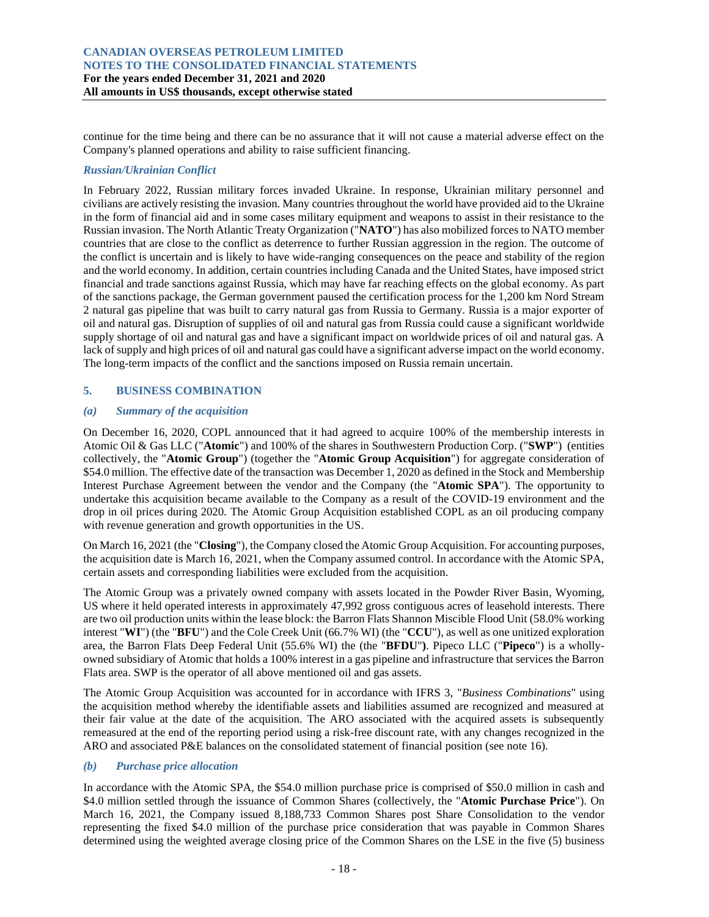continue for the time being and there can be no assurance that it will not cause a material adverse effect on the Company's planned operations and ability to raise sufficient financing.

### *Russian/Ukrainian Conflict*

In February 2022, Russian military forces invaded Ukraine. In response, Ukrainian military personnel and civilians are actively resisting the invasion. Many countries throughout the world have provided aid to the Ukraine in the form of financial aid and in some cases military equipment and weapons to assist in their resistance to the Russian invasion. The North Atlantic Treaty Organization ("**NATO**") has also mobilized forces to NATO member countries that are close to the conflict as deterrence to further Russian aggression in the region. The outcome of the conflict is uncertain and is likely to have wide-ranging consequences on the peace and stability of the region and the world economy. In addition, certain countries including Canada and the United States, have imposed strict financial and trade sanctions against Russia, which may have far reaching effects on the global economy. As part of the sanctions package, the German government paused the certification process for the 1,200 km Nord Stream 2 natural gas pipeline that was built to carry natural gas from Russia to Germany. Russia is a major exporter of oil and natural gas. Disruption of supplies of oil and natural gas from Russia could cause a significant worldwide supply shortage of oil and natural gas and have a significant impact on worldwide prices of oil and natural gas. A lack of supply and high prices of oil and natural gas could have a significant adverse impact on the world economy. The long-term impacts of the conflict and the sanctions imposed on Russia remain uncertain.

## 5. BUSINESS COMBINATION

### *(a) Summary of the acquisition*

On December 16, 2020, COPL announced that it had agreed to acquire 100% of the membership interests in Atomic Oil & Gas LLC ("**Atomic**") and 100% of the shares in Southwestern Production Corp. ("**SWP**") (entities collectively, the "**Atomic Group**") (together the "**Atomic Group Acquisition**") for aggregate consideration of \$54.0 million. The effective date of the transaction was December 1, 2020 as defined in the Stock and Membership Interest Purchase Agreement between the vendor and the Company (the "**Atomic SPA**"). The opportunity to undertake this acquisition became available to the Company as a result of the COVID-19 environment and the drop in oil prices during 2020. The Atomic Group Acquisition established COPL as an oil producing company with revenue generation and growth opportunities in the US.

On March 16, 2021 (the "**Closing**"), the Company closed the Atomic Group Acquisition. For accounting purposes, the acquisition date is March 16, 2021, when the Company assumed control. In accordance with the Atomic SPA, certain assets and corresponding liabilities were excluded from the acquisition.

The Atomic Group was a privately owned company with assets located in the Powder River Basin, Wyoming, US where it held operated interests in approximately 47,992 gross contiguous acres of leasehold interests. There are two oil production units within the lease block: the Barron Flats Shannon Miscible Flood Unit (58.0% working interest "**WI**") (the "**BFU**") and the Cole Creek Unit (66.7% WI) (the "**CCU**"), as well as one unitized exploration area, the Barron Flats Deep Federal Unit (55.6% WI) the (the "**BFDU**"**)**. Pipeco LLC ("**Pipeco**") is a wholly-owned subsidiary of Atomic that holds a 100% interest in a gas pipeline and infrastructure that services the Barron Flats area. SWP is the operator of all above mentioned oil and gas assets.

The Atomic Group Acquisition was accounted for in accordance with IFRS 3, "*Business Combinations*" using the acquisition method whereby the identifiable assets and liabilities assumed are recognized and measured at their fair value at the date of the acquisition. The ARO associated with the acquired assets is subsequently remeasured at the end of the reporting period using a risk-free discount rate, with any changes recognized in the ARO and associated P&E balances on the consolidated statement of financial position (see note 16).

### *(b) Purchase price allocation*

In accordance with the Atomic SPA, the \$54.0 million purchase price is comprised of \$50.0 million in cash and \$4.0 million settled through the issuance of Common Shares (collectively, the "**Atomic Purchase Price**"). On March 16, 2021, the Company issued 8,188,733 Common Shares post Share Consolidation to the vendor representing the fixed \$4.0 million of the purchase price consideration that was payable in Common Shares determined using the weighted average closing price of the Common Shares on the LSE in the five (5) business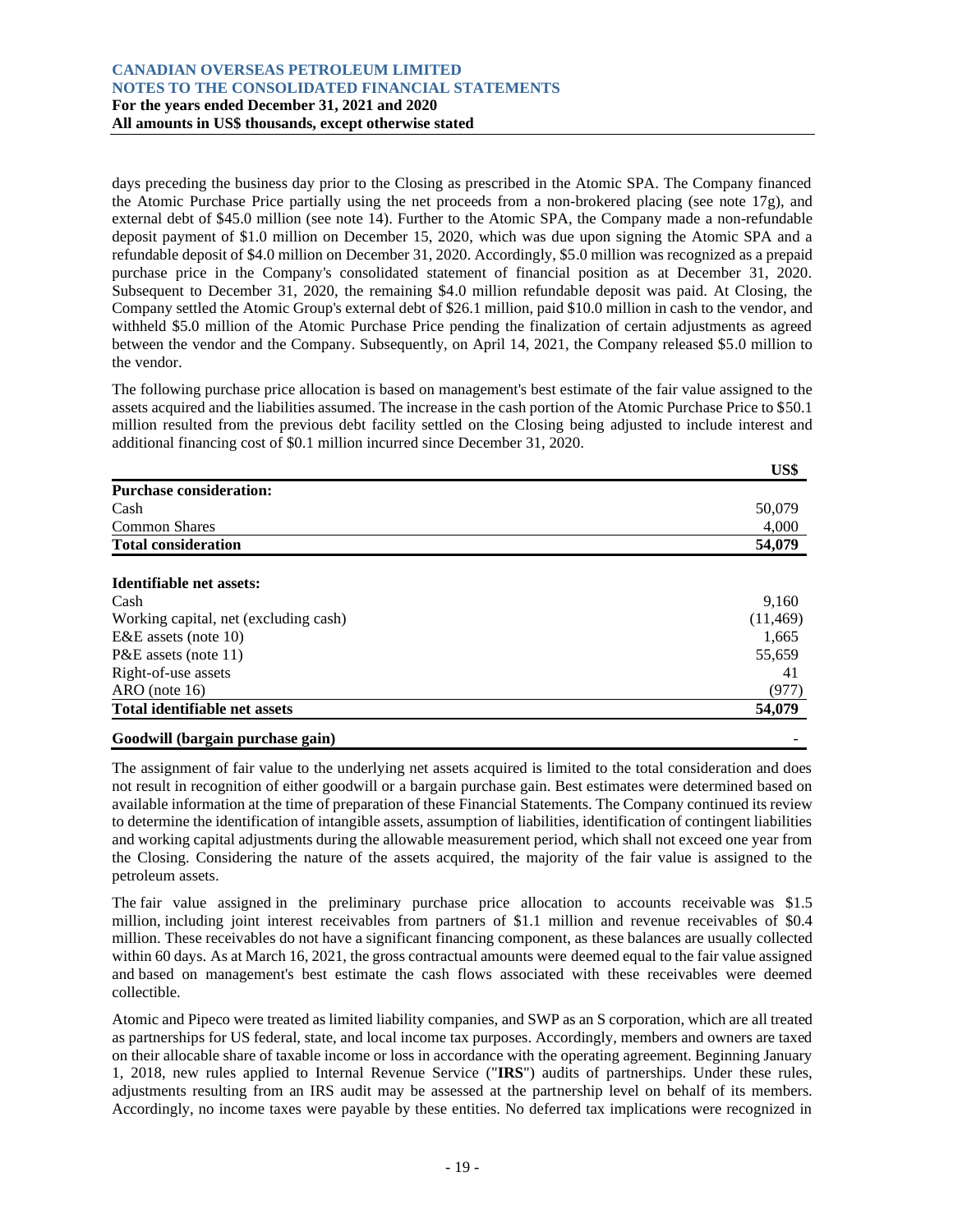days preceding the business day prior to the Closing as prescribed in the Atomic SPA. The Company financed the Atomic Purchase Price partially using the net proceeds from a non-brokered placing (see note 17g), and external debt of $45.0 million (see note 14). Further to the Atomic SPA, the Company made a non-refundable deposit payment of $1.0 million on December 15, 2020, which was due upon signing the Atomic SPA and a refundable deposit of $4.0 million on December 31, 2020. Accordingly, $5.0 million was recognized as a prepaid purchase price in the Company's consolidated statement of financial position as at December 31, 2020. Subsequent to December 31, 2020, the remaining $4.0 million refundable deposit was paid. At Closing, the Company settled the Atomic Group's external debt of $26.1 million, paid $10.0 million in cash to the vendor, and withheld $5.0 million of the Atomic Purchase Price pending the finalization of certain adjustments as agreed between the vendor and the Company. Subsequently, on April 14, 2021, the Company released $5.0 million to the vendor.

The following purchase price allocation is based on management's best estimate of the fair value assigned to the assets acquired and the liabilities assumed. The increase in the cash portion of the Atomic Purchase Price to $50.1 million resulted from the previous debt facility settled on the Closing being adjusted to include interest and additional financing cost of $0.1 million incurred since December 31, 2020.

| | US$ |
|---|---|
| **Purchase consideration:** | |
| Cash | 50,079 |
| Common Shares | 4,000 |
| **Total consideration** | **54,079** |
| | |
| **Identifiable net assets:** | |
| Cash | 9,160 |
| Working capital, net (excluding cash) | (11,469) |
| E&E assets (note 10) | 1,665 |
| P&E assets (note 11) | 55,659 |
| Right-of-use assets | 41 |
| ARO (note 16) | (977) |
| **Total identifiable net assets** | **54,079** |
| | |
| **Goodwill (bargain purchase gain)** | - |

The assignment of fair value to the underlying net assets acquired is limited to the total consideration and does not result in recognition of either goodwill or a bargain purchase gain. Best estimates were determined based on available information at the time of preparation of these Financial Statements. The Company continued its review to determine the identification of intangible assets, assumption of liabilities, identification of contingent liabilities and working capital adjustments during the allowable measurement period, which shall not exceed one year from the Closing. Considering the nature of the assets acquired, the majority of the fair value is assigned to the petroleum assets.

The fair value assigned in the preliminary purchase price allocation to accounts receivable was $1.5 million, including joint interest receivables from partners of $1.1 million and revenue receivables of $0.4 million. These receivables do not have a significant financing component, as these balances are usually collected within 60 days. As at March 16, 2021, the gross contractual amounts were deemed equal to the fair value assigned and based on management's best estimate the cash flows associated with these receivables were deemed collectible.

Atomic and Pipeco were treated as limited liability companies, and SWP as an S corporation, which are all treated as partnerships for US federal, state, and local income tax purposes. Accordingly, members and owners are taxed on their allocable share of taxable income or loss in accordance with the operating agreement. Beginning January 1, 2018, new rules applied to Internal Revenue Service ("**IRS**") audits of partnerships. Under these rules, adjustments resulting from an IRS audit may be assessed at the partnership level on behalf of its members. Accordingly, no income taxes were payable by these entities. No deferred tax implications were recognized in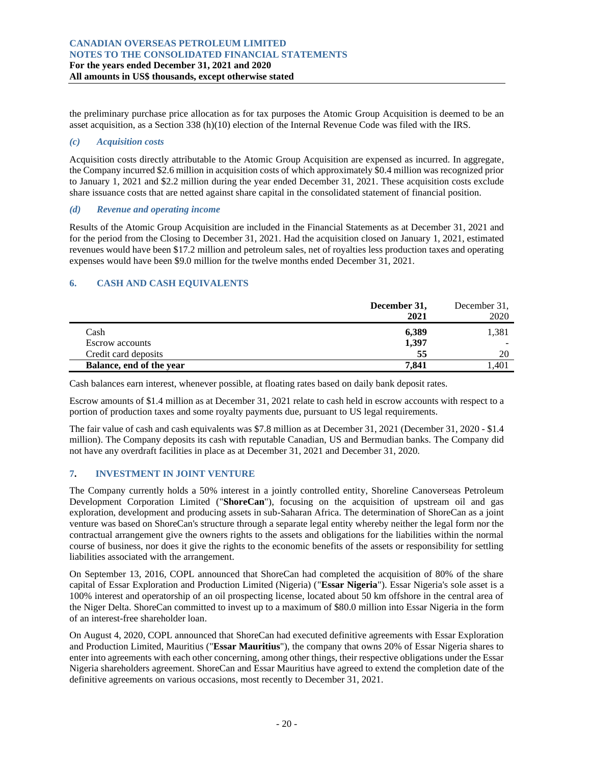the preliminary purchase price allocation as for tax purposes the Atomic Group Acquisition is deemed to be an asset acquisition, as a Section 338 (h)(10) election of the Internal Revenue Code was filed with the IRS.

### *(c) Acquisition costs*

Acquisition costs directly attributable to the Atomic Group Acquisition are expensed as incurred. In aggregate, the Company incurred $2.6 million in acquisition costs of which approximately $0.4 million was recognized prior to January 1, 2021 and $2.2 million during the year ended December 31, 2021. These acquisition costs exclude share issuance costs that are netted against share capital in the consolidated statement of financial position.

### *(d) Revenue and operating income*

Results of the Atomic Group Acquisition are included in the Financial Statements as at December 31, 2021 and for the period from the Closing to December 31, 2021. Had the acquisition closed on January 1, 2021, estimated revenues would have been $17.2 million and petroleum sales, net of royalties less production taxes and operating expenses would have been $9.0 million for the twelve months ended December 31, 2021.

## 6. CASH AND CASH EQUIVALENTS

| | **December 31, 2021** | December 31, 2020 |
|---|---|---|
| Cash | **6,389** | 1,381 |
| Escrow accounts | **1,397** | - |
| Credit card deposits | **55** | 20 |
| **Balance, end of the year** | **7,841** | 1,401 |

Cash balances earn interest, whenever possible, at floating rates based on daily bank deposit rates.

Escrow amounts of $1.4 million as at December 31, 2021 relate to cash held in escrow accounts with respect to a portion of production taxes and some royalty payments due, pursuant to US legal requirements.

The fair value of cash and cash equivalents was $7.8 million as at December 31, 2021 (December 31, 2020 - $1.4 million). The Company deposits its cash with reputable Canadian, US and Bermudian banks. The Company did not have any overdraft facilities in place as at December 31, 2021 and December 31, 2020.

## 7. INVESTMENT IN JOINT VENTURE

The Company currently holds a 50% interest in a jointly controlled entity, Shoreline Canoverseas Petroleum Development Corporation Limited ("**ShoreCan**"), focusing on the acquisition of upstream oil and gas exploration, development and producing assets in sub-Saharan Africa. The determination of ShoreCan as a joint venture was based on ShoreCan's structure through a separate legal entity whereby neither the legal form nor the contractual arrangement give the owners rights to the assets and obligations for the liabilities within the normal course of business, nor does it give the rights to the economic benefits of the assets or responsibility for settling liabilities associated with the arrangement.

On September 13, 2016, COPL announced that ShoreCan had completed the acquisition of 80% of the share capital of Essar Exploration and Production Limited (Nigeria) ("**Essar Nigeria**"). Essar Nigeria's sole asset is a 100% interest and operatorship of an oil prospecting license, located about 50 km offshore in the central area of the Niger Delta. ShoreCan committed to invest up to a maximum of $80.0 million into Essar Nigeria in the form of an interest-free shareholder loan.

On August 4, 2020, COPL announced that ShoreCan had executed definitive agreements with Essar Exploration and Production Limited, Mauritius ("**Essar Mauritius**"), the company that owns 20% of Essar Nigeria shares to enter into agreements with each other concerning, among other things, their respective obligations under the Essar Nigeria shareholders agreement. ShoreCan and Essar Mauritius have agreed to extend the completion date of the definitive agreements on various occasions, most recently to December 31, 2021.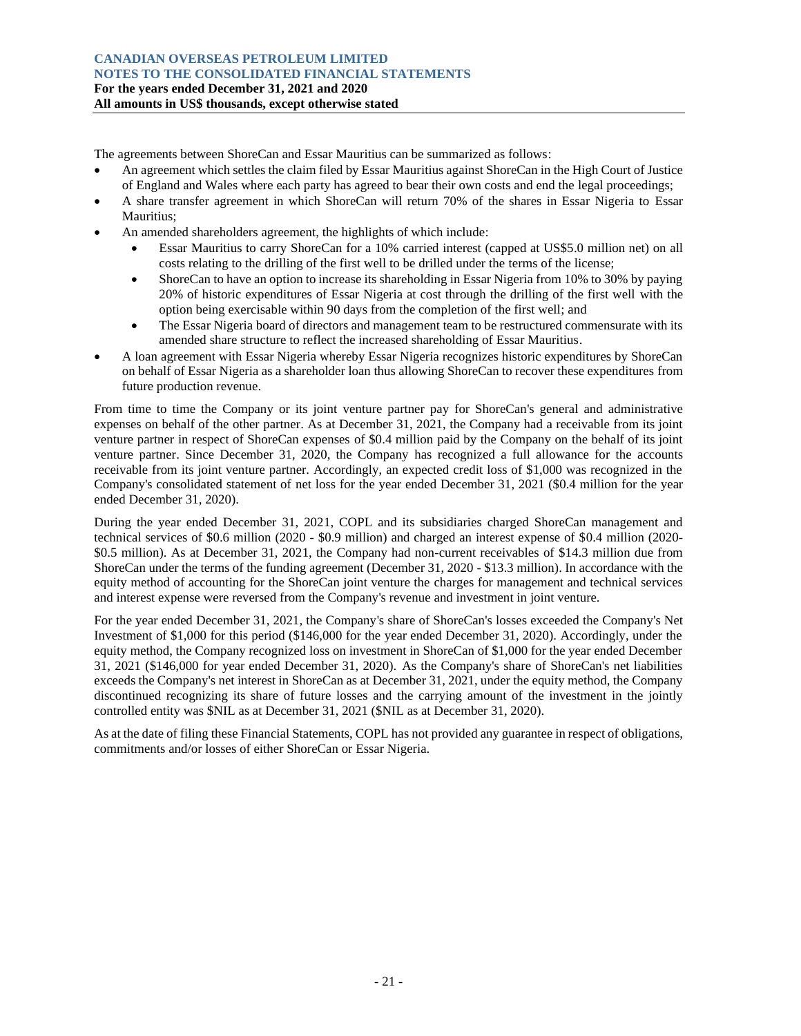The agreements between ShoreCan and Essar Mauritius can be summarized as follows:

- An agreement which settles the claim filed by Essar Mauritius against ShoreCan in the High Court of Justice of England and Wales where each party has agreed to bear their own costs and end the legal proceedings;
- A share transfer agreement in which ShoreCan will return 70% of the shares in Essar Nigeria to Essar Mauritius;
- An amended shareholders agreement, the highlights of which include:
  - Essar Mauritius to carry ShoreCan for a 10% carried interest (capped at US$5.0 million net) on all costs relating to the drilling of the first well to be drilled under the terms of the license;
  - ShoreCan to have an option to increase its shareholding in Essar Nigeria from 10% to 30% by paying 20% of historic expenditures of Essar Nigeria at cost through the drilling of the first well with the option being exercisable within 90 days from the completion of the first well; and
  - The Essar Nigeria board of directors and management team to be restructured commensurate with its amended share structure to reflect the increased shareholding of Essar Mauritius.
- A loan agreement with Essar Nigeria whereby Essar Nigeria recognizes historic expenditures by ShoreCan on behalf of Essar Nigeria as a shareholder loan thus allowing ShoreCan to recover these expenditures from future production revenue.

From time to time the Company or its joint venture partner pay for ShoreCan's general and administrative expenses on behalf of the other partner. As at December 31, 2021, the Company had a receivable from its joint venture partner in respect of ShoreCan expenses of $0.4 million paid by the Company on the behalf of its joint venture partner. Since December 31, 2020, the Company has recognized a full allowance for the accounts receivable from its joint venture partner. Accordingly, an expected credit loss of $1,000 was recognized in the Company's consolidated statement of net loss for the year ended December 31, 2021 ($0.4 million for the year ended December 31, 2020).

During the year ended December 31, 2021, COPL and its subsidiaries charged ShoreCan management and technical services of $0.6 million (2020 - $0.9 million) and charged an interest expense of $0.4 million (2020- $0.5 million). As at December 31, 2021, the Company had non-current receivables of $14.3 million due from ShoreCan under the terms of the funding agreement (December 31, 2020 - $13.3 million). In accordance with the equity method of accounting for the ShoreCan joint venture the charges for management and technical services and interest expense were reversed from the Company's revenue and investment in joint venture.

For the year ended December 31, 2021, the Company's share of ShoreCan's losses exceeded the Company's Net Investment of $1,000 for this period ($146,000 for the year ended December 31, 2020). Accordingly, under the equity method, the Company recognized loss on investment in ShoreCan of $1,000 for the year ended December 31, 2021 ($146,000 for year ended December 31, 2020). As the Company's share of ShoreCan's net liabilities exceeds the Company's net interest in ShoreCan as at December 31, 2021, under the equity method, the Company discontinued recognizing its share of future losses and the carrying amount of the investment in the jointly controlled entity was $NIL as at December 31, 2021 ($NIL as at December 31, 2020).

As at the date of filing these Financial Statements, COPL has not provided any guarantee in respect of obligations, commitments and/or losses of either ShoreCan or Essar Nigeria.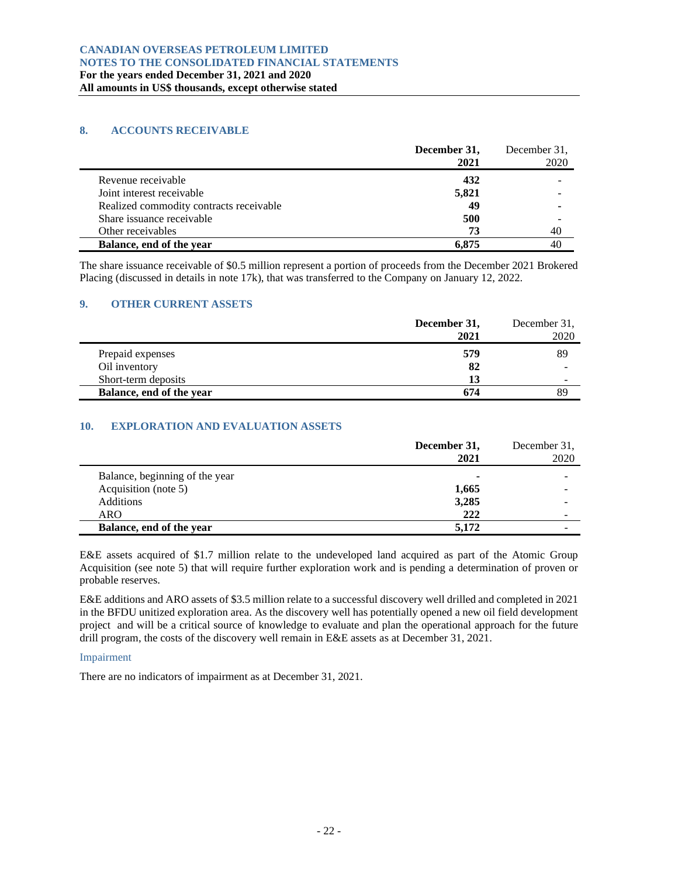## 8. ACCOUNTS RECEIVABLE

| | December 31, 2021 | December 31, 2020 |
|---|---|---|
| Revenue receivable | **432** | - |
| Joint interest receivable | **5,821** | - |
| Realized commodity contracts receivable | **49** | - |
| Share issuance receivable | **500** | - |
| Other receivables | **73** | 40 |
| **Balance, end of the year** | **6,875** | 40 |

The share issuance receivable of $0.5 million represent a portion of proceeds from the December 2021 Brokered Placing (discussed in details in note 17k), that was transferred to the Company on January 12, 2022.

## 9. OTHER CURRENT ASSETS

| | December 31, 2021 | December 31, 2020 |
|---|---|---|
| Prepaid expenses | **579** | 89 |
| Oil inventory | **82** | - |
| Short-term deposits | **13** | - |
| **Balance, end of the year** | **674** | 89 |

## 10. EXPLORATION AND EVALUATION ASSETS

| | December 31, 2021 | December 31, 2020 |
|---|---|---|
| Balance, beginning of the year | **-** | - |
| Acquisition (note 5) | **1,665** | - |
| Additions | **3,285** | - |
| ARO | **222** | - |
| **Balance, end of the year** | **5,172** | - |

E&E assets acquired of $1.7 million relate to the undeveloped land acquired as part of the Atomic Group Acquisition (see note 5) that will require further exploration work and is pending a determination of proven or probable reserves.

E&E additions and ARO assets of $3.5 million relate to a successful discovery well drilled and completed in 2021 in the BFDU unitized exploration area. As the discovery well has potentially opened a new oil field development project and will be a critical source of knowledge to evaluate and plan the operational approach for the future drill program, the costs of the discovery well remain in E&E assets as at December 31, 2021.

### Impairment

There are no indicators of impairment as at December 31, 2021.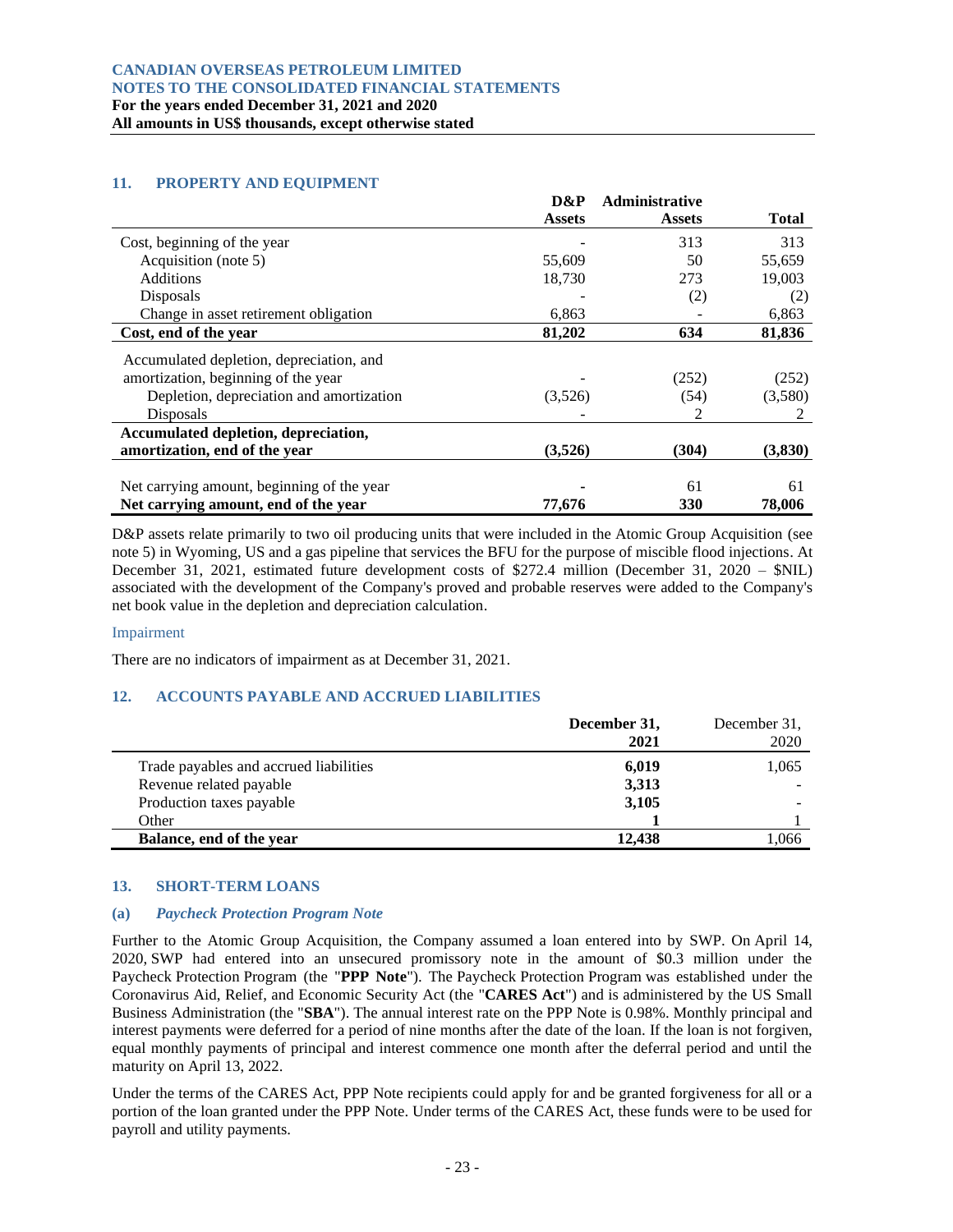## 11. PROPERTY AND EQUIPMENT

| | D&P Assets | Administrative Assets | Total |
|---|---|---|---|
| Cost, beginning of the year | - | 313 | 313 |
| Acquisition (note 5) | 55,609 | 50 | 55,659 |
| Additions | 18,730 | 273 | 19,003 |
| Disposals | - | (2) | (2) |
| Change in asset retirement obligation | 6,863 | - | 6,863 |
| **Cost, end of the year** | **81,202** | **634** | **81,836** |
| Accumulated depletion, depreciation, and amortization, beginning of the year | - | (252) | (252) |
| Depletion, depreciation and amortization | (3,526) | (54) | (3,580) |
| Disposals | - | 2 | 2 |
| **Accumulated depletion, depreciation, amortization, end of the year** | **(3,526)** | **(304)** | **(3,830)** |
| Net carrying amount, beginning of the year | - | 61 | 61 |
| **Net carrying amount, end of the year** | **77,676** | **330** | **78,006** |

D&P assets relate primarily to two oil producing units that were included in the Atomic Group Acquisition (see note 5) in Wyoming, US and a gas pipeline that services the BFU for the purpose of miscible flood injections. At December 31, 2021, estimated future development costs of $272.4 million (December 31, 2020 – $NIL) associated with the development of the Company's proved and probable reserves were added to the Company's net book value in the depletion and depreciation calculation.

### Impairment

There are no indicators of impairment as at December 31, 2021.

## 12. ACCOUNTS PAYABLE AND ACCRUED LIABILITIES

| | **December 31, 2021** | December 31, 2020 |
|---|---|---|
| Trade payables and accrued liabilities | **6,019** | 1,065 |
| Revenue related payable | **3,313** | - |
| Production taxes payable | **3,105** | - |
| Other | **1** | 1 |
| **Balance, end of the year** | **12,438** | 1,066 |

## 13. SHORT-TERM LOANS

### (a) *Paycheck Protection Program Note*

Further to the Atomic Group Acquisition, the Company assumed a loan entered into by SWP. On April 14, 2020, SWP had entered into an unsecured promissory note in the amount of $0.3 million under the Paycheck Protection Program (the "**PPP Note**"). The Paycheck Protection Program was established under the Coronavirus Aid, Relief, and Economic Security Act (the "**CARES Act**") and is administered by the US Small Business Administration (the "**SBA**"). The annual interest rate on the PPP Note is 0.98%. Monthly principal and interest payments were deferred for a period of nine months after the date of the loan. If the loan is not forgiven, equal monthly payments of principal and interest commence one month after the deferral period and until the maturity on April 13, 2022.

Under the terms of the CARES Act, PPP Note recipients could apply for and be granted forgiveness for all or a portion of the loan granted under the PPP Note. Under terms of the CARES Act, these funds were to be used for payroll and utility payments.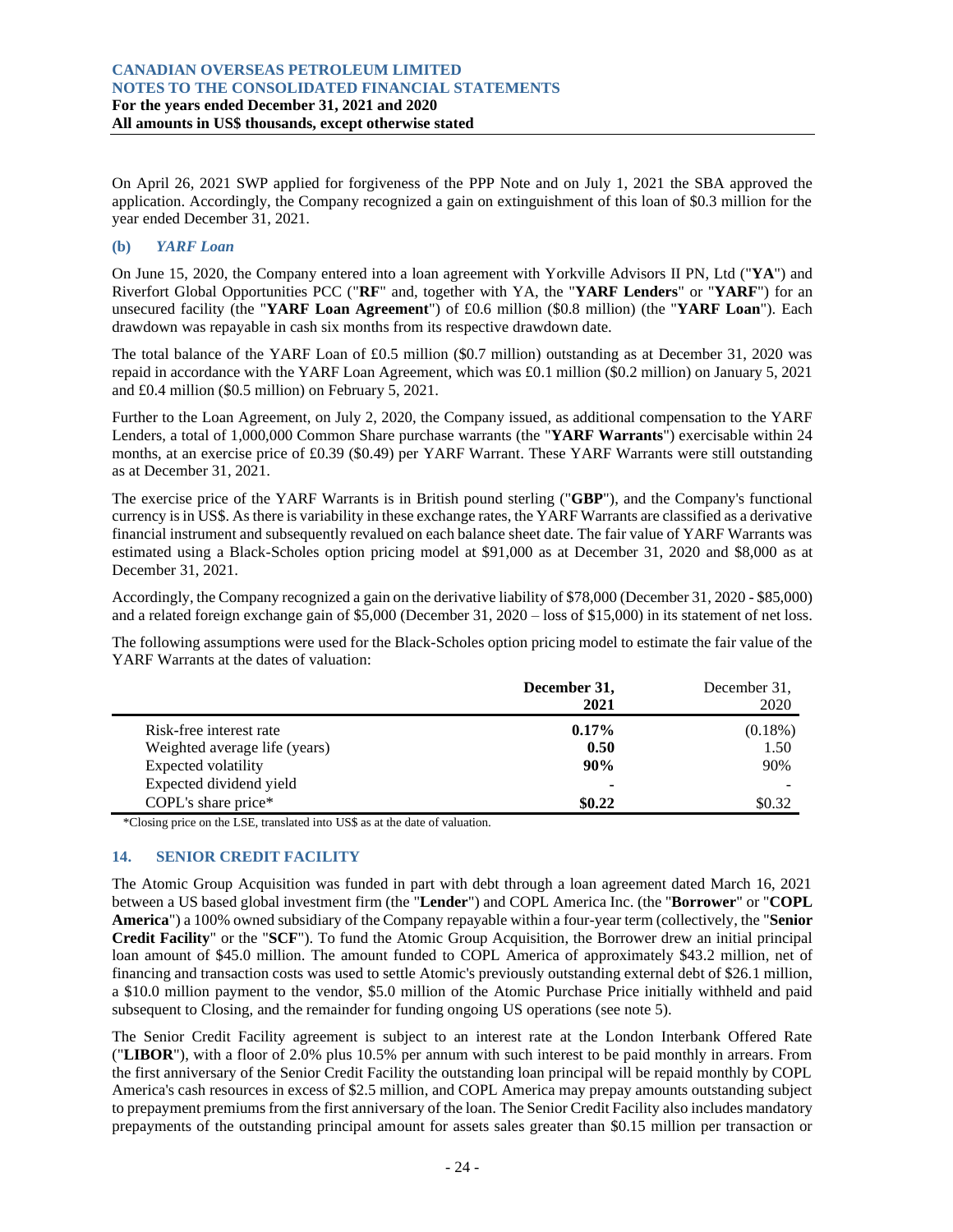On April 26, 2021 SWP applied for forgiveness of the PPP Note and on July 1, 2021 the SBA approved the application. Accordingly, the Company recognized a gain on extinguishment of this loan of $0.3 million for the year ended December 31, 2021.

### (b) *YARF Loan*

On June 15, 2020, the Company entered into a loan agreement with Yorkville Advisors II PN, Ltd ("**YA**") and Riverfort Global Opportunities PCC ("**RF**" and, together with YA, the "**YARF Lenders**" or "**YARF**") for an unsecured facility (the "**YARF Loan Agreement**") of £0.6 million ($0.8 million) (the "**YARF Loan**"). Each drawdown was repayable in cash six months from its respective drawdown date.

The total balance of the YARF Loan of £0.5 million ($0.7 million) outstanding as at December 31, 2020 was repaid in accordance with the YARF Loan Agreement, which was £0.1 million ($0.2 million) on January 5, 2021 and £0.4 million ($0.5 million) on February 5, 2021.

Further to the Loan Agreement, on July 2, 2020, the Company issued, as additional compensation to the YARF Lenders, a total of 1,000,000 Common Share purchase warrants (the "**YARF Warrants**") exercisable within 24 months, at an exercise price of £0.39 ($0.49) per YARF Warrant. These YARF Warrants were still outstanding as at December 31, 2021.

The exercise price of the YARF Warrants is in British pound sterling ("**GBP**"), and the Company's functional currency is in US$. As there is variability in these exchange rates, the YARF Warrants are classified as a derivative financial instrument and subsequently revalued on each balance sheet date. The fair value of YARF Warrants was estimated using a Black-Scholes option pricing model at $91,000 as at December 31, 2020 and $8,000 as at December 31, 2021.

Accordingly, the Company recognized a gain on the derivative liability of $78,000 (December 31, 2020 - $85,000) and a related foreign exchange gain of $5,000 (December 31, 2020 – loss of $15,000) in its statement of net loss.

The following assumptions were used for the Black-Scholes option pricing model to estimate the fair value of the YARF Warrants at the dates of valuation:

| | **December 31, 2021** | December 31, 2020 |
|---|---|---|
| Risk-free interest rate | **0.17%** | (0.18%) |
| Weighted average life (years) | **0.50** | 1.50 |
| Expected volatility | **90%** | 90% |
| Expected dividend yield | **-** | - |
| COPL's share price* | **$0.22** | $0.32 |

*Closing price on the LSE, translated into US$ as at the date of valuation.

## 14. SENIOR CREDIT FACILITY

The Atomic Group Acquisition was funded in part with debt through a loan agreement dated March 16, 2021 between a US based global investment firm (the "**Lender**") and COPL America Inc. (the "**Borrower**" or "**COPL America**") a 100% owned subsidiary of the Company repayable within a four-year term (collectively, the "**Senior Credit Facility**" or the "**SCF**"). To fund the Atomic Group Acquisition, the Borrower drew an initial principal loan amount of $45.0 million. The amount funded to COPL America of approximately $43.2 million, net of financing and transaction costs was used to settle Atomic's previously outstanding external debt of $26.1 million, a $10.0 million payment to the vendor, $5.0 million of the Atomic Purchase Price initially withheld and paid subsequent to Closing, and the remainder for funding ongoing US operations (see note 5).

The Senior Credit Facility agreement is subject to an interest rate at the London Interbank Offered Rate ("**LIBOR**"), with a floor of 2.0% plus 10.5% per annum with such interest to be paid monthly in arrears. From the first anniversary of the Senior Credit Facility the outstanding loan principal will be repaid monthly by COPL America's cash resources in excess of $2.5 million, and COPL America may prepay amounts outstanding subject to prepayment premiums from the first anniversary of the loan. The Senior Credit Facility also includes mandatory prepayments of the outstanding principal amount for assets sales greater than $0.15 million per transaction or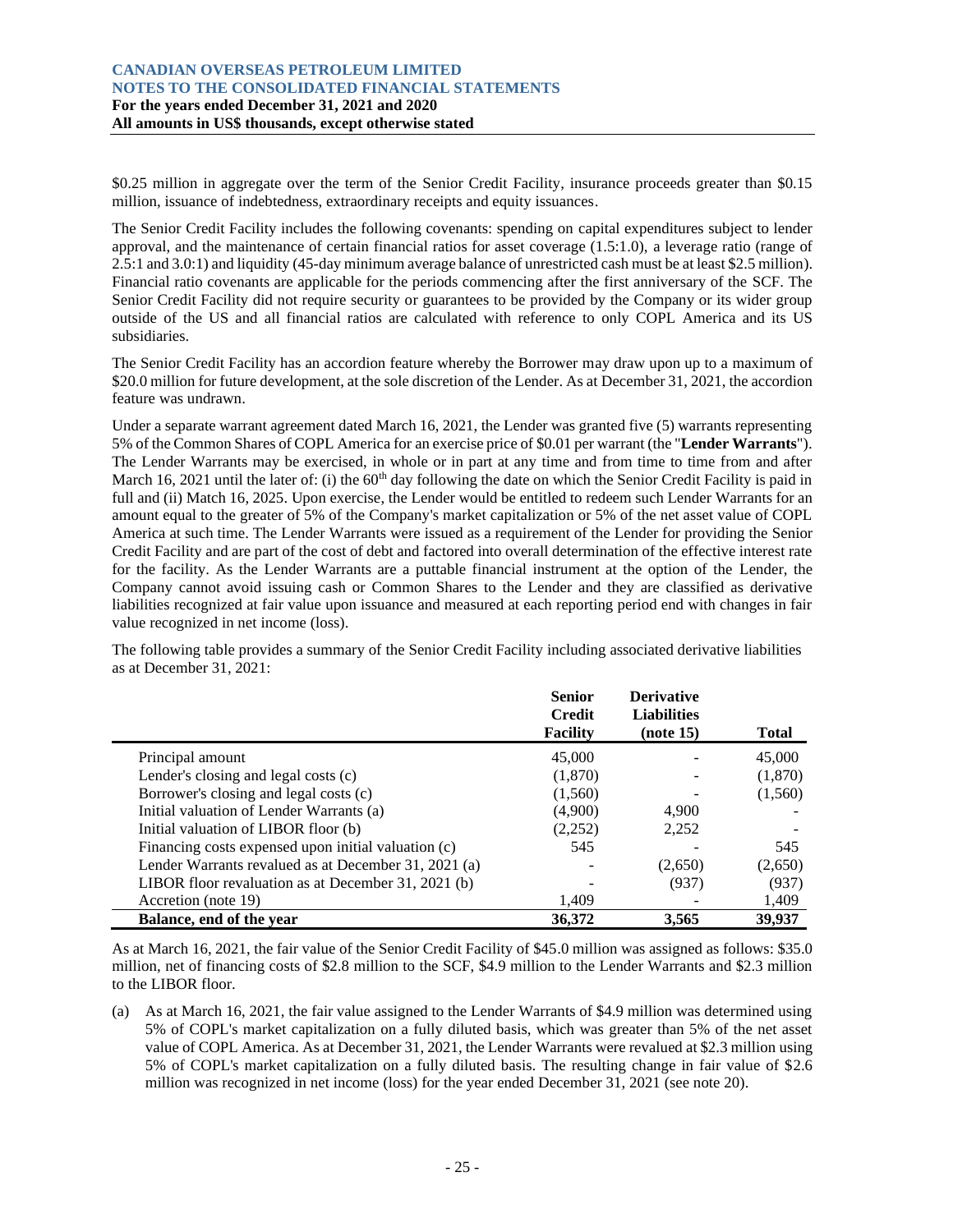$0.25 million in aggregate over the term of the Senior Credit Facility, insurance proceeds greater than $0.15 million, issuance of indebtedness, extraordinary receipts and equity issuances.

The Senior Credit Facility includes the following covenants: spending on capital expenditures subject to lender approval, and the maintenance of certain financial ratios for asset coverage (1.5:1.0), a leverage ratio (range of 2.5:1 and 3.0:1) and liquidity (45-day minimum average balance of unrestricted cash must be at least $2.5 million). Financial ratio covenants are applicable for the periods commencing after the first anniversary of the SCF. The Senior Credit Facility did not require security or guarantees to be provided by the Company or its wider group outside of the US and all financial ratios are calculated with reference to only COPL America and its US subsidiaries.

The Senior Credit Facility has an accordion feature whereby the Borrower may draw upon up to a maximum of $20.0 million for future development, at the sole discretion of the Lender. As at December 31, 2021, the accordion feature was undrawn.

Under a separate warrant agreement dated March 16, 2021, the Lender was granted five (5) warrants representing 5% of the Common Shares of COPL America for an exercise price of $0.01 per warrant (the "**Lender Warrants**"). The Lender Warrants may be exercised, in whole or in part at any time and from time to time and after March 16, 2021 until the later of: (i) the 60th day following the date on which the Senior Credit Facility is paid in full and (ii) Match 16, 2025. Upon exercise, the Lender would be entitled to redeem such Lender Warrants for an amount equal to the greater of 5% of the Company's market capitalization or 5% of the net asset value of COPL America at such time. The Lender Warrants were issued as a requirement of the Lender for providing the Senior Credit Facility and are part of the cost of debt and factored into overall determination of the effective interest rate for the facility. As the Lender Warrants are a puttable financial instrument at the option of the Lender, the Company cannot avoid issuing cash or Common Shares to the Lender and they are classified as derivative liabilities recognized at fair value upon issuance and measured at each reporting period end with changes in fair value recognized in net income (loss).

The following table provides a summary of the Senior Credit Facility including associated derivative liabilities as at December 31, 2021:

| | Senior Credit Facility | Derivative Liabilities (note 15) | Total |
|---|---|---|---|
| Principal amount | 45,000 | - | 45,000 |
| Lender's closing and legal costs (c) | (1,870) | - | (1,870) |
| Borrower's closing and legal costs (c) | (1,560) | - | (1,560) |
| Initial valuation of Lender Warrants (a) | (4,900) | 4,900 | - |
| Initial valuation of LIBOR floor (b) | (2,252) | 2,252 | - |
| Financing costs expensed upon initial valuation (c) | 545 | - | 545 |
| Lender Warrants revalued as at December 31, 2021 (a) | - | (2,650) | (2,650) |
| LIBOR floor revaluation as at December 31, 2021 (b) | - | (937) | (937) |
| Accretion (note 19) | 1,409 | - | 1,409 |
| **Balance, end of the year** | **36,372** | **3,565** | **39,937** |

As at March 16, 2021, the fair value of the Senior Credit Facility of $45.0 million was assigned as follows: $35.0 million, net of financing costs of $2.8 million to the SCF, $4.9 million to the Lender Warrants and $2.3 million to the LIBOR floor.

(a) As at March 16, 2021, the fair value assigned to the Lender Warrants of $4.9 million was determined using 5% of COPL's market capitalization on a fully diluted basis, which was greater than 5% of the net asset value of COPL America. As at December 31, 2021, the Lender Warrants were revalued at $2.3 million using 5% of COPL's market capitalization on a fully diluted basis. The resulting change in fair value of $2.6 million was recognized in net income (loss) for the year ended December 31, 2021 (see note 20).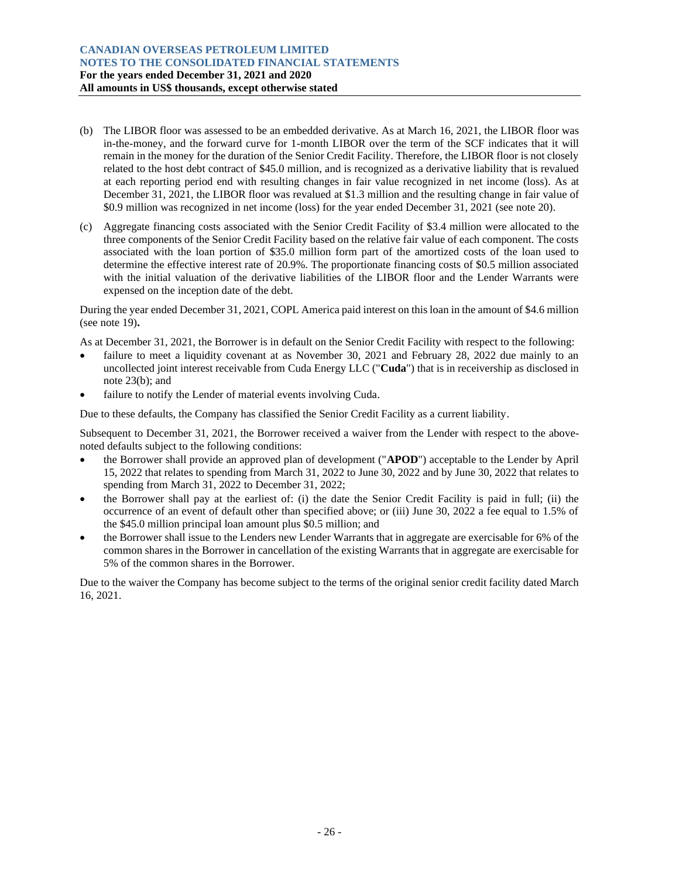(b) The LIBOR floor was assessed to be an embedded derivative. As at March 16, 2021, the LIBOR floor was in-the-money, and the forward curve for 1-month LIBOR over the term of the SCF indicates that it will remain in the money for the duration of the Senior Credit Facility. Therefore, the LIBOR floor is not closely related to the host debt contract of $45.0 million, and is recognized as a derivative liability that is revalued at each reporting period end with resulting changes in fair value recognized in net income (loss). As at December 31, 2021, the LIBOR floor was revalued at $1.3 million and the resulting change in fair value of $0.9 million was recognized in net income (loss) for the year ended December 31, 2021 (see note 20).

(c) Aggregate financing costs associated with the Senior Credit Facility of $3.4 million were allocated to the three components of the Senior Credit Facility based on the relative fair value of each component. The costs associated with the loan portion of $35.0 million form part of the amortized costs of the loan used to determine the effective interest rate of 20.9%. The proportionate financing costs of $0.5 million associated with the initial valuation of the derivative liabilities of the LIBOR floor and the Lender Warrants were expensed on the inception date of the debt.

During the year ended December 31, 2021, COPL America paid interest on this loan in the amount of $4.6 million (see note 19)**.**

As at December 31, 2021, the Borrower is in default on the Senior Credit Facility with respect to the following:

- failure to meet a liquidity covenant at as November 30, 2021 and February 28, 2022 due mainly to an uncollected joint interest receivable from Cuda Energy LLC ("**Cuda**") that is in receivership as disclosed in note 23(b); and
- failure to notify the Lender of material events involving Cuda.

Due to these defaults, the Company has classified the Senior Credit Facility as a current liability.

Subsequent to December 31, 2021, the Borrower received a waiver from the Lender with respect to the above-noted defaults subject to the following conditions:

- the Borrower shall provide an approved plan of development ("**APOD**") acceptable to the Lender by April 15, 2022 that relates to spending from March 31, 2022 to June 30, 2022 and by June 30, 2022 that relates to spending from March 31, 2022 to December 31, 2022;
- the Borrower shall pay at the earliest of: (i) the date the Senior Credit Facility is paid in full; (ii) the occurrence of an event of default other than specified above; or (iii) June 30, 2022 a fee equal to 1.5% of the $45.0 million principal loan amount plus $0.5 million; and
- the Borrower shall issue to the Lenders new Lender Warrants that in aggregate are exercisable for 6% of the common shares in the Borrower in cancellation of the existing Warrants that in aggregate are exercisable for 5% of the common shares in the Borrower.

Due to the waiver the Company has become subject to the terms of the original senior credit facility dated March 16, 2021.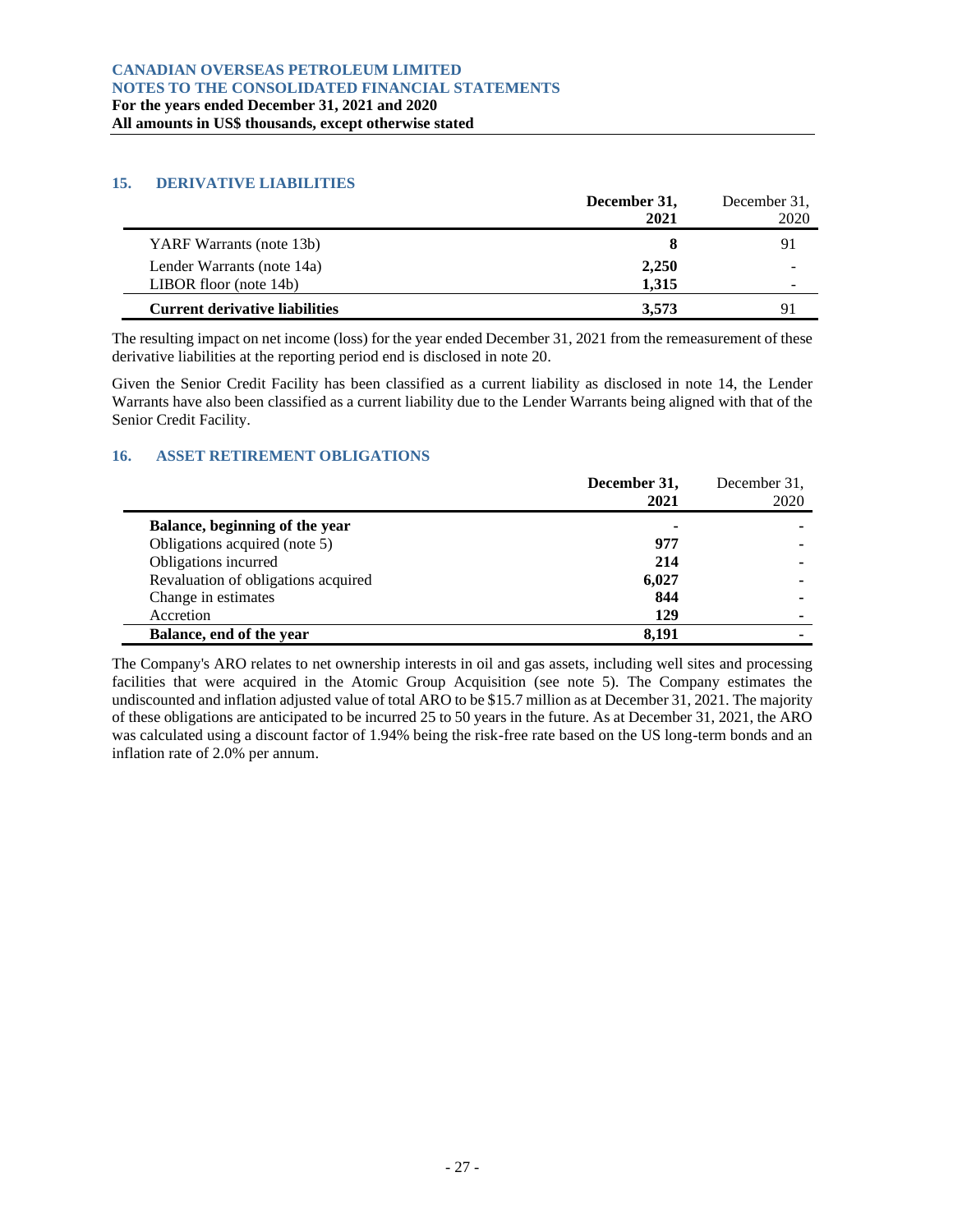## 15. DERIVATIVE LIABILITIES

| | **December 31, 2021** | December 31, 2020 |
|---|---|---|
| YARF Warrants (note 13b) | **8** | 91 |
| Lender Warrants (note 14a) | **2,250** | - |
| LIBOR floor (note 14b) | **1,315** | - |
| **Current derivative liabilities** | **3,573** | 91 |

The resulting impact on net income (loss) for the year ended December 31, 2021 from the remeasurement of these derivative liabilities at the reporting period end is disclosed in note 20.

Given the Senior Credit Facility has been classified as a current liability as disclosed in note 14, the Lender Warrants have also been classified as a current liability due to the Lender Warrants being aligned with that of the Senior Credit Facility.

## 16. ASSET RETIREMENT OBLIGATIONS

| | **December 31, 2021** | December 31, 2020 |
|---|---|---|
| **Balance, beginning of the year** | **-** | - |
| Obligations acquired (note 5) | **977** | - |
| Obligations incurred | **214** | - |
| Revaluation of obligations acquired | **6,027** | - |
| Change in estimates | **844** | - |
| Accretion | **129** | - |
| **Balance, end of the year** | **8,191** | - |

The Company's ARO relates to net ownership interests in oil and gas assets, including well sites and processing facilities that were acquired in the Atomic Group Acquisition (see note 5). The Company estimates the undiscounted and inflation adjusted value of total ARO to be $15.7 million as at December 31, 2021. The majority of these obligations are anticipated to be incurred 25 to 50 years in the future. As at December 31, 2021, the ARO was calculated using a discount factor of 1.94% being the risk-free rate based on the US long-term bonds and an inflation rate of 2.0% per annum.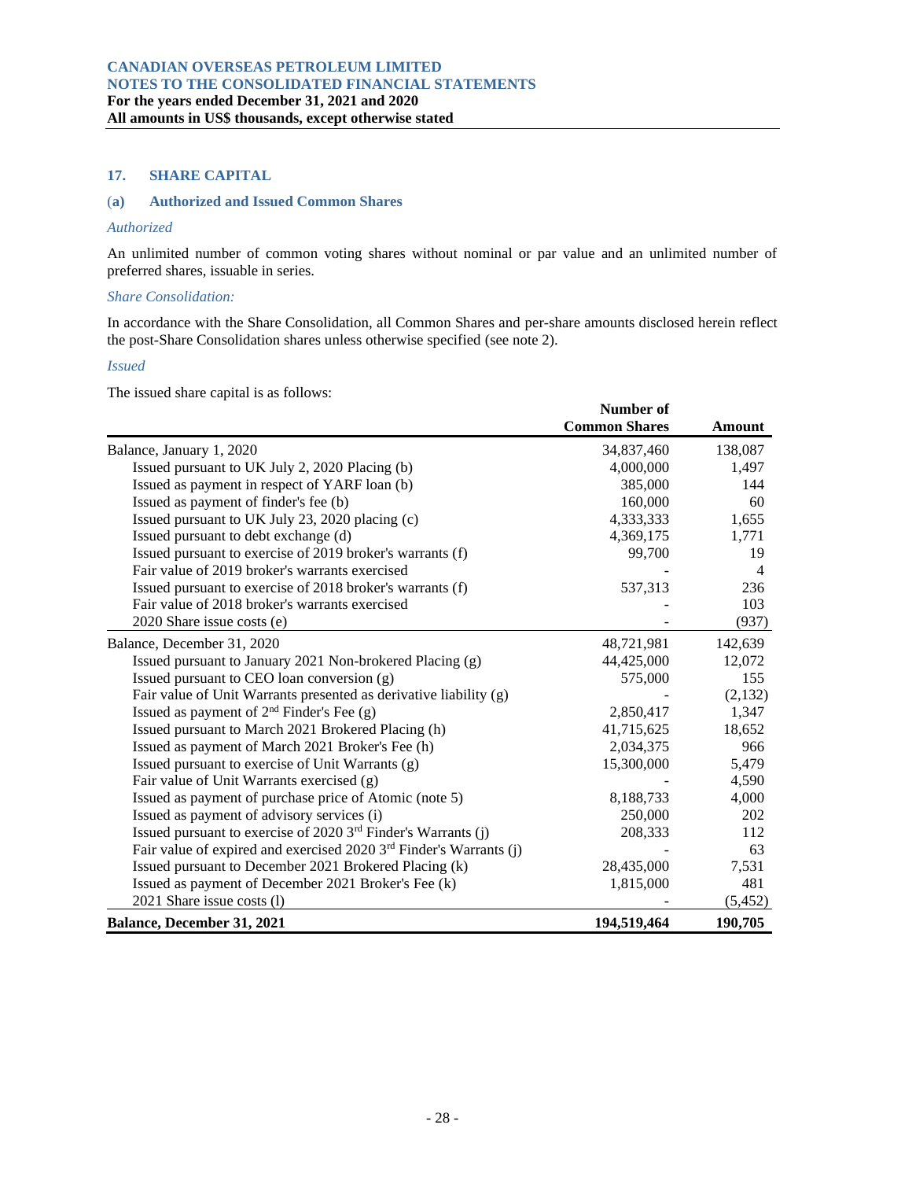**CANADIAN OVERSEAS PETROLEUM LIMITED**
**NOTES TO THE CONSOLIDATED FINANCIAL STATEMENTS**
**For the years ended December 31, 2021 and 2020**
**All amounts in US$ thousands, except otherwise stated**

## 17. SHARE CAPITAL

### (a) Authorized and Issued Common Shares

*Authorized*

An unlimited number of common voting shares without nominal or par value and an unlimited number of preferred shares, issuable in series.

*Share Consolidation:*

In accordance with the Share Consolidation, all Common Shares and per-share amounts disclosed herein reflect the post-Share Consolidation shares unless otherwise specified (see note 2).

*Issued*

The issued share capital is as follows:

| | Number of Common Shares | Amount |
|---|---|---|
| Balance, January 1, 2020 | 34,837,460 | 138,087 |
| Issued pursuant to UK July 2, 2020 Placing (b) | 4,000,000 | 1,497 |
| Issued as payment in respect of YARF loan (b) | 385,000 | 144 |
| Issued as payment of finder's fee (b) | 160,000 | 60 |
| Issued pursuant to UK July 23, 2020 placing (c) | 4,333,333 | 1,655 |
| Issued pursuant to debt exchange (d) | 4,369,175 | 1,771 |
| Issued pursuant to exercise of 2019 broker's warrants (f) | 99,700 | 19 |
| Fair value of 2019 broker's warrants exercised | - | 4 |
| Issued pursuant to exercise of 2018 broker's warrants (f) | 537,313 | 236 |
| Fair value of 2018 broker's warrants exercised | - | 103 |
| 2020 Share issue costs (e) | - | (937) |
| Balance, December 31, 2020 | 48,721,981 | 142,639 |
| Issued pursuant to January 2021 Non-brokered Placing (g) | 44,425,000 | 12,072 |
| Issued pursuant to CEO loan conversion (g) | 575,000 | 155 |
| Fair value of Unit Warrants presented as derivative liability (g) | - | (2,132) |
| Issued as payment of 2nd Finder's Fee (g) | 2,850,417 | 1,347 |
| Issued pursuant to March 2021 Brokered Placing (h) | 41,715,625 | 18,652 |
| Issued as payment of March 2021 Broker's Fee (h) | 2,034,375 | 966 |
| Issued pursuant to exercise of Unit Warrants (g) | 15,300,000 | 5,479 |
| Fair value of Unit Warrants exercised (g) | - | 4,590 |
| Issued as payment of purchase price of Atomic (note 5) | 8,188,733 | 4,000 |
| Issued as payment of advisory services (i) | 250,000 | 202 |
| Issued pursuant to exercise of 2020 3rd Finder's Warrants (j) | 208,333 | 112 |
| Fair value of expired and exercised 2020 3rd Finder's Warrants (j) | - | 63 |
| Issued pursuant to December 2021 Brokered Placing (k) | 28,435,000 | 7,531 |
| Issued as payment of December 2021 Broker's Fee (k) | 1,815,000 | 481 |
| 2021 Share issue costs (l) | - | (5,452) |
| **Balance, December 31, 2021** | **194,519,464** | **190,705** |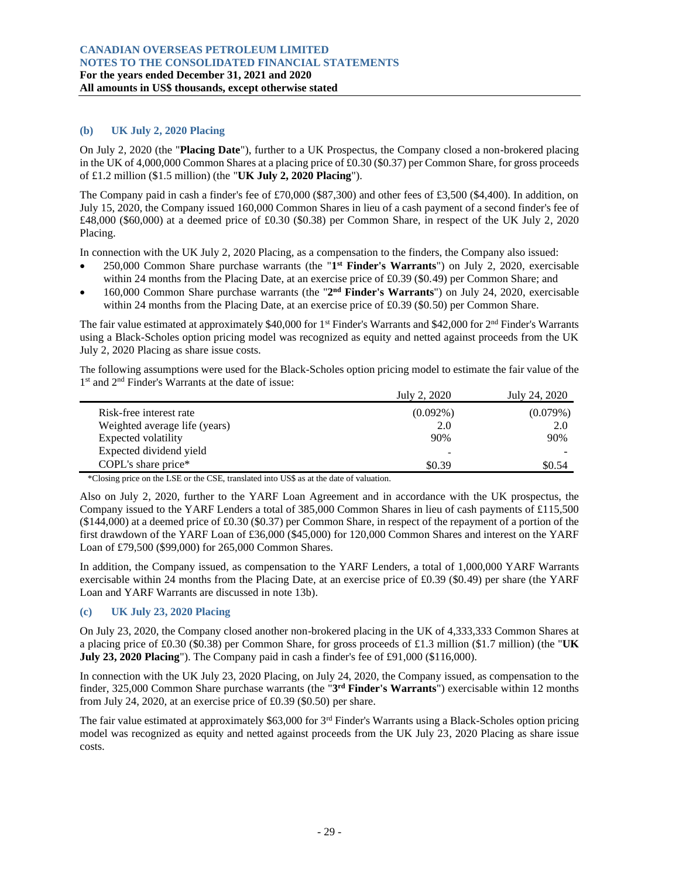### (b) UK July 2, 2020 Placing

On July 2, 2020 (the "**Placing Date**"), further to a UK Prospectus, the Company closed a non-brokered placing in the UK of 4,000,000 Common Shares at a placing price of £0.30 ($0.37) per Common Share, for gross proceeds of £1.2 million ($1.5 million) (the "**UK July 2, 2020 Placing**").

The Company paid in cash a finder's fee of £70,000 ($87,300) and other fees of £3,500 ($4,400). In addition, on July 15, 2020, the Company issued 160,000 Common Shares in lieu of a cash payment of a second finder's fee of £48,000 ($60,000) at a deemed price of £0.30 ($0.38) per Common Share, in respect of the UK July 2, 2020 Placing.

In connection with the UK July 2, 2020 Placing, as a compensation to the finders, the Company also issued:

- 250,000 Common Share purchase warrants (the "**1st Finder's Warrants**") on July 2, 2020, exercisable within 24 months from the Placing Date, at an exercise price of £0.39 ($0.49) per Common Share; and
- 160,000 Common Share purchase warrants (the "**2nd Finder's Warrants**") on July 24, 2020, exercisable within 24 months from the Placing Date, at an exercise price of £0.39 ($0.50) per Common Share.

The fair value estimated at approximately $40,000 for 1st Finder's Warrants and $42,000 for 2nd Finder's Warrants using a Black-Scholes option pricing model was recognized as equity and netted against proceeds from the UK July 2, 2020 Placing as share issue costs.

The following assumptions were used for the Black-Scholes option pricing model to estimate the fair value of the 1st and 2nd Finder's Warrants at the date of issue:

| | July 2, 2020 | July 24, 2020 |
|---|---|---|
| Risk-free interest rate | (0.092%) | (0.079%) |
| Weighted average life (years) | 2.0 | 2.0 |
| Expected volatility | 90% | 90% |
| Expected dividend yield | - | - |
| COPL's share price* | $0.39 | $0.54 |

*Closing price on the LSE or the CSE, translated into US$ as at the date of valuation.

Also on July 2, 2020, further to the YARF Loan Agreement and in accordance with the UK prospectus, the Company issued to the YARF Lenders a total of 385,000 Common Shares in lieu of cash payments of £115,500 ($144,000) at a deemed price of £0.30 ($0.37) per Common Share, in respect of the repayment of a portion of the first drawdown of the YARF Loan of £36,000 ($45,000) for 120,000 Common Shares and interest on the YARF Loan of £79,500 ($99,000) for 265,000 Common Shares.

In addition, the Company issued, as compensation to the YARF Lenders, a total of 1,000,000 YARF Warrants exercisable within 24 months from the Placing Date, at an exercise price of £0.39 ($0.49) per share (the YARF Loan and YARF Warrants are discussed in note 13b).

### (c) UK July 23, 2020 Placing

On July 23, 2020, the Company closed another non-brokered placing in the UK of 4,333,333 Common Shares at a placing price of £0.30 ($0.38) per Common Share, for gross proceeds of £1.3 million ($1.7 million) (the "**UK July 23, 2020 Placing**"). The Company paid in cash a finder's fee of £91,000 ($116,000).

In connection with the UK July 23, 2020 Placing, on July 24, 2020, the Company issued, as compensation to the finder, 325,000 Common Share purchase warrants (the "**3rd Finder's Warrants**") exercisable within 12 months from July 24, 2020, at an exercise price of £0.39 ($0.50) per share.

The fair value estimated at approximately $63,000 for 3rd Finder's Warrants using a Black-Scholes option pricing model was recognized as equity and netted against proceeds from the UK July 23, 2020 Placing as share issue costs.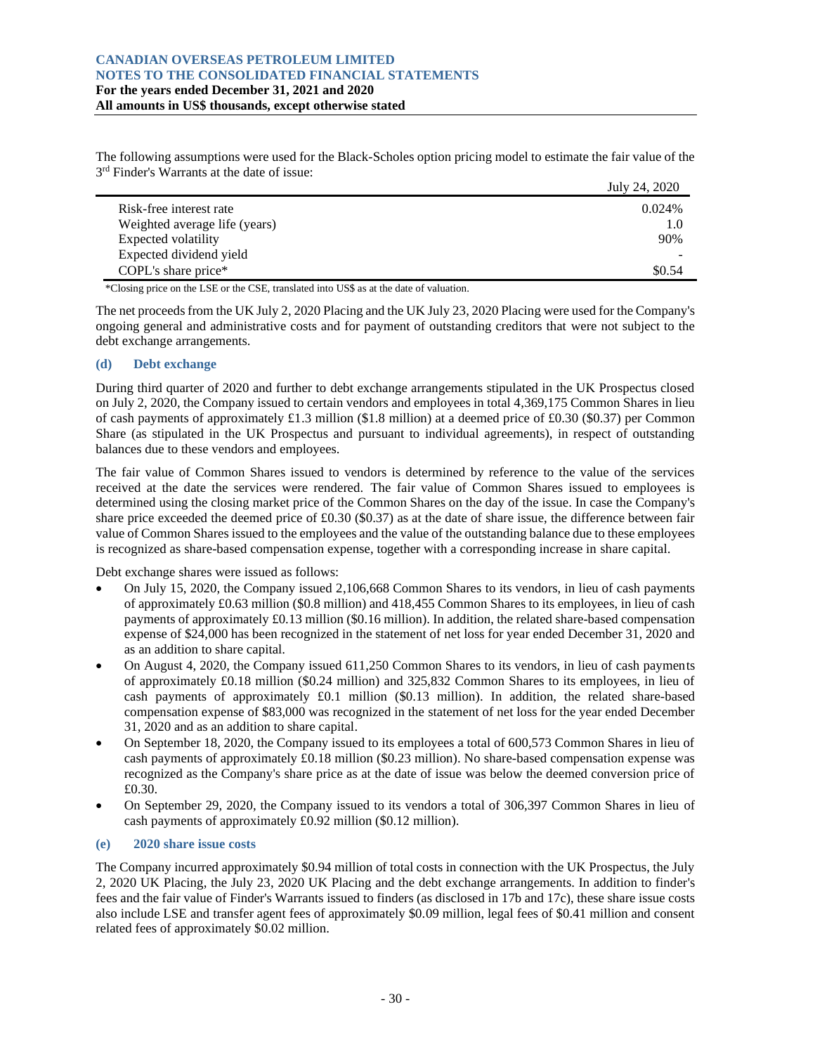The following assumptions were used for the Black-Scholes option pricing model to estimate the fair value of the 3rd Finder's Warrants at the date of issue:

| | July 24, 2020 |
|---|---|
| Risk-free interest rate | 0.024% |
| Weighted average life (years) | 1.0 |
| Expected volatility | 90% |
| Expected dividend yield | - |
| COPL's share price* | $0.54 |

*Closing price on the LSE or the CSE, translated into US$ as at the date of valuation.

The net proceeds from the UK July 2, 2020 Placing and the UK July 23, 2020 Placing were used for the Company's ongoing general and administrative costs and for payment of outstanding creditors that were not subject to the debt exchange arrangements.

### (d) Debt exchange

During third quarter of 2020 and further to debt exchange arrangements stipulated in the UK Prospectus closed on July 2, 2020, the Company issued to certain vendors and employees in total 4,369,175 Common Shares in lieu of cash payments of approximately £1.3 million ($1.8 million) at a deemed price of £0.30 ($0.37) per Common Share (as stipulated in the UK Prospectus and pursuant to individual agreements), in respect of outstanding balances due to these vendors and employees.

The fair value of Common Shares issued to vendors is determined by reference to the value of the services received at the date the services were rendered. The fair value of Common Shares issued to employees is determined using the closing market price of the Common Shares on the day of the issue. In case the Company's share price exceeded the deemed price of £0.30 ($0.37) as at the date of share issue, the difference between fair value of Common Shares issued to the employees and the value of the outstanding balance due to these employees is recognized as share-based compensation expense, together with a corresponding increase in share capital.

Debt exchange shares were issued as follows:

- On July 15, 2020, the Company issued 2,106,668 Common Shares to its vendors, in lieu of cash payments of approximately £0.63 million ($0.8 million) and 418,455 Common Shares to its employees, in lieu of cash payments of approximately £0.13 million ($0.16 million). In addition, the related share-based compensation expense of $24,000 has been recognized in the statement of net loss for year ended December 31, 2020 and as an addition to share capital.
- On August 4, 2020, the Company issued 611,250 Common Shares to its vendors, in lieu of cash payments of approximately £0.18 million ($0.24 million) and 325,832 Common Shares to its employees, in lieu of cash payments of approximately £0.1 million ($0.13 million). In addition, the related share-based compensation expense of $83,000 was recognized in the statement of net loss for the year ended December 31, 2020 and as an addition to share capital.
- On September 18, 2020, the Company issued to its employees a total of 600,573 Common Shares in lieu of cash payments of approximately £0.18 million ($0.23 million). No share-based compensation expense was recognized as the Company's share price as at the date of issue was below the deemed conversion price of £0.30.
- On September 29, 2020, the Company issued to its vendors a total of 306,397 Common Shares in lieu of cash payments of approximately £0.92 million ($0.12 million).

### (e) 2020 share issue costs

The Company incurred approximately $0.94 million of total costs in connection with the UK Prospectus, the July 2, 2020 UK Placing, the July 23, 2020 UK Placing and the debt exchange arrangements. In addition to finder's fees and the fair value of Finder's Warrants issued to finders (as disclosed in 17b and 17c), these share issue costs also include LSE and transfer agent fees of approximately $0.09 million, legal fees of $0.41 million and consent related fees of approximately $0.02 million.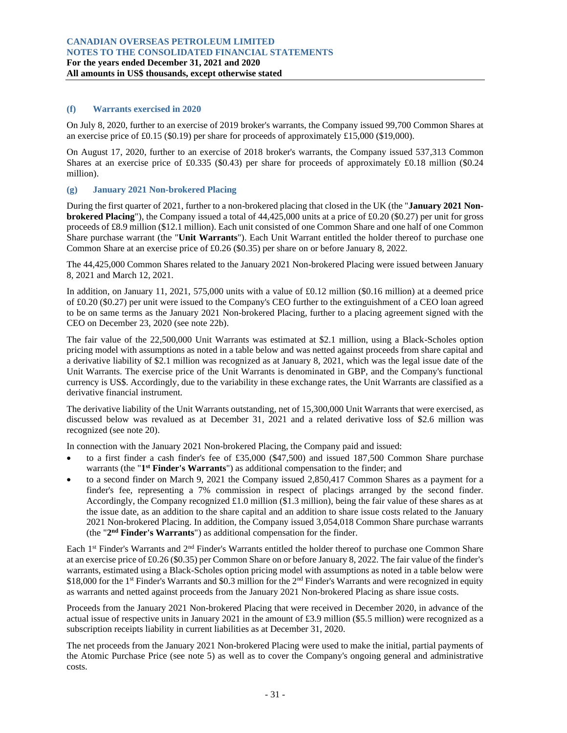### (f) Warrants exercised in 2020

On July 8, 2020, further to an exercise of 2019 broker's warrants, the Company issued 99,700 Common Shares at an exercise price of £0.15 ($0.19) per share for proceeds of approximately £15,000 ($19,000).

On August 17, 2020, further to an exercise of 2018 broker's warrants, the Company issued 537,313 Common Shares at an exercise price of £0.335 ($0.43) per share for proceeds of approximately £0.18 million ($0.24 million).

### (g) January 2021 Non-brokered Placing

During the first quarter of 2021, further to a non-brokered placing that closed in the UK (the "**January 2021 Non-brokered Placing**"), the Company issued a total of 44,425,000 units at a price of £0.20 ($0.27) per unit for gross proceeds of £8.9 million ($12.1 million). Each unit consisted of one Common Share and one half of one Common Share purchase warrant (the "**Unit Warrants**"). Each Unit Warrant entitled the holder thereof to purchase one Common Share at an exercise price of £0.26 ($0.35) per share on or before January 8, 2022.

The 44,425,000 Common Shares related to the January 2021 Non-brokered Placing were issued between January 8, 2021 and March 12, 2021.

In addition, on January 11, 2021, 575,000 units with a value of £0.12 million ($0.16 million) at a deemed price of £0.20 ($0.27) per unit were issued to the Company's CEO further to the extinguishment of a CEO loan agreed to be on same terms as the January 2021 Non-brokered Placing, further to a placing agreement signed with the CEO on December 23, 2020 (see note 22b).

The fair value of the 22,500,000 Unit Warrants was estimated at $2.1 million, using a Black-Scholes option pricing model with assumptions as noted in a table below and was netted against proceeds from share capital and a derivative liability of $2.1 million was recognized as at January 8, 2021, which was the legal issue date of the Unit Warrants. The exercise price of the Unit Warrants is denominated in GBP, and the Company's functional currency is US$. Accordingly, due to the variability in these exchange rates, the Unit Warrants are classified as a derivative financial instrument.

The derivative liability of the Unit Warrants outstanding, net of 15,300,000 Unit Warrants that were exercised, as discussed below was revalued as at December 31, 2021 and a related derivative loss of $2.6 million was recognized (see note 20).

In connection with the January 2021 Non-brokered Placing, the Company paid and issued:

- to a first finder a cash finder's fee of £35,000 ($47,500) and issued 187,500 Common Share purchase warrants (the "**1st Finder's Warrants**") as additional compensation to the finder; and
- to a second finder on March 9, 2021 the Company issued 2,850,417 Common Shares as a payment for a finder's fee, representing a 7% commission in respect of placings arranged by the second finder. Accordingly, the Company recognized £1.0 million ($1.3 million), being the fair value of these shares as at the issue date, as an addition to the share capital and an addition to share issue costs related to the January 2021 Non-brokered Placing. In addition, the Company issued 3,054,018 Common Share purchase warrants (the "**2nd Finder's Warrants**") as additional compensation for the finder.

Each 1st Finder's Warrants and 2nd Finder's Warrants entitled the holder thereof to purchase one Common Share at an exercise price of £0.26 ($0.35) per Common Share on or before January 8, 2022. The fair value of the finder's warrants, estimated using a Black-Scholes option pricing model with assumptions as noted in a table below were $18,000 for the 1st Finder's Warrants and $0.3 million for the 2nd Finder's Warrants and were recognized in equity as warrants and netted against proceeds from the January 2021 Non-brokered Placing as share issue costs.

Proceeds from the January 2021 Non-brokered Placing that were received in December 2020, in advance of the actual issue of respective units in January 2021 in the amount of £3.9 million ($5.5 million) were recognized as a subscription receipts liability in current liabilities as at December 31, 2020.

The net proceeds from the January 2021 Non-brokered Placing were used to make the initial, partial payments of the Atomic Purchase Price (see note 5) as well as to cover the Company's ongoing general and administrative costs.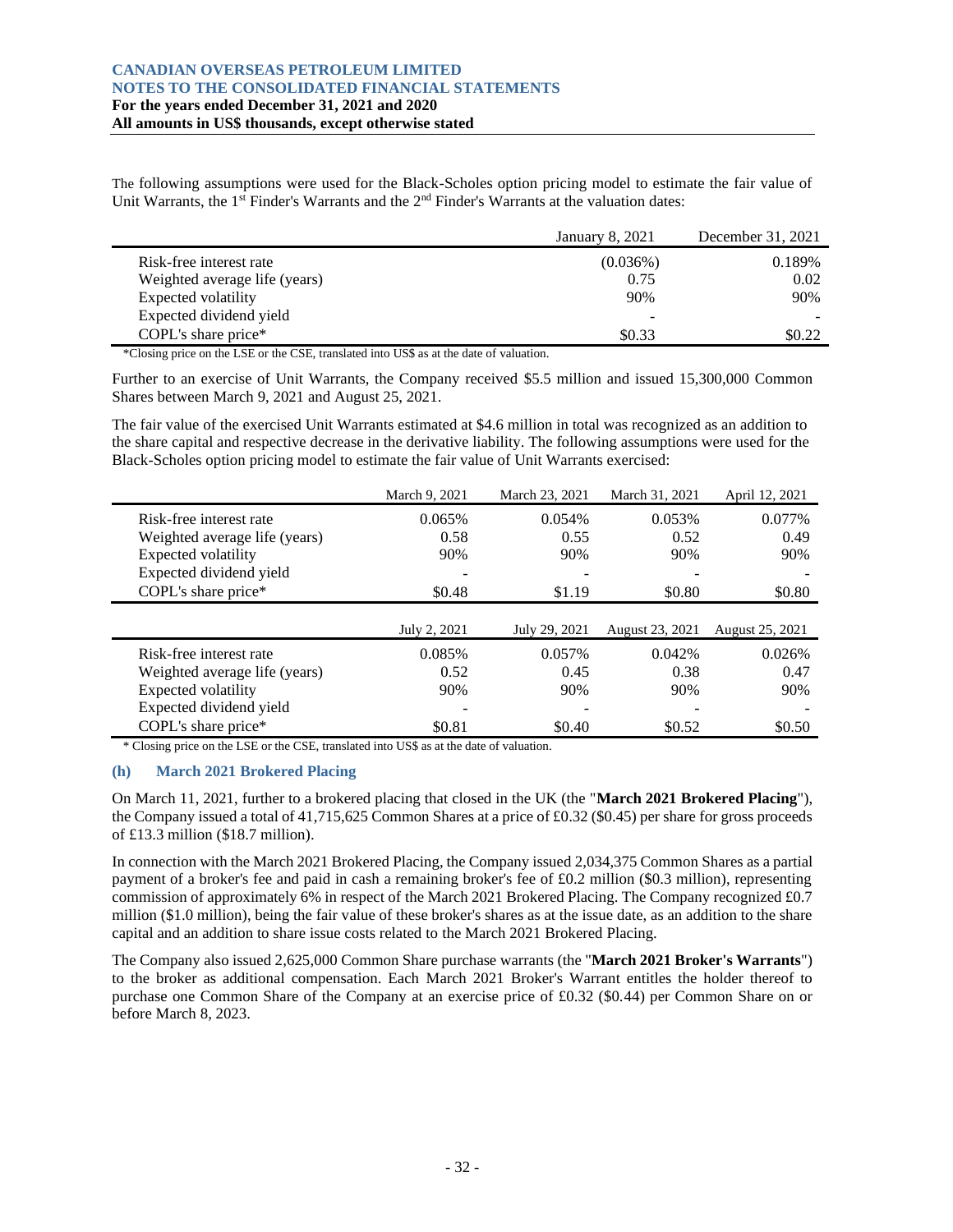The following assumptions were used for the Black-Scholes option pricing model to estimate the fair value of Unit Warrants, the 1st Finder's Warrants and the 2nd Finder's Warrants at the valuation dates:

| | January 8, 2021 | December 31, 2021 |
|---|---|---|
| Risk-free interest rate | (0.036%) | 0.189% |
| Weighted average life (years) | 0.75 | 0.02 |
| Expected volatility | 90% | 90% |
| Expected dividend yield | - | - |
| COPL's share price* | $0.33 | $0.22 |

*Closing price on the LSE or the CSE, translated into US$ as at the date of valuation.

Further to an exercise of Unit Warrants, the Company received $5.5 million and issued 15,300,000 Common Shares between March 9, 2021 and August 25, 2021.

The fair value of the exercised Unit Warrants estimated at $4.6 million in total was recognized as an addition to the share capital and respective decrease in the derivative liability. The following assumptions were used for the Black-Scholes option pricing model to estimate the fair value of Unit Warrants exercised:

| | March 9, 2021 | March 23, 2021 | March 31, 2021 | April 12, 2021 |
|---|---|---|---|---|
| Risk-free interest rate | 0.065% | 0.054% | 0.053% | 0.077% |
| Weighted average life (years) | 0.58 | 0.55 | 0.52 | 0.49 |
| Expected volatility | 90% | 90% | 90% | 90% |
| Expected dividend yield | - | - | - | - |
| COPL's share price* | $0.48 | $1.19 | $0.80 | $0.80 |
| | **July 2, 2021** | **July 29, 2021** | **August 23, 2021** | **August 25, 2021** |
| Risk-free interest rate | 0.085% | 0.057% | 0.042% | 0.026% |
| Weighted average life (years) | 0.52 | 0.45 | 0.38 | 0.47 |
| Expected volatility | 90% | 90% | 90% | 90% |
| Expected dividend yield | - | - | - | - |
| COPL's share price* | $0.81 | $0.40 | $0.52 | $0.50 |

\* Closing price on the LSE or the CSE, translated into US$ as at the date of valuation.

### (h) March 2021 Brokered Placing

On March 11, 2021, further to a brokered placing that closed in the UK (the "**March 2021 Brokered Placing**"), the Company issued a total of 41,715,625 Common Shares at a price of £0.32 ($0.45) per share for gross proceeds of £13.3 million ($18.7 million).

In connection with the March 2021 Brokered Placing, the Company issued 2,034,375 Common Shares as a partial payment of a broker's fee and paid in cash a remaining broker's fee of £0.2 million ($0.3 million), representing commission of approximately 6% in respect of the March 2021 Brokered Placing. The Company recognized £0.7 million ($1.0 million), being the fair value of these broker's shares as at the issue date, as an addition to the share capital and an addition to share issue costs related to the March 2021 Brokered Placing.

The Company also issued 2,625,000 Common Share purchase warrants (the "**March 2021 Broker's Warrants**") to the broker as additional compensation. Each March 2021 Broker's Warrant entitles the holder thereof to purchase one Common Share of the Company at an exercise price of £0.32 ($0.44) per Common Share on or before March 8, 2023.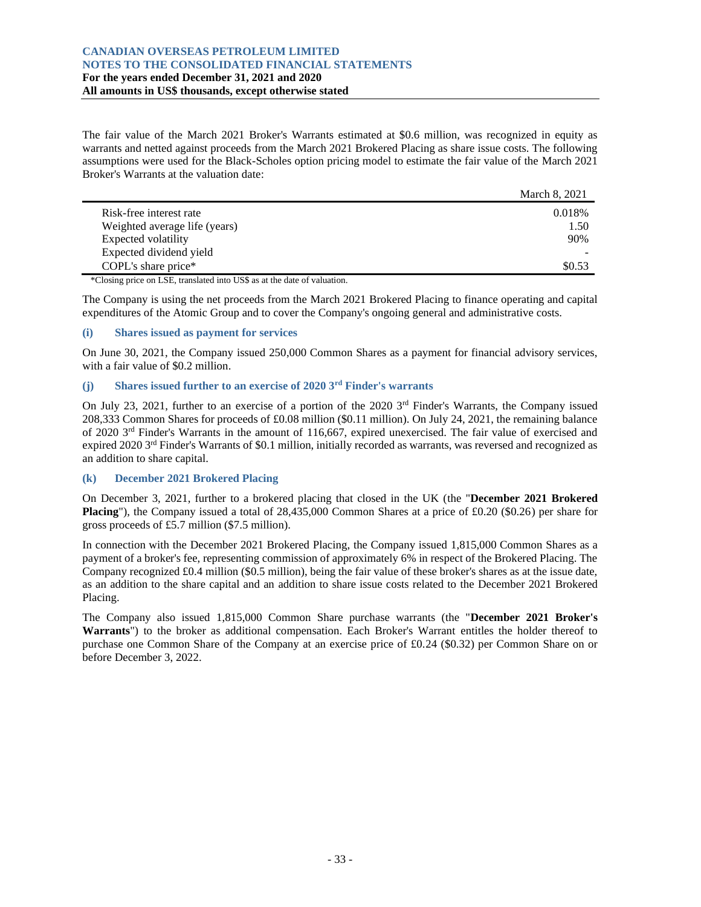The fair value of the March 2021 Broker's Warrants estimated at $0.6 million, was recognized in equity as warrants and netted against proceeds from the March 2021 Brokered Placing as share issue costs. The following assumptions were used for the Black-Scholes option pricing model to estimate the fair value of the March 2021 Broker's Warrants at the valuation date:

| | March 8, 2021 |
|---|---|
| Risk-free interest rate | 0.018% |
| Weighted average life (years) | 1.50 |
| Expected volatility | 90% |
| Expected dividend yield | - |
| COPL's share price* | $0.53 |

*Closing price on LSE, translated into US$ as at the date of valuation.

The Company is using the net proceeds from the March 2021 Brokered Placing to finance operating and capital expenditures of the Atomic Group and to cover the Company's ongoing general and administrative costs.

### (i) Shares issued as payment for services

On June 30, 2021, the Company issued 250,000 Common Shares as a payment for financial advisory services, with a fair value of $0.2 million.

### (j) Shares issued further to an exercise of 2020 3rd Finder's warrants

On July 23, 2021, further to an exercise of a portion of the 2020 3rd Finder's Warrants, the Company issued 208,333 Common Shares for proceeds of £0.08 million ($0.11 million). On July 24, 2021, the remaining balance of 2020 3rd Finder's Warrants in the amount of 116,667, expired unexercised. The fair value of exercised and expired 2020 3rd Finder's Warrants of $0.1 million, initially recorded as warrants, was reversed and recognized as an addition to share capital.

### (k) December 2021 Brokered Placing

On December 3, 2021, further to a brokered placing that closed in the UK (the "**December 2021 Brokered Placing**"), the Company issued a total of 28,435,000 Common Shares at a price of £0.20 ($0.26) per share for gross proceeds of £5.7 million ($7.5 million).

In connection with the December 2021 Brokered Placing, the Company issued 1,815,000 Common Shares as a payment of a broker's fee, representing commission of approximately 6% in respect of the Brokered Placing. The Company recognized £0.4 million ($0.5 million), being the fair value of these broker's shares as at the issue date, as an addition to the share capital and an addition to share issue costs related to the December 2021 Brokered Placing.

The Company also issued 1,815,000 Common Share purchase warrants (the "**December 2021 Broker's Warrants**") to the broker as additional compensation. Each Broker's Warrant entitles the holder thereof to purchase one Common Share of the Company at an exercise price of £0.24 ($0.32) per Common Share on or before December 3, 2022.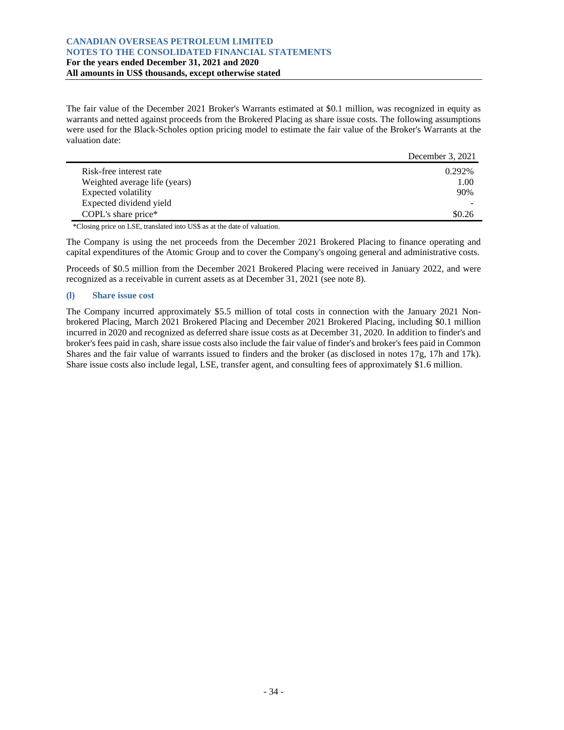The fair value of the December 2021 Broker's Warrants estimated at $0.1 million, was recognized in equity as warrants and netted against proceeds from the Brokered Placing as share issue costs. The following assumptions were used for the Black-Scholes option pricing model to estimate the fair value of the Broker's Warrants at the valuation date:

| | December 3, 2021 |
|---|---|
| Risk-free interest rate | 0.292% |
| Weighted average life (years) | 1.00 |
| Expected volatility | 90% |
| Expected dividend yield | - |
| COPL's share price* | $0.26 |

*Closing price on LSE, translated into US$ as at the date of valuation.

The Company is using the net proceeds from the December 2021 Brokered Placing to finance operating and capital expenditures of the Atomic Group and to cover the Company's ongoing general and administrative costs.

Proceeds of $0.5 million from the December 2021 Brokered Placing were received in January 2022, and were recognized as a receivable in current assets as at December 31, 2021 (see note 8).

### (l) Share issue cost

The Company incurred approximately $5.5 million of total costs in connection with the January 2021 Non-brokered Placing, March 2021 Brokered Placing and December 2021 Brokered Placing, including $0.1 million incurred in 2020 and recognized as deferred share issue costs as at December 31, 2020. In addition to finder's and broker's fees paid in cash, share issue costs also include the fair value of finder's and broker's fees paid in Common Shares and the fair value of warrants issued to finders and the broker (as disclosed in notes 17g, 17h and 17k). Share issue costs also include legal, LSE, transfer agent, and consulting fees of approximately $1.6 million.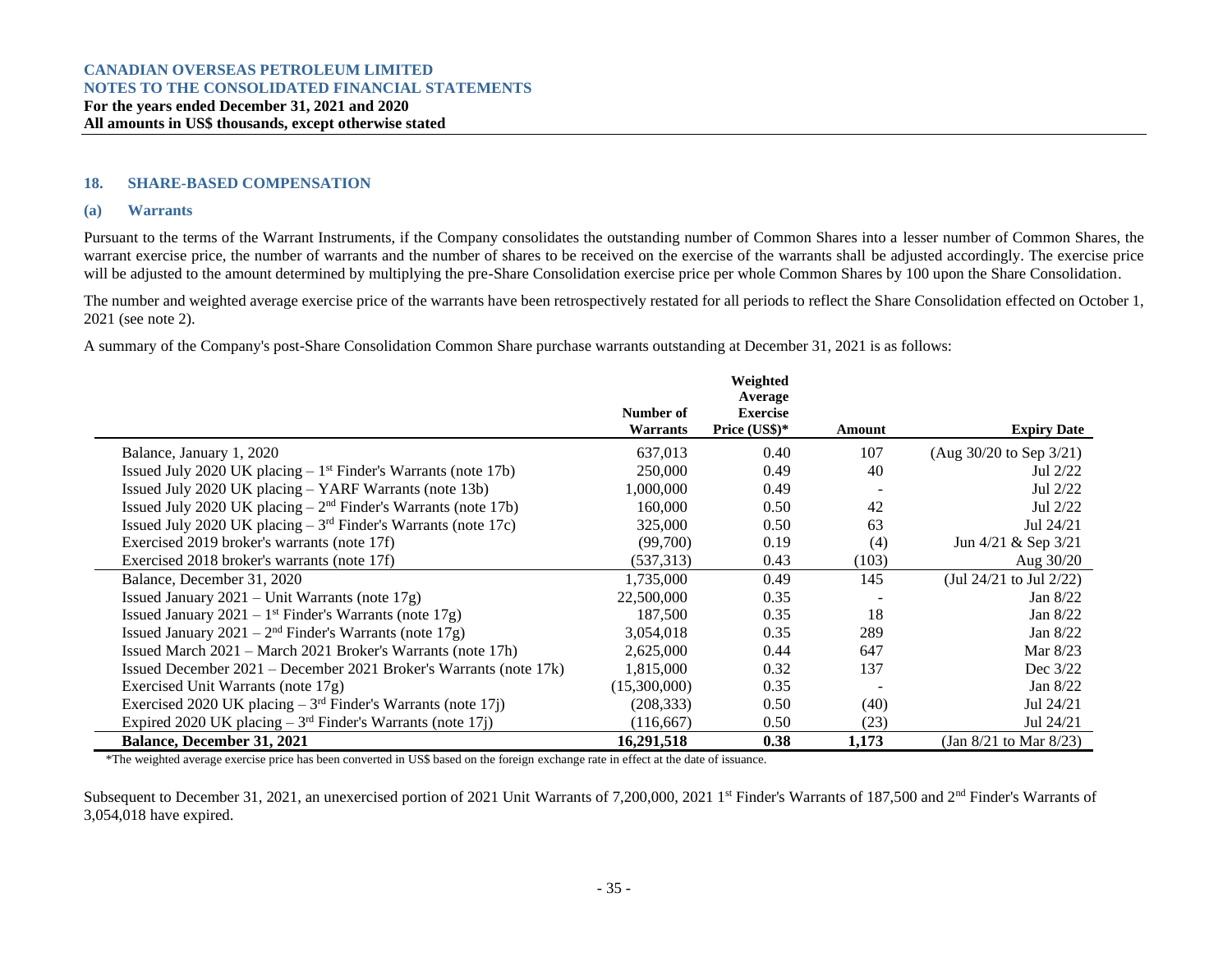## 18. SHARE-BASED COMPENSATION

### (a) Warrants

Pursuant to the terms of the Warrant Instruments, if the Company consolidates the outstanding number of Common Shares into a lesser number of Common Shares, the warrant exercise price, the number of warrants and the number of shares to be received on the exercise of the warrants shall be adjusted accordingly. The exercise price will be adjusted to the amount determined by multiplying the pre-Share Consolidation exercise price per whole Common Shares by 100 upon the Share Consolidation.

The number and weighted average exercise price of the warrants have been retrospectively restated for all periods to reflect the Share Consolidation effected on October 1, 2021 (see note 2).

A summary of the Company's post-Share Consolidation Common Share purchase warrants outstanding at December 31, 2021 is as follows:

| | Number of Warrants | Weighted Average Exercise Price (US$)* | Amount | Expiry Date |
|---|---|---|---|---|
| Balance, January 1, 2020 | 637,013 | 0.40 | 107 | (Aug 30/20 to Sep 3/21) |
| Issued July 2020 UK placing – 1st Finder's Warrants (note 17b) | 250,000 | 0.49 | 40 | Jul 2/22 |
| Issued July 2020 UK placing – YARF Warrants (note 13b) | 1,000,000 | 0.49 | - | Jul 2/22 |
| Issued July 2020 UK placing – 2nd Finder's Warrants (note 17b) | 160,000 | 0.50 | 42 | Jul 2/22 |
| Issued July 2020 UK placing – 3rd Finder's Warrants (note 17c) | 325,000 | 0.50 | 63 | Jul 24/21 |
| Exercised 2019 broker's warrants (note 17f) | (99,700) | 0.19 | (4) | Jun 4/21 & Sep 3/21 |
| Exercised 2018 broker's warrants (note 17f) | (537,313) | 0.43 | (103) | Aug 30/20 |
| Balance, December 31, 2020 | 1,735,000 | 0.49 | 145 | (Jul 24/21 to Jul 2/22) |
| Issued January 2021 – Unit Warrants (note 17g) | 22,500,000 | 0.35 | - | Jan 8/22 |
| Issued January 2021 – 1st Finder's Warrants (note 17g) | 187,500 | 0.35 | 18 | Jan 8/22 |
| Issued January 2021 – 2nd Finder's Warrants (note 17g) | 3,054,018 | 0.35 | 289 | Jan 8/22 |
| Issued March 2021 – March 2021 Broker's Warrants (note 17h) | 2,625,000 | 0.44 | 647 | Mar 8/23 |
| Issued December 2021 – December 2021 Broker's Warrants (note 17k) | 1,815,000 | 0.32 | 137 | Dec 3/22 |
| Exercised Unit Warrants (note 17g) | (15,300,000) | 0.35 | - | Jan 8/22 |
| Exercised 2020 UK placing – 3rd Finder's Warrants (note 17j) | (208,333) | 0.50 | (40) | Jul 24/21 |
| Expired 2020 UK placing – 3rd Finder's Warrants (note 17j) | (116,667) | 0.50 | (23) | Jul 24/21 |
| **Balance, December 31, 2021** | **16,291,518** | **0.38** | **1,173** | (Jan 8/21 to Mar 8/23) |

*The weighted average exercise price has been converted in US$ based on the foreign exchange rate in effect at the date of issuance.

Subsequent to December 31, 2021, an unexercised portion of 2021 Unit Warrants of 7,200,000, 2021 1st Finder's Warrants of 187,500 and 2nd Finder's Warrants of 3,054,018 have expired.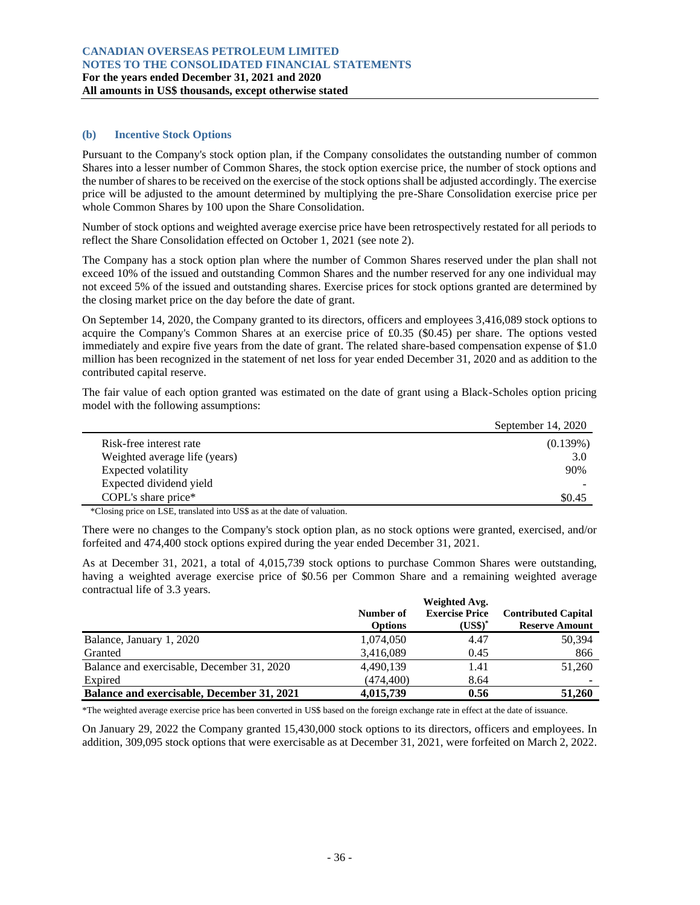### (b) Incentive Stock Options

Pursuant to the Company's stock option plan, if the Company consolidates the outstanding number of common Shares into a lesser number of Common Shares, the stock option exercise price, the number of stock options and the number of shares to be received on the exercise of the stock options shall be adjusted accordingly. The exercise price will be adjusted to the amount determined by multiplying the pre-Share Consolidation exercise price per whole Common Shares by 100 upon the Share Consolidation.

Number of stock options and weighted average exercise price have been retrospectively restated for all periods to reflect the Share Consolidation effected on October 1, 2021 (see note 2).

The Company has a stock option plan where the number of Common Shares reserved under the plan shall not exceed 10% of the issued and outstanding Common Shares and the number reserved for any one individual may not exceed 5% of the issued and outstanding shares. Exercise prices for stock options granted are determined by the closing market price on the day before the date of grant.

On September 14, 2020, the Company granted to its directors, officers and employees 3,416,089 stock options to acquire the Company's Common Shares at an exercise price of £0.35 ($0.45) per share. The options vested immediately and expire five years from the date of grant. The related share-based compensation expense of $1.0 million has been recognized in the statement of net loss for year ended December 31, 2020 and as addition to the contributed capital reserve.

The fair value of each option granted was estimated on the date of grant using a Black-Scholes option pricing model with the following assumptions:

| | September 14, 2020 |
|---|---|
| Risk-free interest rate | (0.139%) |
| Weighted average life (years) | 3.0 |
| Expected volatility | 90% |
| Expected dividend yield | - |
| COPL's share price* | $0.45 |

*Closing price on LSE, translated into US$ as at the date of valuation.

There were no changes to the Company's stock option plan, as no stock options were granted, exercised, and/or forfeited and 474,400 stock options expired during the year ended December 31, 2021.

As at December 31, 2021, a total of 4,015,739 stock options to purchase Common Shares were outstanding, having a weighted average exercise price of $0.56 per Common Share and a remaining weighted average contractual life of 3.3 years.

| | Number of Options | Weighted Avg. Exercise Price (US$)* | Contributed Capital Reserve Amount |
|---|---|---|---|
| Balance, January 1, 2020 | 1,074,050 | 4.47 | 50,394 |
| Granted | 3,416,089 | 0.45 | 866 |
| Balance and exercisable, December 31, 2020 | 4,490,139 | 1.41 | 51,260 |
| Expired | (474,400) | 8.64 | - |
| **Balance and exercisable, December 31, 2021** | **4,015,739** | **0.56** | **51,260** |

*The weighted average exercise price has been converted in US$ based on the foreign exchange rate in effect at the date of issuance.

On January 29, 2022 the Company granted 15,430,000 stock options to its directors, officers and employees. In addition, 309,095 stock options that were exercisable as at December 31, 2021, were forfeited on March 2, 2022.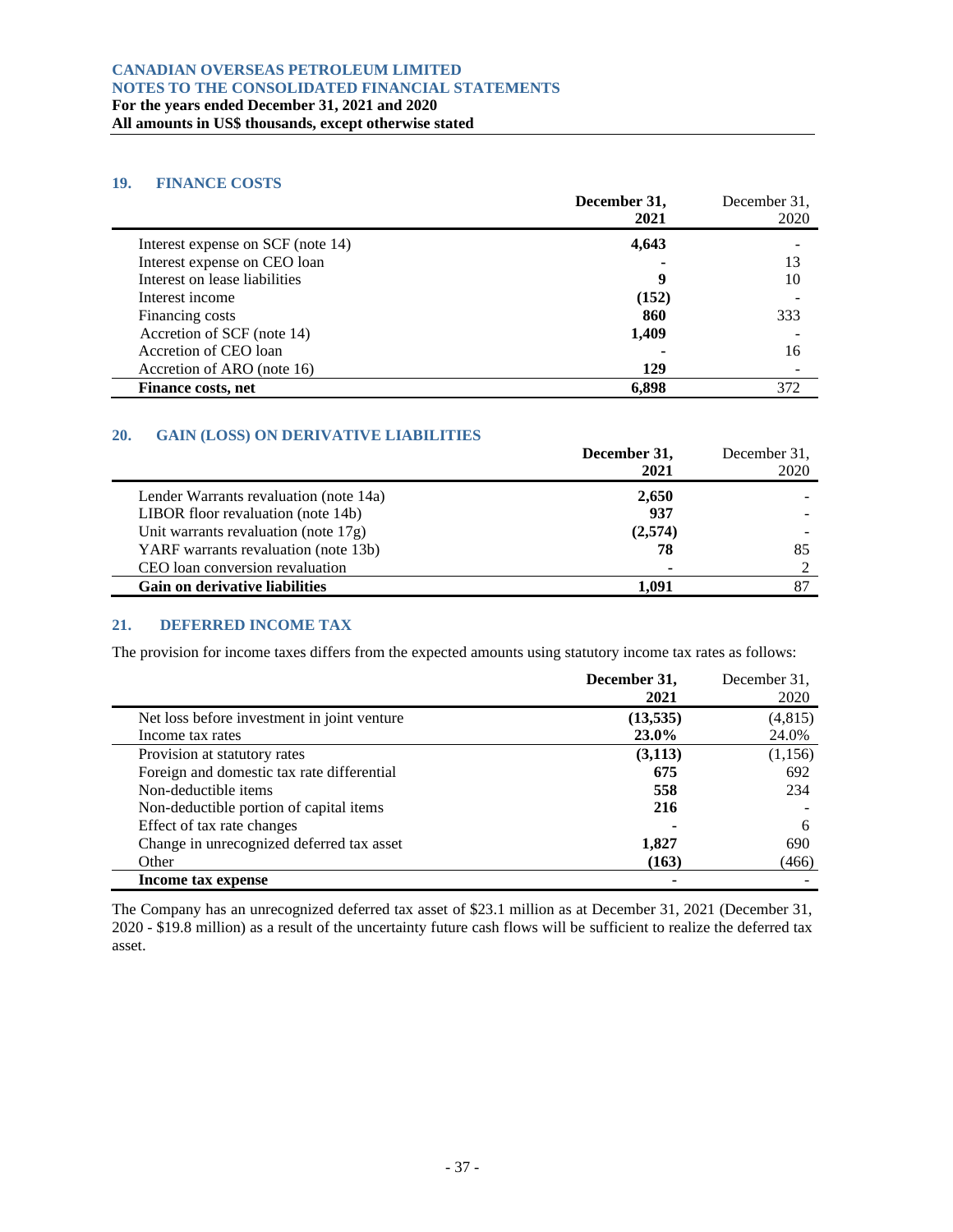## 19. FINANCE COSTS

| | December 31, 2021 | December 31, 2020 |
|---|---|---|
| Interest expense on SCF (note 14) | **4,643** | - |
| Interest expense on CEO loan | **-** | 13 |
| Interest on lease liabilities | **9** | 10 |
| Interest income | **(152)** | - |
| Financing costs | **860** | 333 |
| Accretion of SCF (note 14) | **1,409** | - |
| Accretion of CEO loan | **-** | 16 |
| Accretion of ARO (note 16) | **129** | - |
| **Finance costs, net** | **6,898** | 372 |

## 20. GAIN (LOSS) ON DERIVATIVE LIABILITIES

| | December 31, 2021 | December 31, 2020 |
|---|---|---|
| Lender Warrants revaluation (note 14a) | **2,650** | - |
| LIBOR floor revaluation (note 14b) | **937** | - |
| Unit warrants revaluation (note 17g) | **(2,574)** | - |
| YARF warrants revaluation (note 13b) | **78** | 85 |
| CEO loan conversion revaluation | **-** | 2 |
| **Gain on derivative liabilities** | **1,091** | 87 |

## 21. DEFERRED INCOME TAX

The provision for income taxes differs from the expected amounts using statutory income tax rates as follows:

| | December 31, 2021 | December 31, 2020 |
|---|---|---|
| Net loss before investment in joint venture | **(13,535)** | (4,815) |
| Income tax rates | **23.0%** | 24.0% |
| Provision at statutory rates | **(3,113)** | (1,156) |
| Foreign and domestic tax rate differential | **675** | 692 |
| Non-deductible items | **558** | 234 |
| Non-deductible portion of capital items | **216** | - |
| Effect of tax rate changes | **-** | 6 |
| Change in unrecognized deferred tax asset | **1,827** | 690 |
| Other | **(163)** | (466) |
| **Income tax expense** | **-** | - |

The Company has an unrecognized deferred tax asset of $23.1 million as at December 31, 2021 (December 31, 2020 - $19.8 million) as a result of the uncertainty future cash flows will be sufficient to realize the deferred tax asset.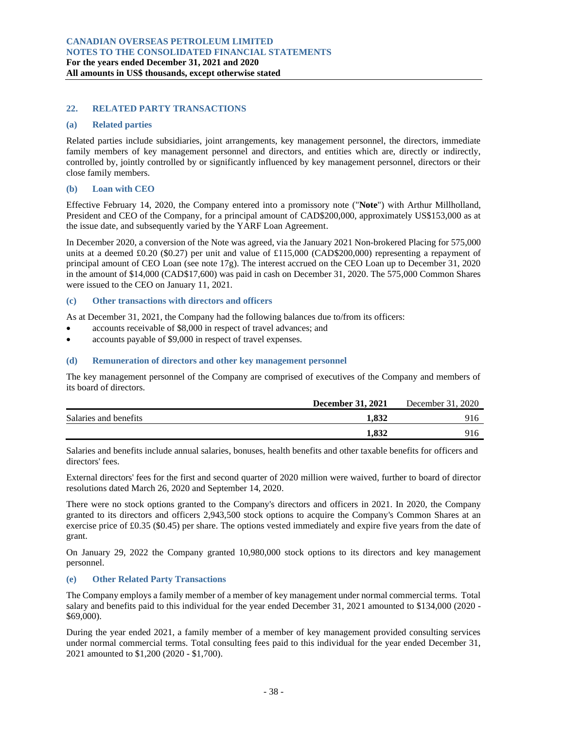## 22. RELATED PARTY TRANSACTIONS

### (a) Related parties

Related parties include subsidiaries, joint arrangements, key management personnel, the directors, immediate family members of key management personnel and directors, and entities which are, directly or indirectly, controlled by, jointly controlled by or significantly influenced by key management personnel, directors or their close family members.

### (b) Loan with CEO

Effective February 14, 2020, the Company entered into a promissory note ("**Note**") with Arthur Millholland, President and CEO of the Company, for a principal amount of CAD$200,000, approximately US$153,000 as at the issue date, and subsequently varied by the YARF Loan Agreement.

In December 2020, a conversion of the Note was agreed, via the January 2021 Non-brokered Placing for 575,000 units at a deemed £0.20 ($0.27) per unit and value of £115,000 (CAD$200,000) representing a repayment of principal amount of CEO Loan (see note 17g). The interest accrued on the CEO Loan up to December 31, 2020 in the amount of $14,000 (CAD$17,600) was paid in cash on December 31, 2020. The 575,000 Common Shares were issued to the CEO on January 11, 2021.

### (c) Other transactions with directors and officers

As at December 31, 2021, the Company had the following balances due to/from its officers:

- accounts receivable of $8,000 in respect of travel advances; and
- accounts payable of $9,000 in respect of travel expenses.

### (d) Remuneration of directors and other key management personnel

The key management personnel of the Company are comprised of executives of the Company and members of its board of directors.

| | **December 31, 2021** | December 31, 2020 |
|---|---|---|
| Salaries and benefits | **1,832** | 916 |
| | **1,832** | 916 |

Salaries and benefits include annual salaries, bonuses, health benefits and other taxable benefits for officers and directors' fees.

External directors' fees for the first and second quarter of 2020 million were waived, further to board of director resolutions dated March 26, 2020 and September 14, 2020.

There were no stock options granted to the Company's directors and officers in 2021. In 2020, the Company granted to its directors and officers 2,943,500 stock options to acquire the Company's Common Shares at an exercise price of £0.35 ($0.45) per share. The options vested immediately and expire five years from the date of grant.

On January 29, 2022 the Company granted 10,980,000 stock options to its directors and key management personnel.

### (e) Other Related Party Transactions

The Company employs a family member of a member of key management under normal commercial terms. Total salary and benefits paid to this individual for the year ended December 31, 2021 amounted to $134,000 (2020 - $69,000).

During the year ended 2021, a family member of a member of key management provided consulting services under normal commercial terms. Total consulting fees paid to this individual for the year ended December 31, 2021 amounted to $1,200 (2020 - $1,700).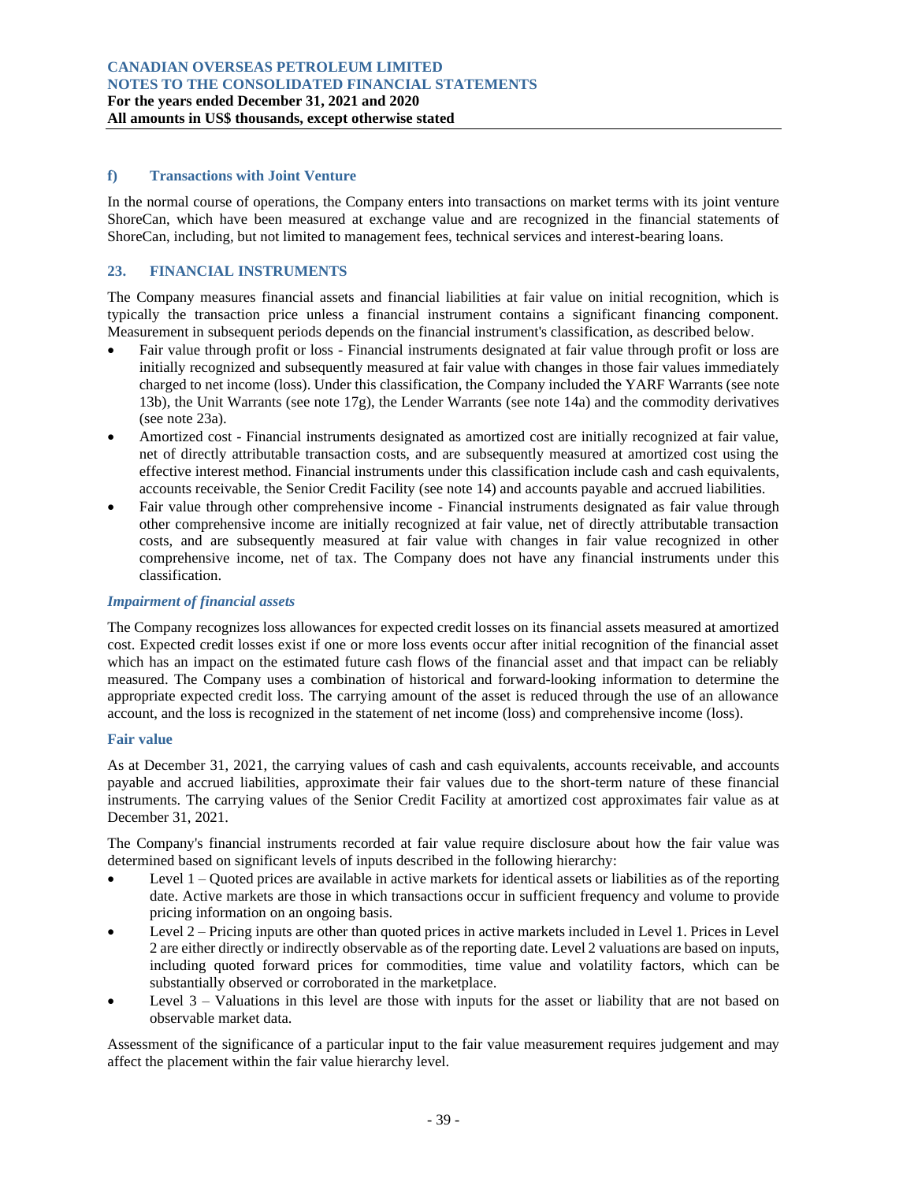### f) Transactions with Joint Venture

In the normal course of operations, the Company enters into transactions on market terms with its joint venture ShoreCan, which have been measured at exchange value and are recognized in the financial statements of ShoreCan, including, but not limited to management fees, technical services and interest-bearing loans.

## 23. FINANCIAL INSTRUMENTS

The Company measures financial assets and financial liabilities at fair value on initial recognition, which is typically the transaction price unless a financial instrument contains a significant financing component. Measurement in subsequent periods depends on the financial instrument's classification, as described below.

- Fair value through profit or loss - Financial instruments designated at fair value through profit or loss are initially recognized and subsequently measured at fair value with changes in those fair values immediately charged to net income (loss). Under this classification, the Company included the YARF Warrants (see note 13b), the Unit Warrants (see note 17g), the Lender Warrants (see note 14a) and the commodity derivatives (see note 23a).
- Amortized cost - Financial instruments designated as amortized cost are initially recognized at fair value, net of directly attributable transaction costs, and are subsequently measured at amortized cost using the effective interest method. Financial instruments under this classification include cash and cash equivalents, accounts receivable, the Senior Credit Facility (see note 14) and accounts payable and accrued liabilities.
- Fair value through other comprehensive income - Financial instruments designated as fair value through other comprehensive income are initially recognized at fair value, net of directly attributable transaction costs, and are subsequently measured at fair value with changes in fair value recognized in other comprehensive income, net of tax. The Company does not have any financial instruments under this classification.

### *Impairment of financial assets*

The Company recognizes loss allowances for expected credit losses on its financial assets measured at amortized cost. Expected credit losses exist if one or more loss events occur after initial recognition of the financial asset which has an impact on the estimated future cash flows of the financial asset and that impact can be reliably measured. The Company uses a combination of historical and forward-looking information to determine the appropriate expected credit loss. The carrying amount of the asset is reduced through the use of an allowance account, and the loss is recognized in the statement of net income (loss) and comprehensive income (loss).

### Fair value

As at December 31, 2021, the carrying values of cash and cash equivalents, accounts receivable, and accounts payable and accrued liabilities, approximate their fair values due to the short-term nature of these financial instruments. The carrying values of the Senior Credit Facility at amortized cost approximates fair value as at December 31, 2021.

The Company's financial instruments recorded at fair value require disclosure about how the fair value was determined based on significant levels of inputs described in the following hierarchy:

- Level 1 – Quoted prices are available in active markets for identical assets or liabilities as of the reporting date. Active markets are those in which transactions occur in sufficient frequency and volume to provide pricing information on an ongoing basis.
- Level 2 – Pricing inputs are other than quoted prices in active markets included in Level 1. Prices in Level 2 are either directly or indirectly observable as of the reporting date. Level 2 valuations are based on inputs, including quoted forward prices for commodities, time value and volatility factors, which can be substantially observed or corroborated in the marketplace.
- Level 3 – Valuations in this level are those with inputs for the asset or liability that are not based on observable market data.

Assessment of the significance of a particular input to the fair value measurement requires judgement and may affect the placement within the fair value hierarchy level.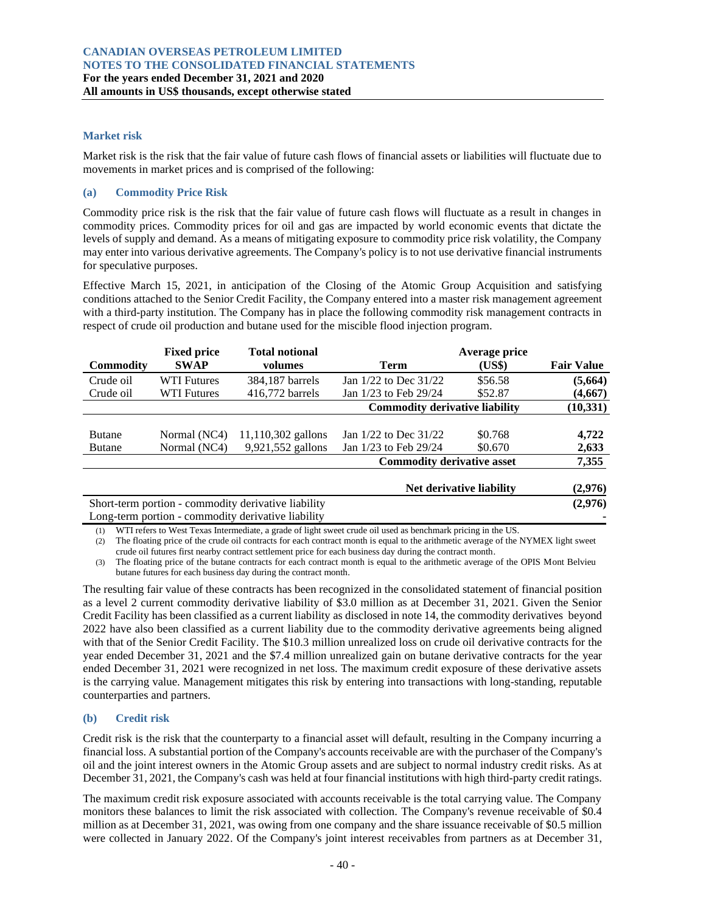### Market risk

Market risk is the risk that the fair value of future cash flows of financial assets or liabilities will fluctuate due to movements in market prices and is comprised of the following:

#### (a) Commodity Price Risk

Commodity price risk is the risk that the fair value of future cash flows will fluctuate as a result in changes in commodity prices. Commodity prices for oil and gas are impacted by world economic events that dictate the levels of supply and demand. As a means of mitigating exposure to commodity price risk volatility, the Company may enter into various derivative agreements. The Company's policy is to not use derivative financial instruments for speculative purposes.

Effective March 15, 2021, in anticipation of the Closing of the Atomic Group Acquisition and satisfying conditions attached to the Senior Credit Facility, the Company entered into a master risk management agreement with a third-party institution. The Company has in place the following commodity risk management contracts in respect of crude oil production and butane used for the miscible flood injection program.

| Commodity | Fixed price SWAP | Total notional volumes | Term | Average price (US$) | Fair Value |
|---|---|---|---|---|---|
| Crude oil | WTI Futures | 384,187 barrels | Jan 1/22 to Dec 31/22 | $56.58 | (5,664) |
| Crude oil | WTI Futures | 416,772 barrels | Jan 1/23 to Feb 29/24 | $52.87 | (4,667) |
| | | | **Commodity derivative liability** | | **(10,331)** |
| Butane | Normal (NC4) | 11,110,302 gallons | Jan 1/22 to Dec 31/22 | $0.768 | 4,722 |
| Butane | Normal (NC4) | 9,921,552 gallons | Jan 1/23 to Feb 29/24 | $0.670 | 2,633 |
| | | | **Commodity derivative asset** | | **7,355** |
| | | | **Net derivative liability** | | **(2,976)** |
| Short-term portion - commodity derivative liability | | | | | **(2,976)** |
| Long-term portion - commodity derivative liability | | | | | - |

(1) WTI refers to West Texas Intermediate, a grade of light sweet crude oil used as benchmark pricing in the US.
(2) The floating price of the crude oil contracts for each contract month is equal to the arithmetic average of the NYMEX light sweet crude oil futures first nearby contract settlement price for each business day during the contract month.
(3) The floating price of the butane contracts for each contract month is equal to the arithmetic average of the OPIS Mont Belvieu butane futures for each business day during the contract month.

The resulting fair value of these contracts has been recognized in the consolidated statement of financial position as a level 2 current commodity derivative liability of $3.0 million as at December 31, 2021. Given the Senior Credit Facility has been classified as a current liability as disclosed in note 14, the commodity derivatives beyond 2022 have also been classified as a current liability due to the commodity derivative agreements being aligned with that of the Senior Credit Facility. The $10.3 million unrealized loss on crude oil derivative contracts for the year ended December 31, 2021 and the $7.4 million unrealized gain on butane derivative contracts for the year ended December 31, 2021 were recognized in net loss. The maximum credit exposure of these derivative assets is the carrying value. Management mitigates this risk by entering into transactions with long-standing, reputable counterparties and partners.

#### (b) Credit risk

Credit risk is the risk that the counterparty to a financial asset will default, resulting in the Company incurring a financial loss. A substantial portion of the Company's accounts receivable are with the purchaser of the Company's oil and the joint interest owners in the Atomic Group assets and are subject to normal industry credit risks. As at December 31, 2021, the Company's cash was held at four financial institutions with high third-party credit ratings.

The maximum credit risk exposure associated with accounts receivable is the total carrying value. The Company monitors these balances to limit the risk associated with collection. The Company's revenue receivable of $0.4 million as at December 31, 2021, was owing from one company and the share issuance receivable of $0.5 million were collected in January 2022. Of the Company's joint interest receivables from partners as at December 31,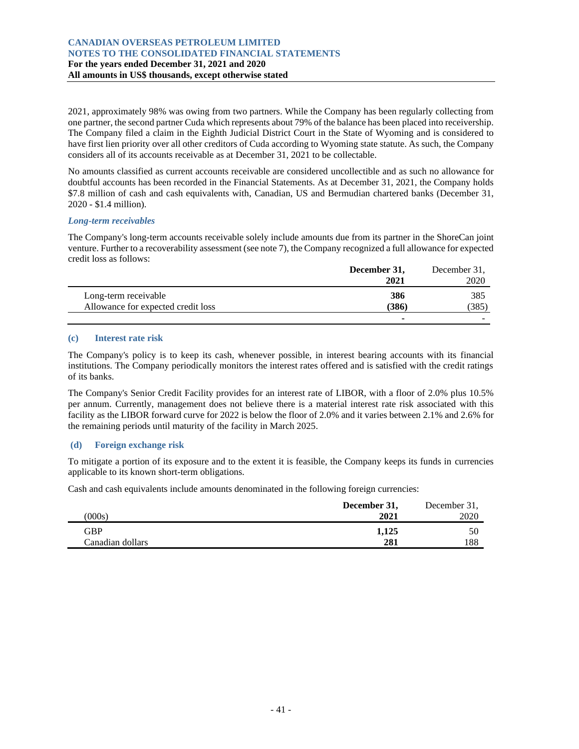2021, approximately 98% was owing from two partners. While the Company has been regularly collecting from one partner, the second partner Cuda which represents about 79% of the balance has been placed into receivership. The Company filed a claim in the Eighth Judicial District Court in the State of Wyoming and is considered to have first lien priority over all other creditors of Cuda according to Wyoming state statute. As such, the Company considers all of its accounts receivable as at December 31, 2021 to be collectable.

No amounts classified as current accounts receivable are considered uncollectible and as such no allowance for doubtful accounts has been recorded in the Financial Statements. As at December 31, 2021, the Company holds $7.8 million of cash and cash equivalents with, Canadian, US and Bermudian chartered banks (December 31, 2020 - $1.4 million).

### *Long-term receivables*

The Company's long-term accounts receivable solely include amounts due from its partner in the ShoreCan joint venture. Further to a recoverability assessment (see note 7), the Company recognized a full allowance for expected credit loss as follows:

| | **December 31, 2021** | December 31, 2020 |
|---|---|---|
| Long-term receivable | **386** | 385 |
| Allowance for expected credit loss | **(386)** | (385) |
| | **-** | - |

### (c) Interest rate risk

The Company's policy is to keep its cash, whenever possible, in interest bearing accounts with its financial institutions. The Company periodically monitors the interest rates offered and is satisfied with the credit ratings of its banks.

The Company's Senior Credit Facility provides for an interest rate of LIBOR, with a floor of 2.0% plus 10.5% per annum. Currently, management does not believe there is a material interest rate risk associated with this facility as the LIBOR forward curve for 2022 is below the floor of 2.0% and it varies between 2.1% and 2.6% for the remaining periods until maturity of the facility in March 2025.

### (d) Foreign exchange risk

To mitigate a portion of its exposure and to the extent it is feasible, the Company keeps its funds in currencies applicable to its known short-term obligations.

Cash and cash equivalents include amounts denominated in the following foreign currencies:

| (000s) | **December 31, 2021** | December 31, 2020 |
|---|---|---|
| GBP | **1,125** | 50 |
| Canadian dollars | **281** | 188 |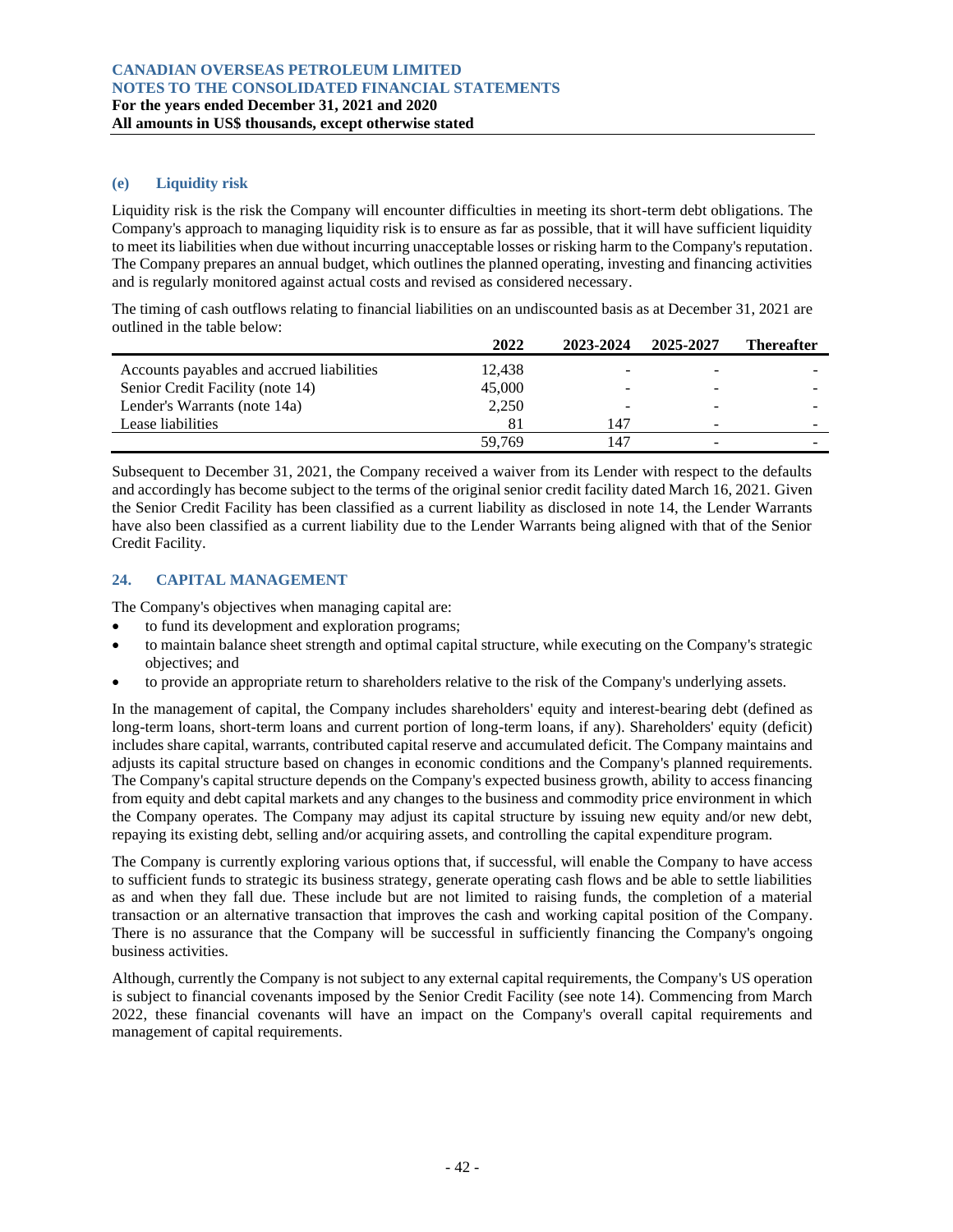### (e) Liquidity risk

Liquidity risk is the risk the Company will encounter difficulties in meeting its short-term debt obligations. The Company's approach to managing liquidity risk is to ensure as far as possible, that it will have sufficient liquidity to meet its liabilities when due without incurring unacceptable losses or risking harm to the Company's reputation. The Company prepares an annual budget, which outlines the planned operating, investing and financing activities and is regularly monitored against actual costs and revised as considered necessary.

The timing of cash outflows relating to financial liabilities on an undiscounted basis as at December 31, 2021 are outlined in the table below:

| | 2022 | 2023-2024 | 2025-2027 | Thereafter |
|---|---|---|---|---|
| Accounts payables and accrued liabilities | 12,438 | - | - | - |
| Senior Credit Facility (note 14) | 45,000 | - | - | - |
| Lender's Warrants (note 14a) | 2,250 | - | - | - |
| Lease liabilities | 81 | 147 | - | - |
| | 59,769 | 147 | - | - |

Subsequent to December 31, 2021, the Company received a waiver from its Lender with respect to the defaults and accordingly has become subject to the terms of the original senior credit facility dated March 16, 2021. Given the Senior Credit Facility has been classified as a current liability as disclosed in note 14, the Lender Warrants have also been classified as a current liability due to the Lender Warrants being aligned with that of the Senior Credit Facility.

## 24. CAPITAL MANAGEMENT

The Company's objectives when managing capital are:

- to fund its development and exploration programs;
- to maintain balance sheet strength and optimal capital structure, while executing on the Company's strategic objectives; and
- to provide an appropriate return to shareholders relative to the risk of the Company's underlying assets.

In the management of capital, the Company includes shareholders' equity and interest-bearing debt (defined as long-term loans, short-term loans and current portion of long-term loans, if any). Shareholders' equity (deficit) includes share capital, warrants, contributed capital reserve and accumulated deficit. The Company maintains and adjusts its capital structure based on changes in economic conditions and the Company's planned requirements. The Company's capital structure depends on the Company's expected business growth, ability to access financing from equity and debt capital markets and any changes to the business and commodity price environment in which the Company operates. The Company may adjust its capital structure by issuing new equity and/or new debt, repaying its existing debt, selling and/or acquiring assets, and controlling the capital expenditure program.

The Company is currently exploring various options that, if successful, will enable the Company to have access to sufficient funds to strategic its business strategy, generate operating cash flows and be able to settle liabilities as and when they fall due. These include but are not limited to raising funds, the completion of a material transaction or an alternative transaction that improves the cash and working capital position of the Company. There is no assurance that the Company will be successful in sufficiently financing the Company's ongoing business activities.

Although, currently the Company is not subject to any external capital requirements, the Company's US operation is subject to financial covenants imposed by the Senior Credit Facility (see note 14). Commencing from March 2022, these financial covenants will have an impact on the Company's overall capital requirements and management of capital requirements.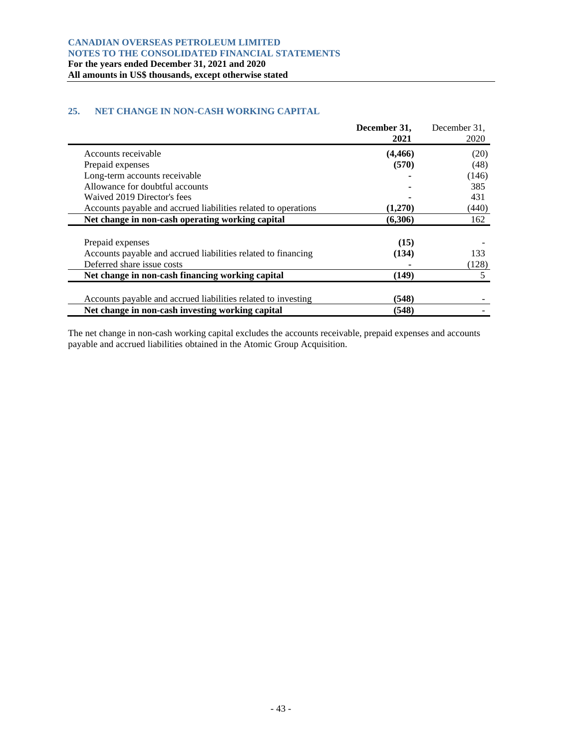## 25. NET CHANGE IN NON-CASH WORKING CAPITAL

| | December 31, 2021 | December 31, 2020 |
|---|---|---|
| Accounts receivable | **(4,466)** | (20) |
| Prepaid expenses | **(570)** | (48) |
| Long-term accounts receivable | **-** | (146) |
| Allowance for doubtful accounts | **-** | 385 |
| Waived 2019 Director's fees | **-** | 431 |
| Accounts payable and accrued liabilities related to operations | **(1,270)** | (440) |
| **Net change in non-cash operating working capital** | **(6,306)** | 162 |
| | | |
| Prepaid expenses | **(15)** | - |
| Accounts payable and accrued liabilities related to financing | **(134)** | 133 |
| Deferred share issue costs | **-** | (128) |
| **Net change in non-cash financing working capital** | **(149)** | 5 |
| | | |
| Accounts payable and accrued liabilities related to investing | **(548)** | - |
| **Net change in non-cash investing working capital** | **(548)** | - |

The net change in non-cash working capital excludes the accounts receivable, prepaid expenses and accounts payable and accrued liabilities obtained in the Atomic Group Acquisition.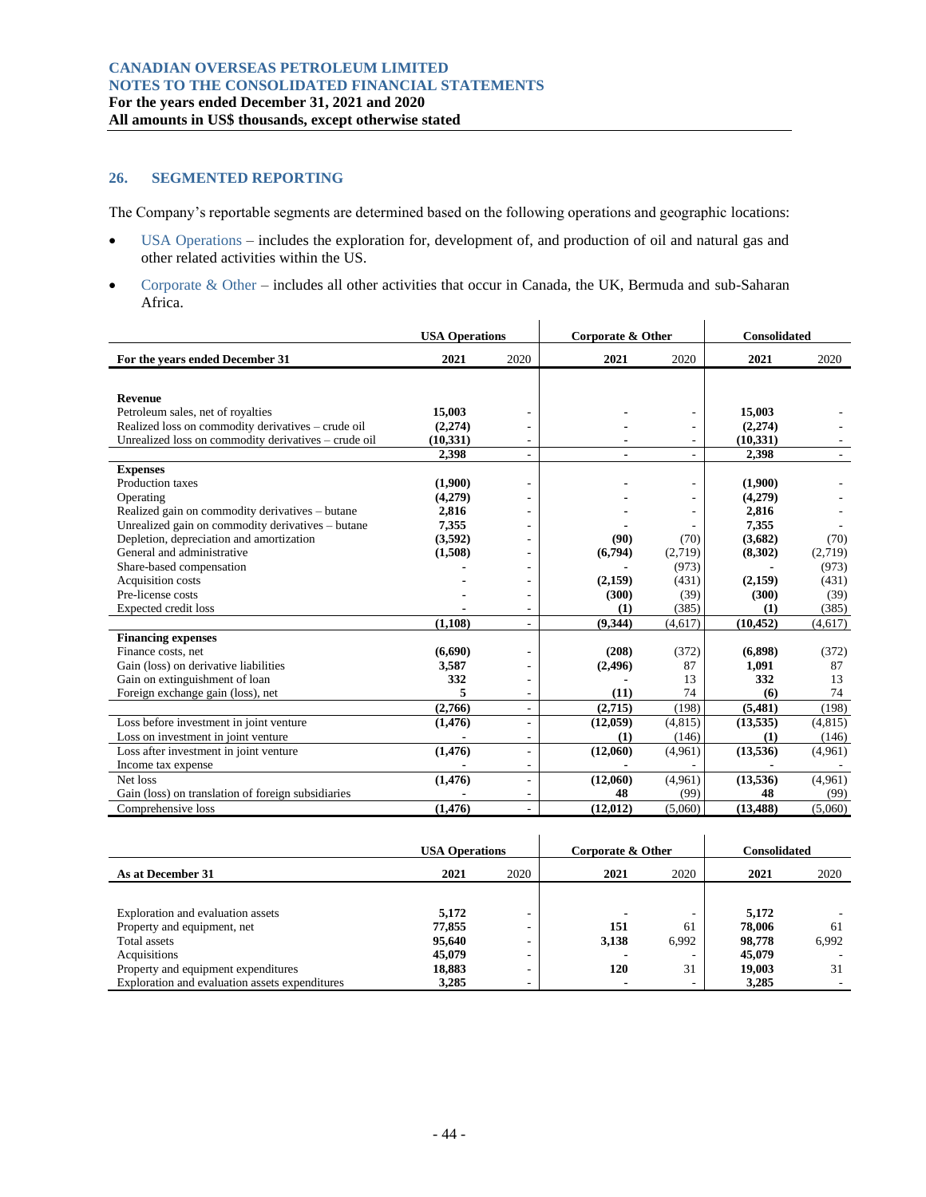## 26. SEGMENTED REPORTING

The Company's reportable segments are determined based on the following operations and geographic locations:

- USA Operations – includes the exploration for, development of, and production of oil and natural gas and other related activities within the US.
- Corporate & Other – includes all other activities that occur in Canada, the UK, Bermuda and sub-Saharan Africa.

| | USA Operations | | Corporate & Other | | Consolidated | |
|---|---|---|---|---|---|---|
| **For the years ended December 31** | **2021** | 2020 | **2021** | 2020 | **2021** | 2020 |
| **Revenue** | | | | | | |
| Petroleum sales, net of royalties | **15,003** | - | **-** | - | **15,003** | - |
| Realized loss on commodity derivatives – crude oil | **(2,274)** | - | **-** | - | **(2,274)** | - |
| Unrealized loss on commodity derivatives – crude oil | **(10,331)** | - | **-** | - | **(10,331)** | - |
| | **2,398** | - | **-** | - | **2,398** | - |
| **Expenses** | | | | | | |
| Production taxes | **(1,900)** | - | **-** | - | **(1,900)** | - |
| Operating | **(4,279)** | - | **-** | - | **(4,279)** | - |
| Realized gain on commodity derivatives – butane | **2,816** | - | **-** | - | **2,816** | - |
| Unrealized gain on commodity derivatives – butane | **7,355** | - | **-** | - | **7,355** | - |
| Depletion, depreciation and amortization | **(3,592)** | - | **(90)** | (70) | **(3,682)** | (70) |
| General and administrative | **(1,508)** | - | **(6,794)** | (2,719) | **(8,302)** | (2,719) |
| Share-based compensation | **-** | - | **-** | (973) | **-** | (973) |
| Acquisition costs | **-** | - | **(2,159)** | (431) | **(2,159)** | (431) |
| Pre-license costs | **-** | - | **(300)** | (39) | **(300)** | (39) |
| Expected credit loss | **-** | - | **(1)** | (385) | **(1)** | (385) |
| | **(1,108)** | - | **(9,344)** | (4,617) | **(10,452)** | (4,617) |
| **Financing expenses** | | | | | | |
| Finance costs, net | **(6,690)** | - | **(208)** | (372) | **(6,898)** | (372) |
| Gain (loss) on derivative liabilities | **3,587** | - | **(2,496)** | 87 | **1,091** | 87 |
| Gain on extinguishment of loan | **332** | - | **-** | 13 | **332** | 13 |
| Foreign exchange gain (loss), net | **5** | - | **(11)** | 74 | **(6)** | 74 |
| | **(2,766)** | - | **(2,715)** | (198) | **(5,481)** | (198) |
| Loss before investment in joint venture | **(1,476)** | - | **(12,059)** | (4,815) | **(13,535)** | (4,815) |
| Loss on investment in joint venture | **-** | - | **(1)** | (146) | **(1)** | (146) |
| Loss after investment in joint venture | **(1,476)** | - | **(12,060)** | (4,961) | **(13,536)** | (4,961) |
| Income tax expense | **-** | - | **-** | - | **-** | - |
| Net loss | **(1,476)** | - | **(12,060)** | (4,961) | **(13,536)** | (4,961) |
| Gain (loss) on translation of foreign subsidiaries | **-** | - | **48** | (99) | **48** | (99) |
| Comprehensive loss | **(1,476)** | - | **(12,012)** | (5,060) | **(13,488)** | (5,060) |

| | USA Operations | | Corporate & Other | | Consolidated | |
|---|---|---|---|---|---|---|
| **As at December 31** | **2021** | 2020 | **2021** | 2020 | **2021** | 2020 |
| Exploration and evaluation assets | **5,172** | - | **-** | - | **5,172** | - |
| Property and equipment, net | **77,855** | - | **151** | 61 | **78,006** | 61 |
| Total assets | **95,640** | - | **3,138** | 6,992 | **98,778** | 6,992 |
| Acquisitions | **45,079** | - | **-** | - | **45,079** | - |
| Property and equipment expenditures | **18,883** | - | **120** | 31 | **19,003** | 31 |
| Exploration and evaluation assets expenditures | **3,285** | - | **-** | - | **3,285** | - |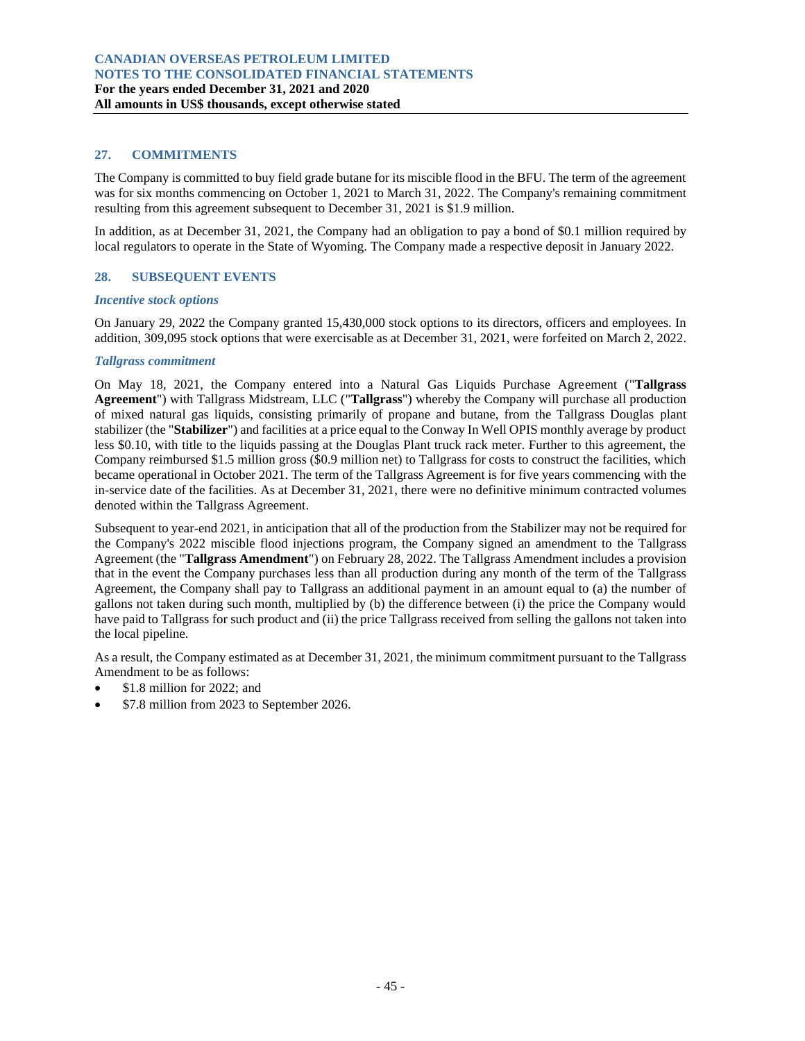## 27. COMMITMENTS

The Company is committed to buy field grade butane for its miscible flood in the BFU. The term of the agreement was for six months commencing on October 1, 2021 to March 31, 2022. The Company's remaining commitment resulting from this agreement subsequent to December 31, 2021 is $1.9 million.

In addition, as at December 31, 2021, the Company had an obligation to pay a bond of $0.1 million required by local regulators to operate in the State of Wyoming. The Company made a respective deposit in January 2022.

## 28. SUBSEQUENT EVENTS

### *Incentive stock options*

On January 29, 2022 the Company granted 15,430,000 stock options to its directors, officers and employees. In addition, 309,095 stock options that were exercisable as at December 31, 2021, were forfeited on March 2, 2022.

### *Tallgrass commitment*

On May 18, 2021, the Company entered into a Natural Gas Liquids Purchase Agreement ("**Tallgrass Agreement**") with Tallgrass Midstream, LLC ("**Tallgrass**") whereby the Company will purchase all production of mixed natural gas liquids, consisting primarily of propane and butane, from the Tallgrass Douglas plant stabilizer (the "**Stabilizer**") and facilities at a price equal to the Conway In Well OPIS monthly average by product less $0.10, with title to the liquids passing at the Douglas Plant truck rack meter. Further to this agreement, the Company reimbursed $1.5 million gross ($0.9 million net) to Tallgrass for costs to construct the facilities, which became operational in October 2021. The term of the Tallgrass Agreement is for five years commencing with the in-service date of the facilities. As at December 31, 2021, there were no definitive minimum contracted volumes denoted within the Tallgrass Agreement.

Subsequent to year-end 2021, in anticipation that all of the production from the Stabilizer may not be required for the Company's 2022 miscible flood injections program, the Company signed an amendment to the Tallgrass Agreement (the "**Tallgrass Amendment**") on February 28, 2022. The Tallgrass Amendment includes a provision that in the event the Company purchases less than all production during any month of the term of the Tallgrass Agreement, the Company shall pay to Tallgrass an additional payment in an amount equal to (a) the number of gallons not taken during such month, multiplied by (b) the difference between (i) the price the Company would have paid to Tallgrass for such product and (ii) the price Tallgrass received from selling the gallons not taken into the local pipeline.

As a result, the Company estimated as at December 31, 2021, the minimum commitment pursuant to the Tallgrass Amendment to be as follows:

- $1.8 million for 2022; and
- $7.8 million from 2023 to September 2026.